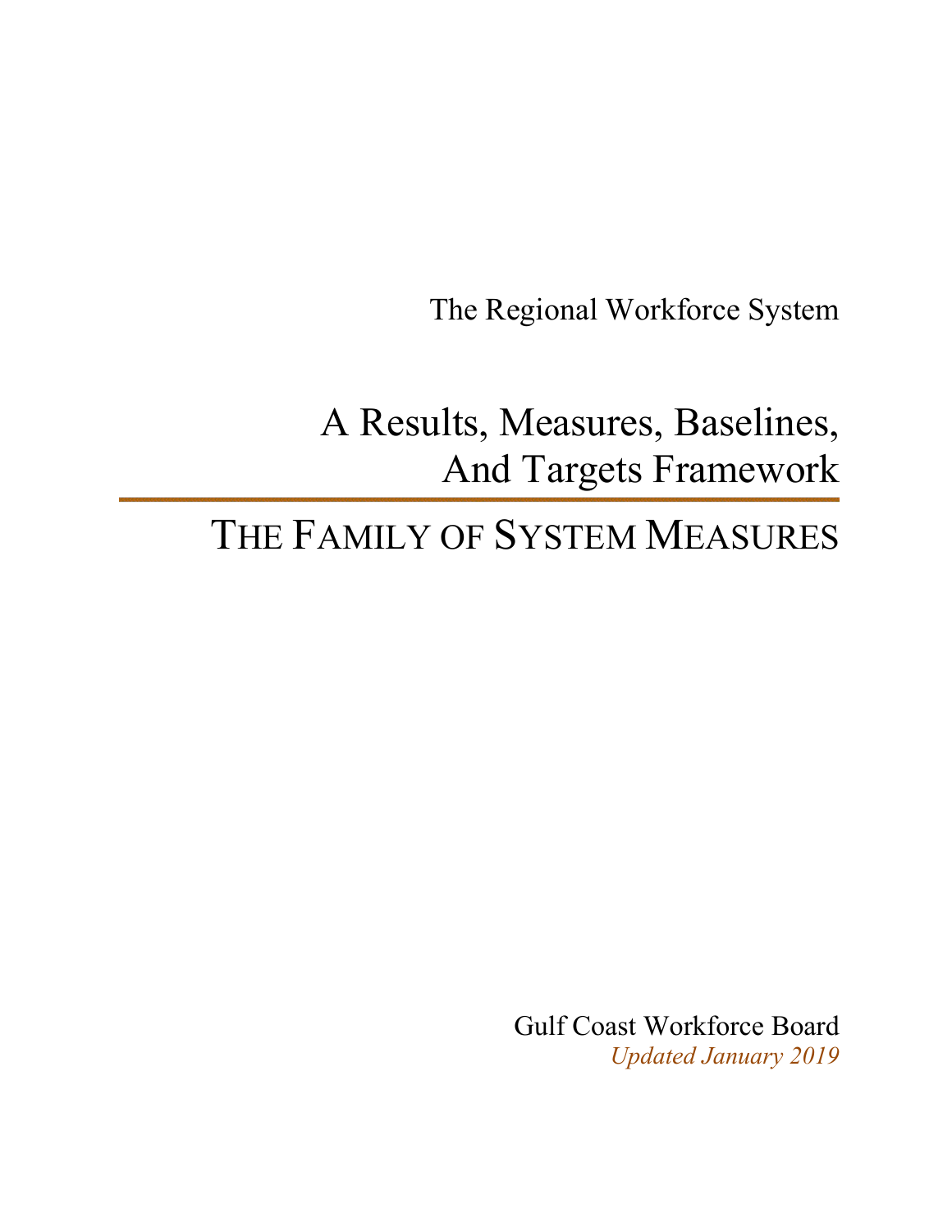The Regional Workforce System

# A Results, Measures, Baselines, And Targets Framework

# THE FAMILY OF SYSTEM MEASURES

Gulf Coast Workforce Board

*Updated January 2019*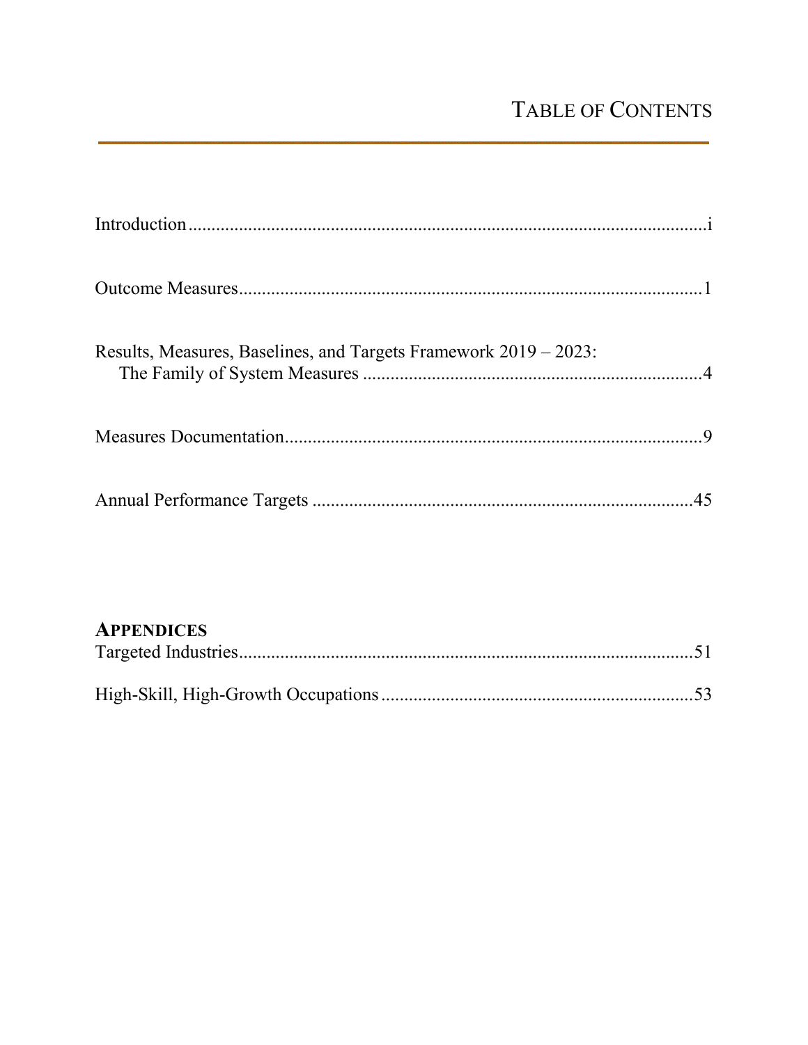# Table of Contents

Introduction ........................................................................................................ i

Outcome Measures ................................................................................................ 1

Results, Measures, Baselines, and Targets Framework 2019 – 2023:
The Family of System Measures ........................................................................ 4

Measures Documentation ........................................................................................ 9

Annual Performance Targets .................................................................................. 45

**Appendices**

Targeted Industries ................................................................................................ 51

High-Skill, High-Growth Occupations .................................................................. 53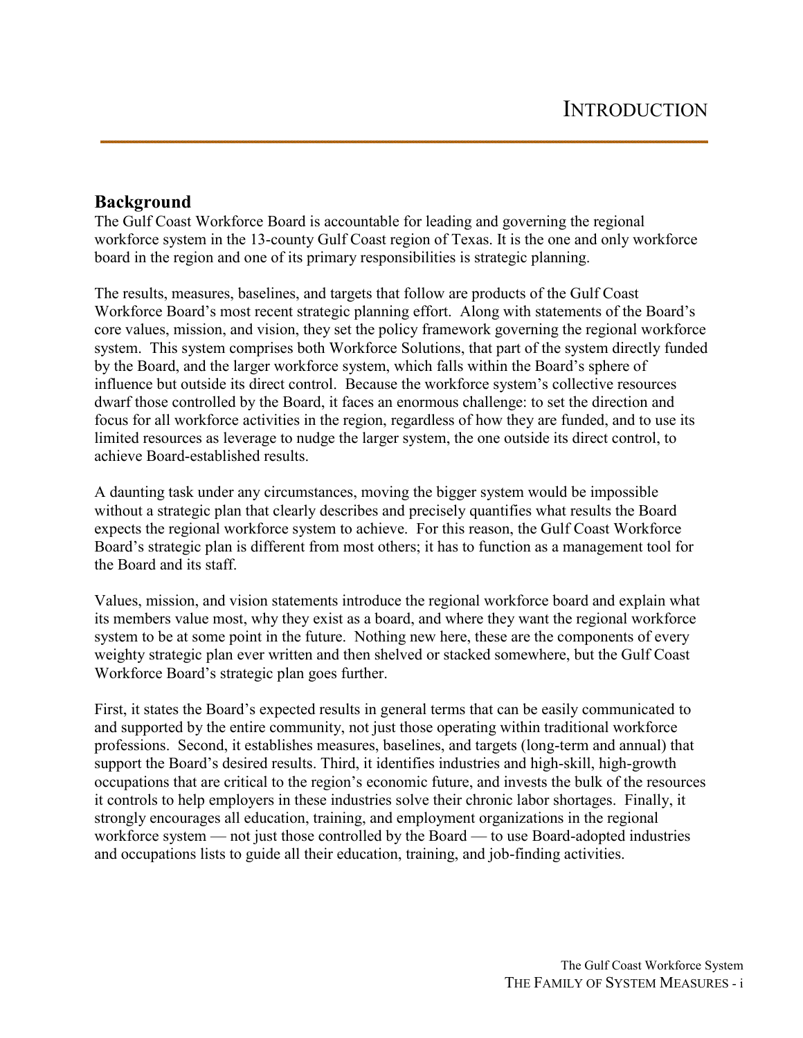# INTRODUCTION

## Background

The Gulf Coast Workforce Board is accountable for leading and governing the regional workforce system in the 13-county Gulf Coast region of Texas. It is the one and only workforce board in the region and one of its primary responsibilities is strategic planning.

The results, measures, baselines, and targets that follow are products of the Gulf Coast Workforce Board's most recent strategic planning effort. Along with statements of the Board's core values, mission, and vision, they set the policy framework governing the regional workforce system. This system comprises both Workforce Solutions, that part of the system directly funded by the Board, and the larger workforce system, which falls within the Board's sphere of influence but outside its direct control. Because the workforce system's collective resources dwarf those controlled by the Board, it faces an enormous challenge: to set the direction and focus for all workforce activities in the region, regardless of how they are funded, and to use its limited resources as leverage to nudge the larger system, the one outside its direct control, to achieve Board-established results.

A daunting task under any circumstances, moving the bigger system would be impossible without a strategic plan that clearly describes and precisely quantifies what results the Board expects the regional workforce system to achieve. For this reason, the Gulf Coast Workforce Board's strategic plan is different from most others; it has to function as a management tool for the Board and its staff.

Values, mission, and vision statements introduce the regional workforce board and explain what its members value most, why they exist as a board, and where they want the regional workforce system to be at some point in the future. Nothing new here, these are the components of every weighty strategic plan ever written and then shelved or stacked somewhere, but the Gulf Coast Workforce Board's strategic plan goes further.

First, it states the Board's expected results in general terms that can be easily communicated to and supported by the entire community, not just those operating within traditional workforce professions. Second, it establishes measures, baselines, and targets (long-term and annual) that support the Board's desired results. Third, it identifies industries and high-skill, high-growth occupations that are critical to the region's economic future, and invests the bulk of the resources it controls to help employers in these industries solve their chronic labor shortages. Finally, it strongly encourages all education, training, and employment organizations in the regional workforce system — not just those controlled by the Board — to use Board-adopted industries and occupations lists to guide all their education, training, and job-finding activities.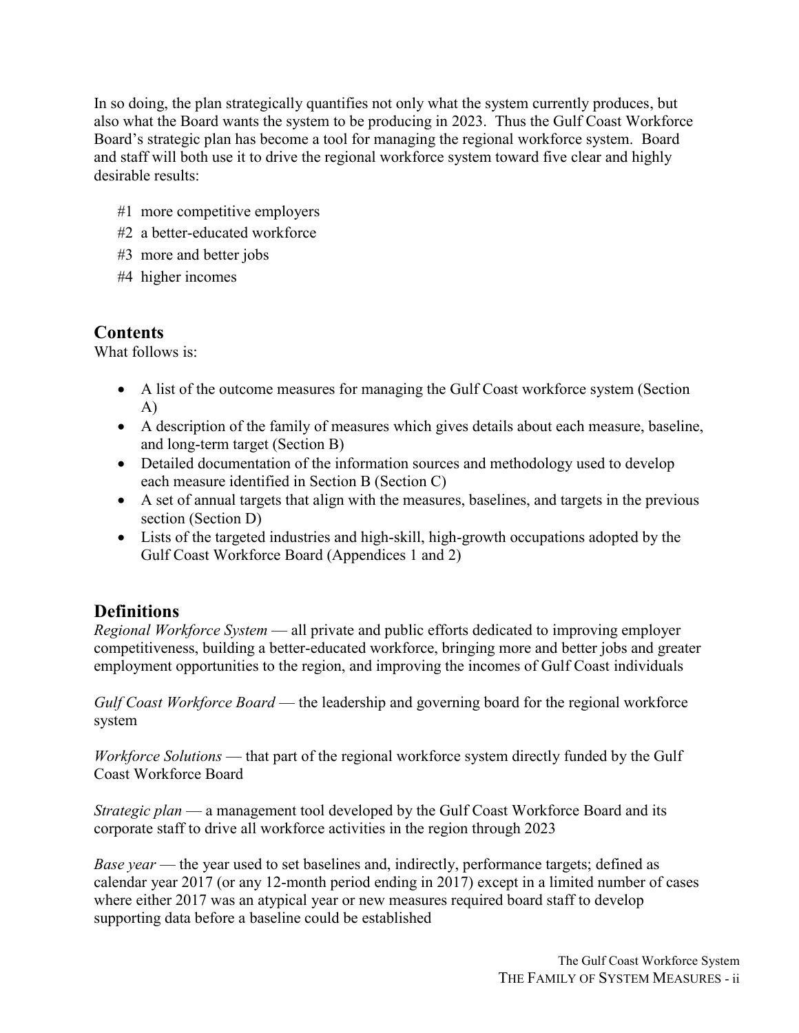In so doing, the plan strategically quantifies not only what the system currently produces, but also what the Board wants the system to be producing in 2023. Thus the Gulf Coast Workforce Board's strategic plan has become a tool for managing the regional workforce system. Board and staff will both use it to drive the regional workforce system toward five clear and highly desirable results:

- #1 more competitive employers
- #2 a better-educated workforce
- #3 more and better jobs
- #4 higher incomes

## Contents

What follows is:

- A list of the outcome measures for managing the Gulf Coast workforce system (Section A)
- A description of the family of measures which gives details about each measure, baseline, and long-term target (Section B)
- Detailed documentation of the information sources and methodology used to develop each measure identified in Section B (Section C)
- A set of annual targets that align with the measures, baselines, and targets in the previous section (Section D)
- Lists of the targeted industries and high-skill, high-growth occupations adopted by the Gulf Coast Workforce Board (Appendices 1 and 2)

## Definitions

*Regional Workforce System* — all private and public efforts dedicated to improving employer competitiveness, building a better-educated workforce, bringing more and better jobs and greater employment opportunities to the region, and improving the incomes of Gulf Coast individuals

*Gulf Coast Workforce Board* — the leadership and governing board for the regional workforce system

*Workforce Solutions* — that part of the regional workforce system directly funded by the Gulf Coast Workforce Board

*Strategic plan* — a management tool developed by the Gulf Coast Workforce Board and its corporate staff to drive all workforce activities in the region through 2023

*Base year* — the year used to set baselines and, indirectly, performance targets; defined as calendar year 2017 (or any 12-month period ending in 2017) except in a limited number of cases where either 2017 was an atypical year or new measures required board staff to develop supporting data before a baseline could be established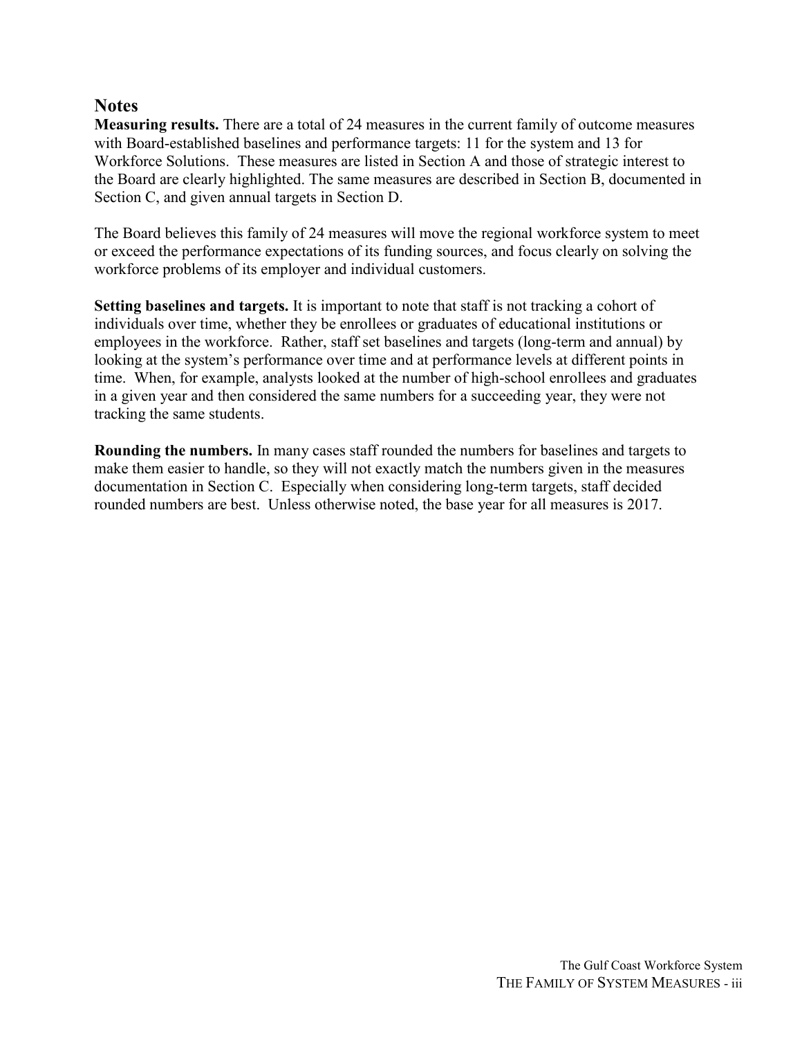## Notes

**Measuring results.** There are a total of 24 measures in the current family of outcome measures with Board-established baselines and performance targets: 11 for the system and 13 for Workforce Solutions. These measures are listed in Section A and those of strategic interest to the Board are clearly highlighted. The same measures are described in Section B, documented in Section C, and given annual targets in Section D.

The Board believes this family of 24 measures will move the regional workforce system to meet or exceed the performance expectations of its funding sources, and focus clearly on solving the workforce problems of its employer and individual customers.

**Setting baselines and targets.** It is important to note that staff is not tracking a cohort of individuals over time, whether they be enrollees or graduates of educational institutions or employees in the workforce. Rather, staff set baselines and targets (long-term and annual) by looking at the system's performance over time and at performance levels at different points in time. When, for example, analysts looked at the number of high-school enrollees and graduates in a given year and then considered the same numbers for a succeeding year, they were not tracking the same students.

**Rounding the numbers.** In many cases staff rounded the numbers for baselines and targets to make them easier to handle, so they will not exactly match the numbers given in the measures documentation in Section C. Especially when considering long-term targets, staff decided rounded numbers are best. Unless otherwise noted, the base year for all measures is 2017.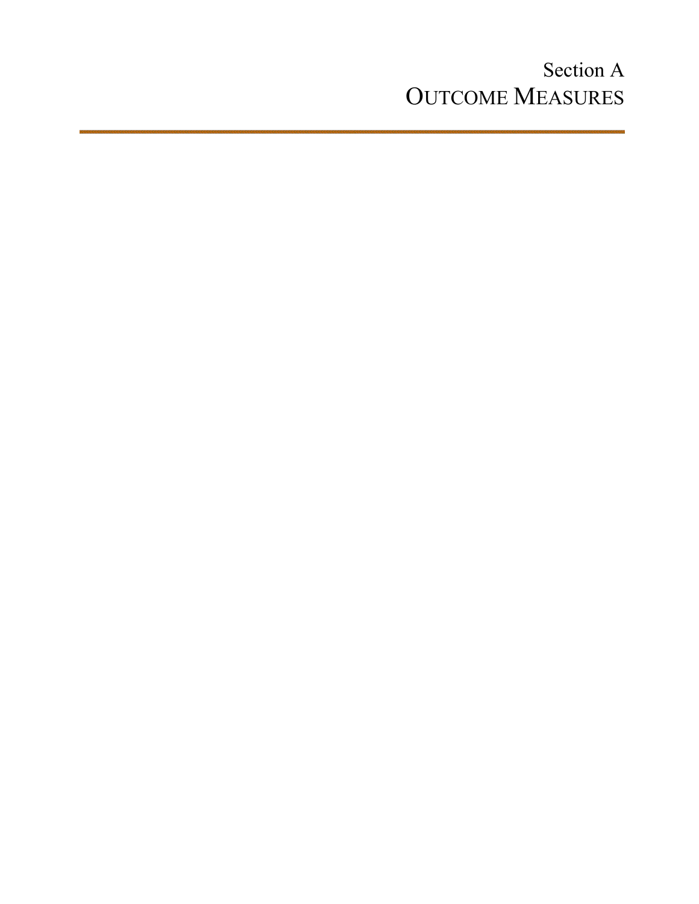# Section A
# OUTCOME MEASURES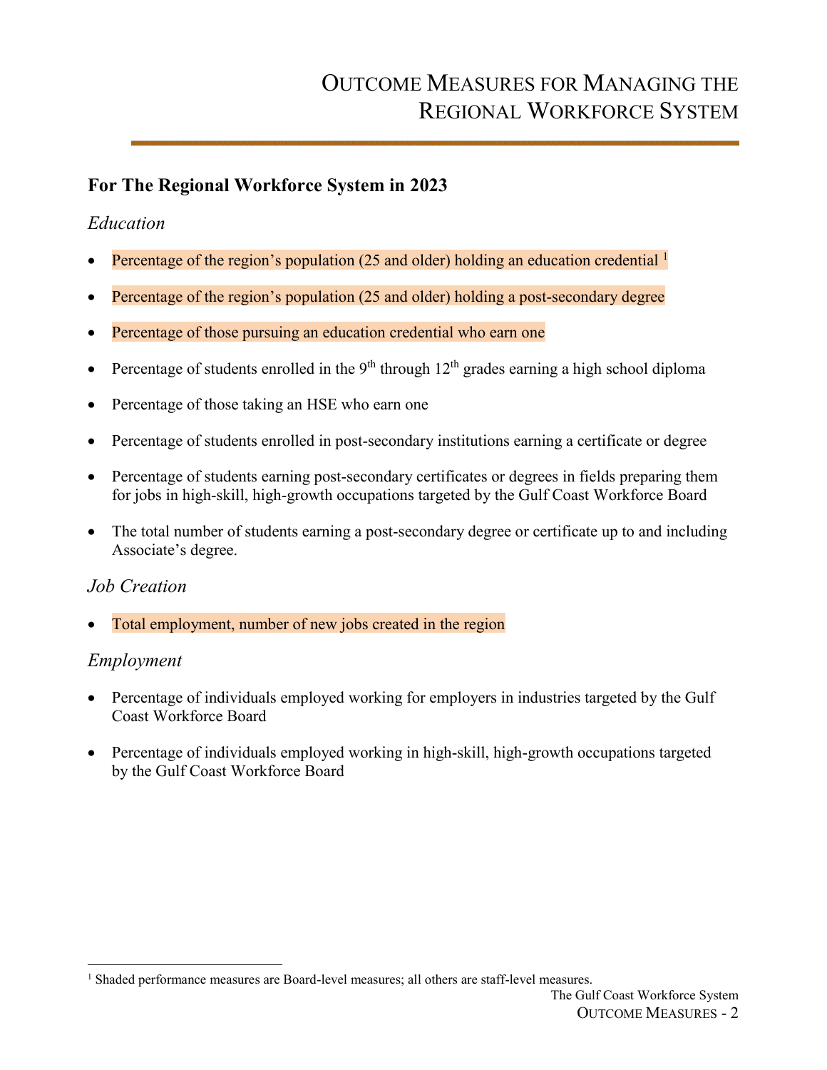# Outcome Measures for Managing the Regional Workforce System

## For The Regional Workforce System in 2023

### *Education*

- Percentage of the region's population (25 and older) holding an education credential [1]
- Percentage of the region's population (25 and older) holding a post-secondary degree
- Percentage of those pursuing an education credential who earn one
- Percentage of students enrolled in the 9th through 12th grades earning a high school diploma
- Percentage of those taking an HSE who earn one
- Percentage of students enrolled in post-secondary institutions earning a certificate or degree
- Percentage of students earning post-secondary certificates or degrees in fields preparing them for jobs in high-skill, high-growth occupations targeted by the Gulf Coast Workforce Board
- The total number of students earning a post-secondary degree or certificate up to and including Associate's degree.

### *Job Creation*

- Total employment, number of new jobs created in the region

### *Employment*

- Percentage of individuals employed working for employers in industries targeted by the Gulf Coast Workforce Board
- Percentage of individuals employed working in high-skill, high-growth occupations targeted by the Gulf Coast Workforce Board

[1] Shaded performance measures are Board-level measures; all others are staff-level measures.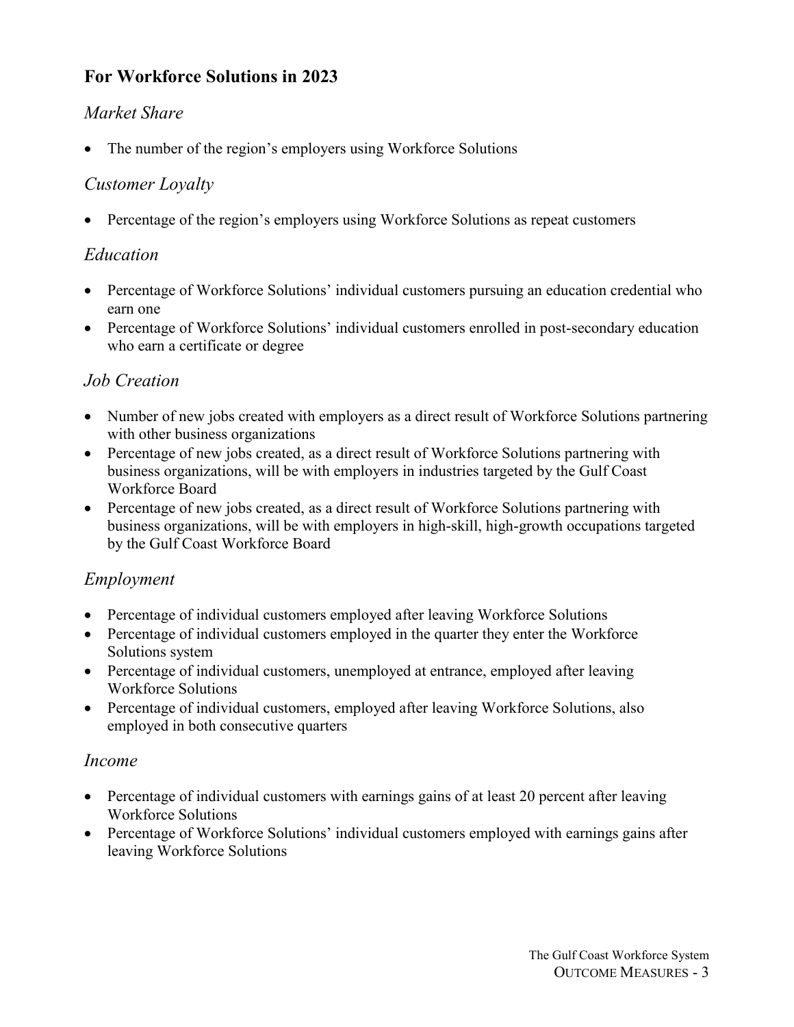## For Workforce Solutions in 2023

### *Market Share*

- The number of the region's employers using Workforce Solutions

### *Customer Loyalty*

- Percentage of the region's employers using Workforce Solutions as repeat customers

### *Education*

- Percentage of Workforce Solutions' individual customers pursuing an education credential who earn one
- Percentage of Workforce Solutions' individual customers enrolled in post-secondary education who earn a certificate or degree

### *Job Creation*

- Number of new jobs created with employers as a direct result of Workforce Solutions partnering with other business organizations
- Percentage of new jobs created, as a direct result of Workforce Solutions partnering with business organizations, will be with employers in industries targeted by the Gulf Coast Workforce Board
- Percentage of new jobs created, as a direct result of Workforce Solutions partnering with business organizations, will be with employers in high-skill, high-growth occupations targeted by the Gulf Coast Workforce Board

### *Employment*

- Percentage of individual customers employed after leaving Workforce Solutions
- Percentage of individual customers employed in the quarter they enter the Workforce Solutions system
- Percentage of individual customers, unemployed at entrance, employed after leaving Workforce Solutions
- Percentage of individual customers, employed after leaving Workforce Solutions, also employed in both consecutive quarters

### *Income*

- Percentage of individual customers with earnings gains of at least 20 percent after leaving Workforce Solutions
- Percentage of Workforce Solutions' individual customers employed with earnings gains after leaving Workforce Solutions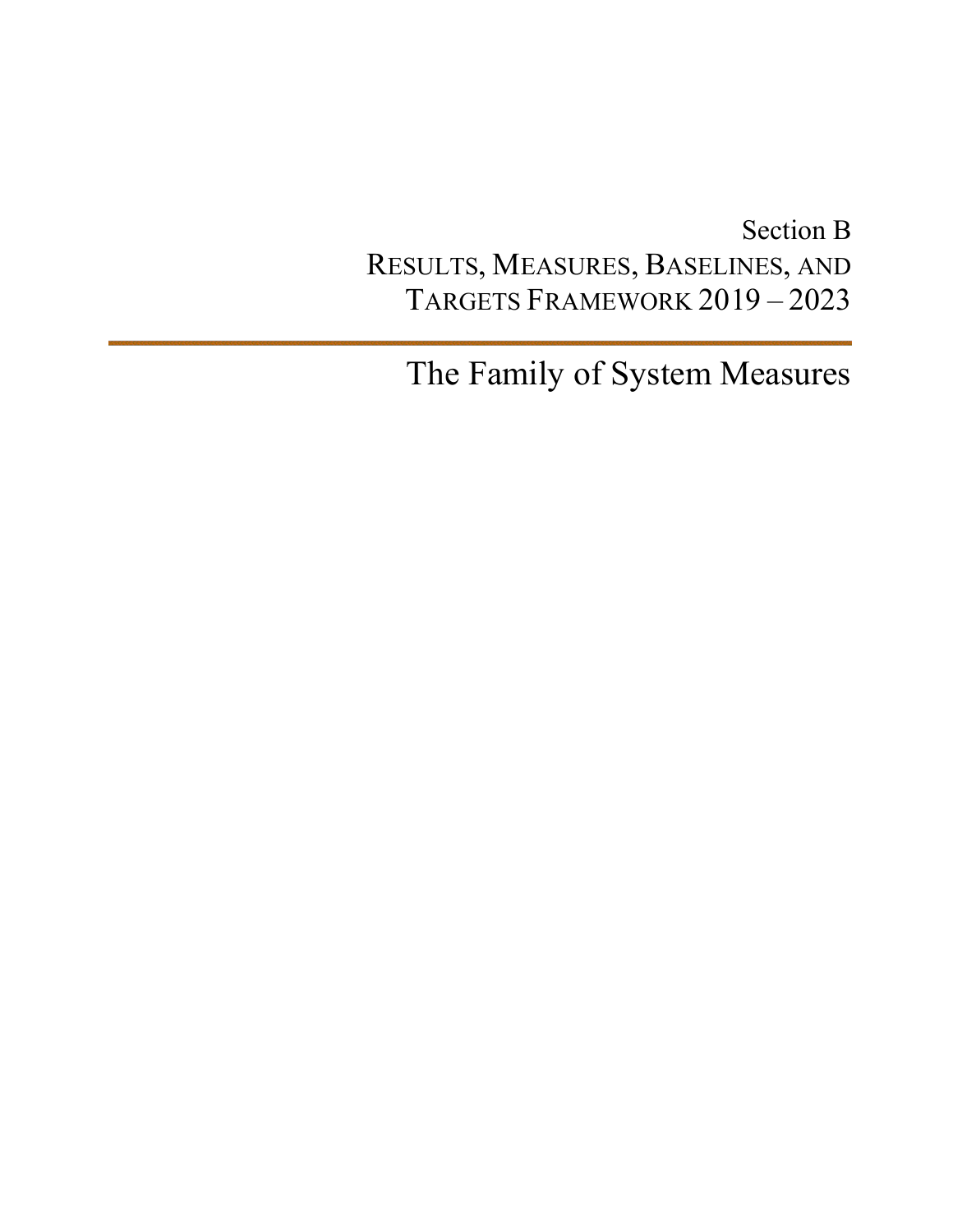Section B

RESULTS, MEASURES, BASELINES, AND TARGETS FRAMEWORK 2019 – 2023

---

# The Family of System Measures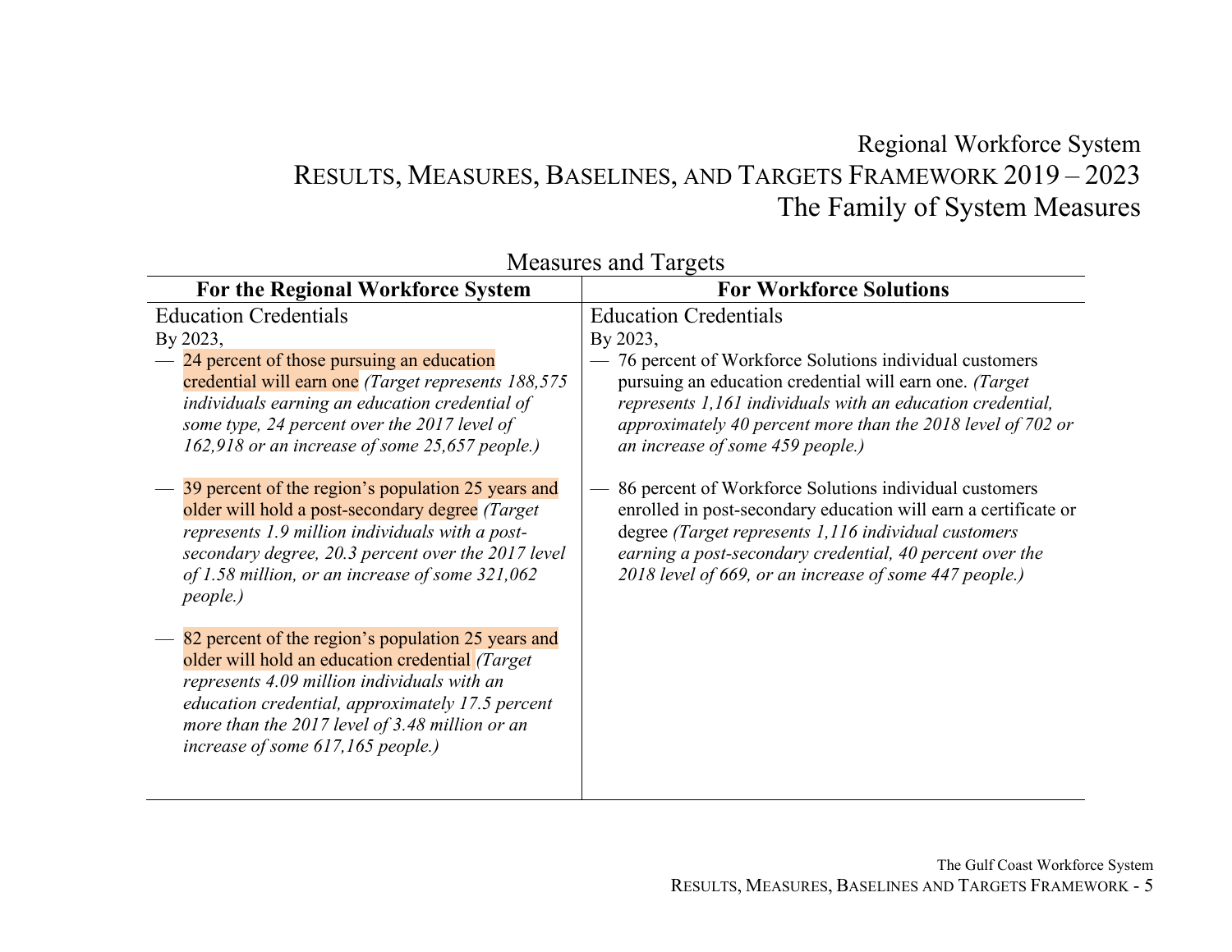# Regional Workforce System
# Results, Measures, Baselines, and Targets Framework 2019 – 2023
# The Family of System Measures

## Measures and Targets

| For the Regional Workforce System | For Workforce Solutions |
|---|---|
| Education Credentials<br>By 2023,<br>— 24 percent of those pursuing an education credential will earn one *(Target represents 188,575 individuals earning an education credential of some type, 24 percent over the 2017 level of 162,918 or an increase of some 25,657 people.)*<br><br>— 39 percent of the region's population 25 years and older will hold a post-secondary degree *(Target represents 1.9 million individuals with a post-secondary degree, 20.3 percent over the 2017 level of 1.58 million, or an increase of some 321,062 people.)*<br><br>— 82 percent of the region's population 25 years and older will hold an education credential *(Target represents 4.09 million individuals with an education credential, approximately 17.5 percent more than the 2017 level of 3.48 million or an increase of some 617,165 people.)* | Education Credentials<br>By 2023,<br>— 76 percent of Workforce Solutions individual customers pursuing an education credential will earn one. *(Target represents 1,161 individuals with an education credential, approximately 40 percent more than the 2018 level of 702 or an increase of some 459 people.)*<br><br>— 86 percent of Workforce Solutions individual customers enrolled in post-secondary education will earn a certificate or degree *(Target represents 1,116 individual customers earning a post-secondary credential, 40 percent over the 2018 level of 669, or an increase of some 447 people.)* |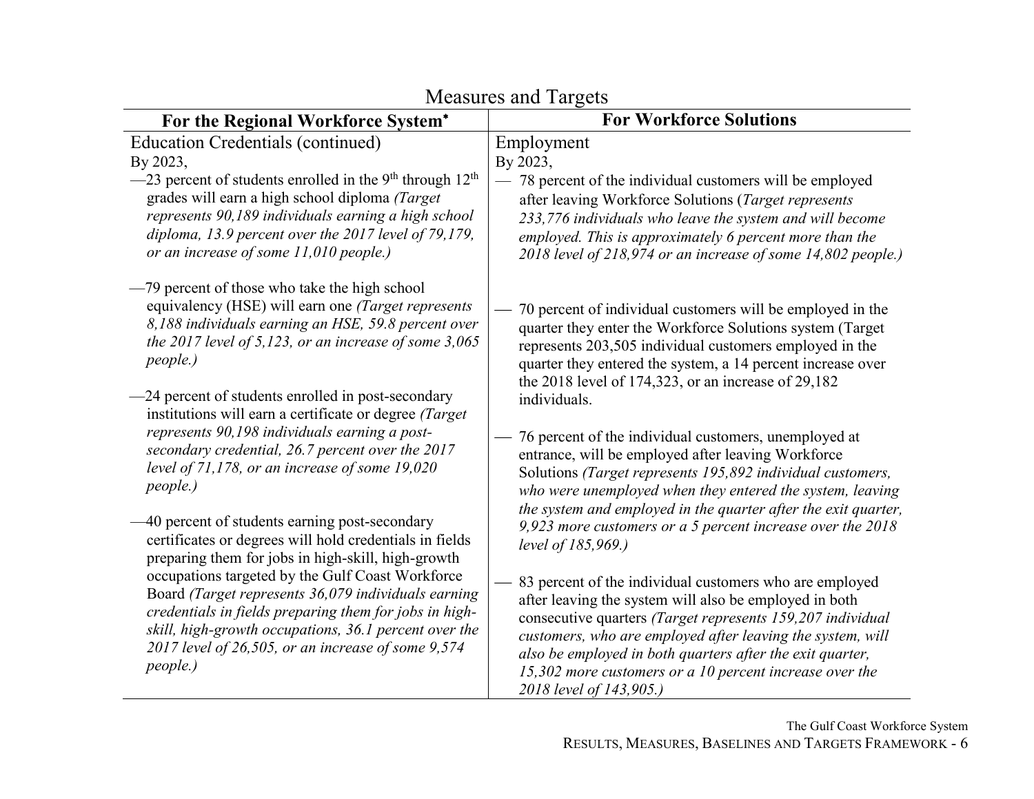## Measures and Targets

| For the Regional Workforce System* | For Workforce Solutions |
|---|---|
| Education Credentials (continued)<br>By 2023,<br>—23 percent of students enrolled in the 9th through 12th grades will earn a high school diploma *(Target represents 90,189 individuals earning a high school diploma, 13.9 percent over the 2017 level of 79,179, or an increase of some 11,010 people.)*<br><br>—79 percent of those who take the high school equivalency (HSE) will earn one *(Target represents 8,188 individuals earning an HSE, 59.8 percent over the 2017 level of 5,123, or an increase of some 3,065 people.)*<br><br>—24 percent of students enrolled in post-secondary institutions will earn a certificate or degree *(Target represents 90,198 individuals earning a post-secondary credential, 26.7 percent over the 2017 level of 71,178, or an increase of some 19,020 people.)*<br><br>—40 percent of students earning post-secondary certificates or degrees will hold credentials in fields preparing them for jobs in high-skill, high-growth occupations targeted by the Gulf Coast Workforce Board *(Target represents 36,079 individuals earning credentials in fields preparing them for jobs in high-skill, high-growth occupations, 36.1 percent over the 2017 level of 26,505, or an increase of some 9,574 people.)* | Employment<br>By 2023,<br>— 78 percent of the individual customers will be employed after leaving Workforce Solutions (*Target represents 233,776 individuals who leave the system and will become employed. This is approximately 6 percent more than the 2018 level of 218,974 or an increase of some 14,802 people.)*<br><br>— 70 percent of individual customers will be employed in the quarter they enter the Workforce Solutions system (Target represents 203,505 individual customers employed in the quarter they entered the system, a 14 percent increase over the 2018 level of 174,323, or an increase of 29,182 individuals.<br><br>— 76 percent of the individual customers, unemployed at entrance, will be employed after leaving Workforce Solutions *(Target represents 195,892 individual customers, who were unemployed when they entered the system, leaving the system and employed in the quarter after the exit quarter, 9,923 more customers or a 5 percent increase over the 2018 level of 185,969.)*<br><br>— 83 percent of the individual customers who are employed after leaving the system will also be employed in both consecutive quarters *(Target represents 159,207 individual customers, who are employed after leaving the system, will also be employed in both quarters after the exit quarter, 15,302 more customers or a 10 percent increase over the 2018 level of 143,905.)* |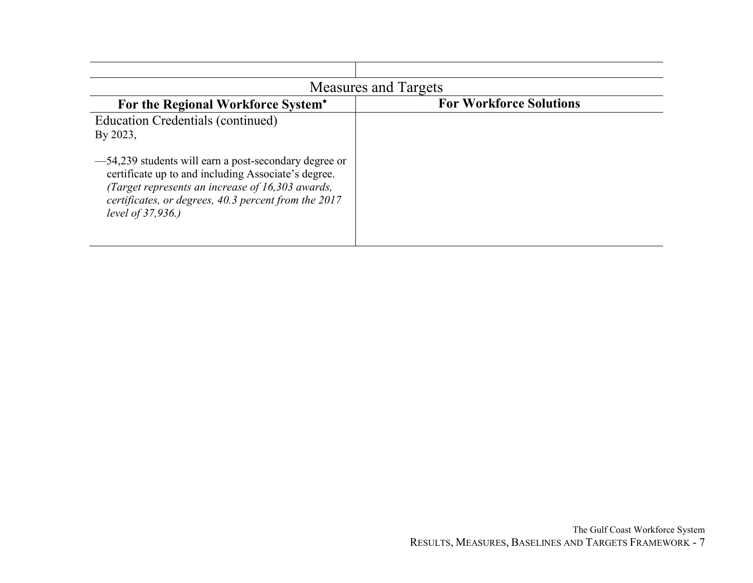| Measures and Targets | |
|---|---|
| **For the Regional Workforce System*** | **For Workforce Solutions** |
| Education Credentials (continued)<br>By 2023,<br><br>—54,239 students will earn a post-secondary degree or certificate up to and including Associate's degree. *(Target represents an increase of 16,303 awards, certificates, or degrees, 40.3 percent from the 2017 level of 37,936.)* | |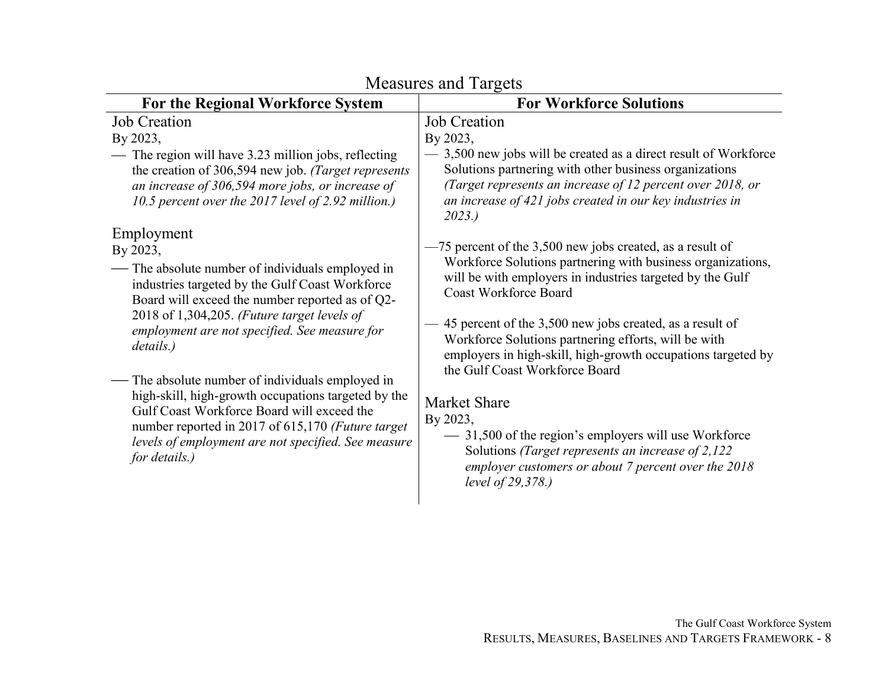## Measures and Targets

| For the Regional Workforce System | For Workforce Solutions |
|---|---|
| Job Creation<br>By 2023,<br>— The region will have 3.23 million jobs, reflecting the creation of 306,594 new job. *(Target represents an increase of 306,594 more jobs, or increase of 10.5 percent over the 2017 level of 2.92 million.)*<br><br>Employment<br>By 2023,<br>— The absolute number of individuals employed in industries targeted by the Gulf Coast Workforce Board will exceed the number reported as of Q2-2018 of 1,304,205. *(Future target levels of employment are not specified. See measure for details.)*<br><br>— The absolute number of individuals employed in high-skill, high-growth occupations targeted by the Gulf Coast Workforce Board will exceed the number reported in 2017 of 615,170 *(Future target levels of employment are not specified. See measure for details.)* | Job Creation<br>By 2023,<br>— 3,500 new jobs will be created as a direct result of Workforce Solutions partnering with other business organizations *(Target represents an increase of 12 percent over 2018, or an increase of 421 jobs created in our key industries in 2023.)*<br><br>—75 percent of the 3,500 new jobs created, as a result of Workforce Solutions partnering with business organizations, will be with employers in industries targeted by the Gulf Coast Workforce Board<br><br>— 45 percent of the 3,500 new jobs created, as a result of Workforce Solutions partnering efforts, will be with employers in high-skill, high-growth occupations targeted by the Gulf Coast Workforce Board<br><br>Market Share<br>By 2023,<br>— 31,500 of the region's employers will use Workforce Solutions *(Target represents an increase of 2,122 employer customers or about 7 percent over the 2018 level of 29,378.)* |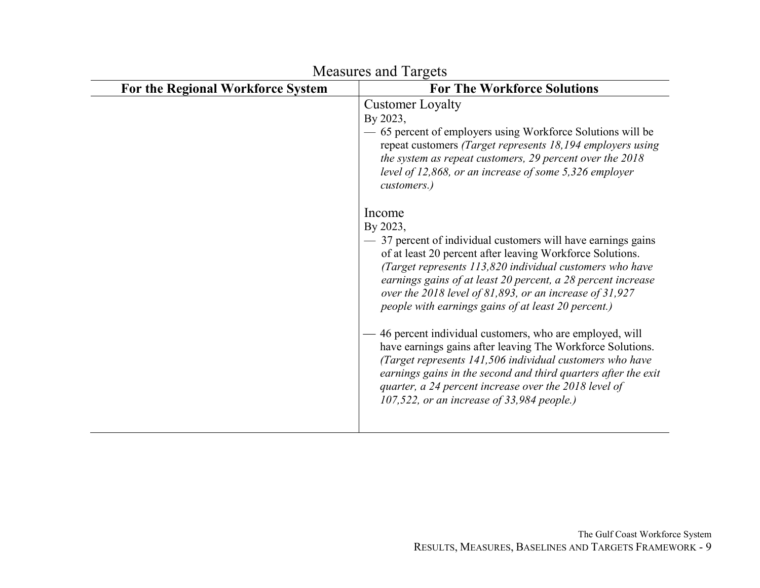Measures and Targets

| For the Regional Workforce System | For The Workforce Solutions |
|---|---|
| | Customer Loyalty<br>By 2023,<br>— 65 percent of employers using Workforce Solutions will be repeat customers *(Target represents 18,194 employers using the system as repeat customers, 29 percent over the 2018 level of 12,868, or an increase of some 5,326 employer customers.)*<br><br>Income<br>By 2023,<br>— 37 percent of individual customers will have earnings gains of at least 20 percent after leaving Workforce Solutions. *(Target represents 113,820 individual customers who have earnings gains of at least 20 percent, a 28 percent increase over the 2018 level of 81,893, or an increase of 31,927 people with earnings gains of at least 20 percent.)*<br><br>— 46 percent individual customers, who are employed, will have earnings gains after leaving The Workforce Solutions. *(Target represents 141,506 individual customers who have earnings gains in the second and third quarters after the exit quarter, a 24 percent increase over the 2018 level of 107,522, or an increase of 33,984 people.)* |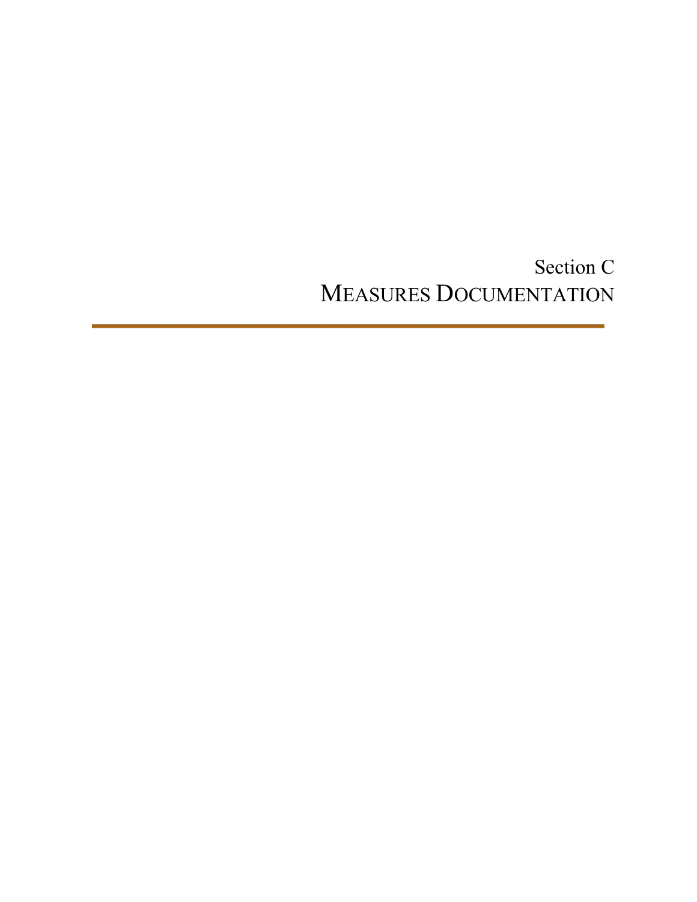# Section C
# MEASURES DOCUMENTATION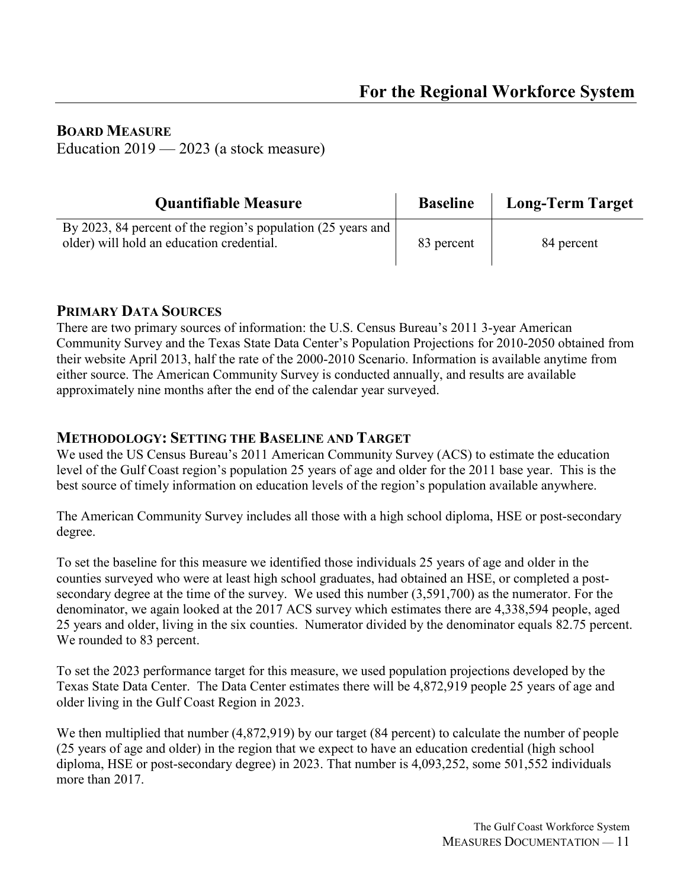# For the Regional Workforce System

## BOARD MEASURE

Education 2019 — 2023 (a stock measure)

| Quantifiable Measure | Baseline | Long-Term Target |
|---|---|---|
| By 2023, 84 percent of the region's population (25 years and older) will hold an education credential. | 83 percent | 84 percent |

## PRIMARY DATA SOURCES

There are two primary sources of information: the U.S. Census Bureau's 2011 3-year American Community Survey and the Texas State Data Center's Population Projections for 2010-2050 obtained from their website April 2013, half the rate of the 2000-2010 Scenario. Information is available anytime from either source. The American Community Survey is conducted annually, and results are available approximately nine months after the end of the calendar year surveyed.

## METHODOLOGY: SETTING THE BASELINE AND TARGET

We used the US Census Bureau's 2011 American Community Survey (ACS) to estimate the education level of the Gulf Coast region's population 25 years of age and older for the 2011 base year. This is the best source of timely information on education levels of the region's population available anywhere.

The American Community Survey includes all those with a high school diploma, HSE or post-secondary degree.

To set the baseline for this measure we identified those individuals 25 years of age and older in the counties surveyed who were at least high school graduates, had obtained an HSE, or completed a post-secondary degree at the time of the survey. We used this number (3,591,700) as the numerator. For the denominator, we again looked at the 2017 ACS survey which estimates there are 4,338,594 people, aged 25 years and older, living in the six counties. Numerator divided by the denominator equals 82.75 percent. We rounded to 83 percent.

To set the 2023 performance target for this measure, we used population projections developed by the Texas State Data Center. The Data Center estimates there will be 4,872,919 people 25 years of age and older living in the Gulf Coast Region in 2023.

We then multiplied that number (4,872,919) by our target (84 percent) to calculate the number of people (25 years of age and older) in the region that we expect to have an education credential (high school diploma, HSE or post-secondary degree) in 2023. That number is 4,093,252, some 501,552 individuals more than 2017.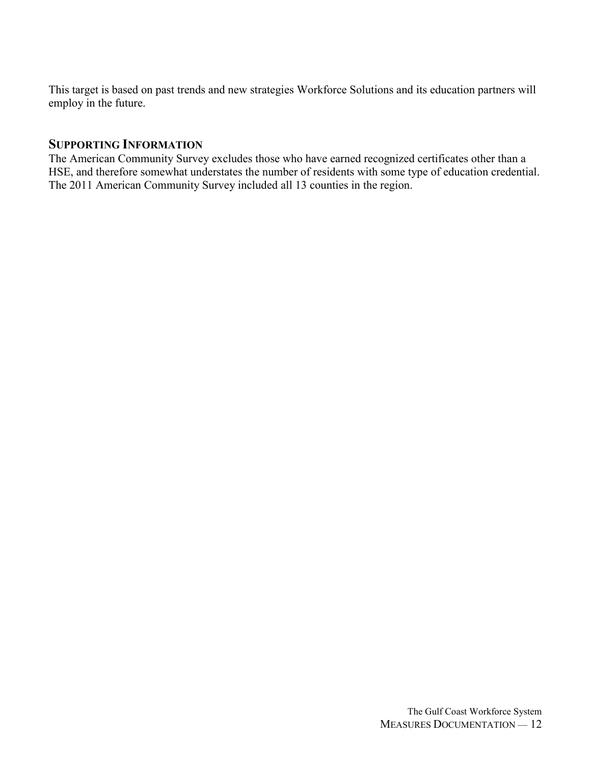This target is based on past trends and new strategies Workforce Solutions and its education partners will employ in the future.

## Supporting Information

The American Community Survey excludes those who have earned recognized certificates other than a HSE, and therefore somewhat understates the number of residents with some type of education credential. The 2011 American Community Survey included all 13 counties in the region.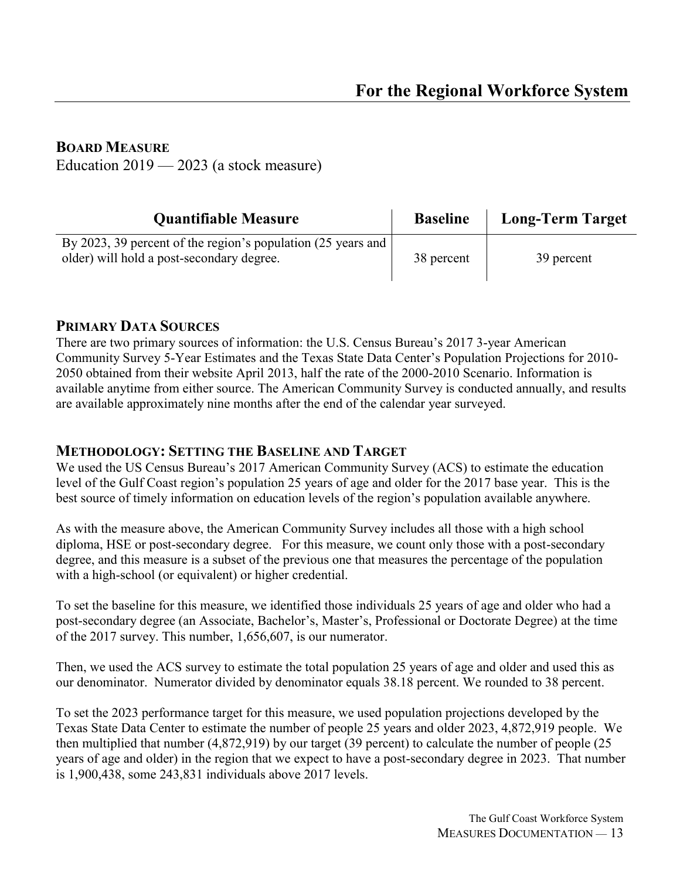# For the Regional Workforce System

## Board Measure

Education 2019 — 2023 (a stock measure)

| Quantifiable Measure | Baseline | Long-Term Target |
|---|---|---|
| By 2023, 39 percent of the region's population (25 years and older) will hold a post-secondary degree. | 38 percent | 39 percent |

## Primary Data Sources

There are two primary sources of information: the U.S. Census Bureau's 2017 3-year American Community Survey 5-Year Estimates and the Texas State Data Center's Population Projections for 2010-2050 obtained from their website April 2013, half the rate of the 2000-2010 Scenario. Information is available anytime from either source. The American Community Survey is conducted annually, and results are available approximately nine months after the end of the calendar year surveyed.

## Methodology: Setting the Baseline and Target

We used the US Census Bureau's 2017 American Community Survey (ACS) to estimate the education level of the Gulf Coast region's population 25 years of age and older for the 2017 base year. This is the best source of timely information on education levels of the region's population available anywhere.

As with the measure above, the American Community Survey includes all those with a high school diploma, HSE or post-secondary degree. For this measure, we count only those with a post-secondary degree, and this measure is a subset of the previous one that measures the percentage of the population with a high-school (or equivalent) or higher credential.

To set the baseline for this measure, we identified those individuals 25 years of age and older who had a post-secondary degree (an Associate, Bachelor's, Master's, Professional or Doctorate Degree) at the time of the 2017 survey. This number, 1,656,607, is our numerator.

Then, we used the ACS survey to estimate the total population 25 years of age and older and used this as our denominator. Numerator divided by denominator equals 38.18 percent. We rounded to 38 percent.

To set the 2023 performance target for this measure, we used population projections developed by the Texas State Data Center to estimate the number of people 25 years and older 2023, 4,872,919 people. We then multiplied that number (4,872,919) by our target (39 percent) to calculate the number of people (25 years of age and older) in the region that we expect to have a post-secondary degree in 2023. That number is 1,900,438, some 243,831 individuals above 2017 levels.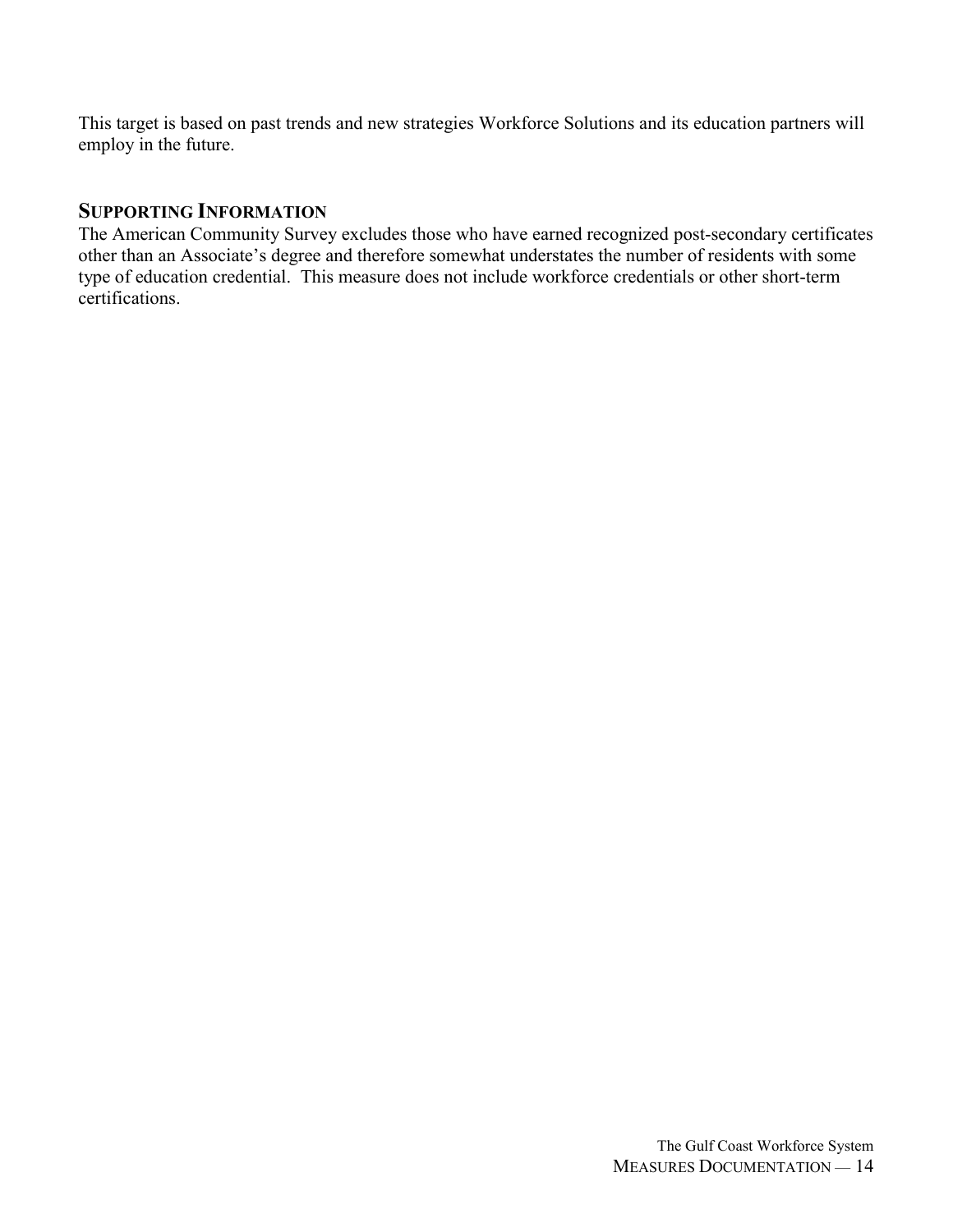This target is based on past trends and new strategies Workforce Solutions and its education partners will employ in the future.

## SUPPORTING INFORMATION

The American Community Survey excludes those who have earned recognized post-secondary certificates other than an Associate's degree and therefore somewhat understates the number of residents with some type of education credential. This measure does not include workforce credentials or other short-term certifications.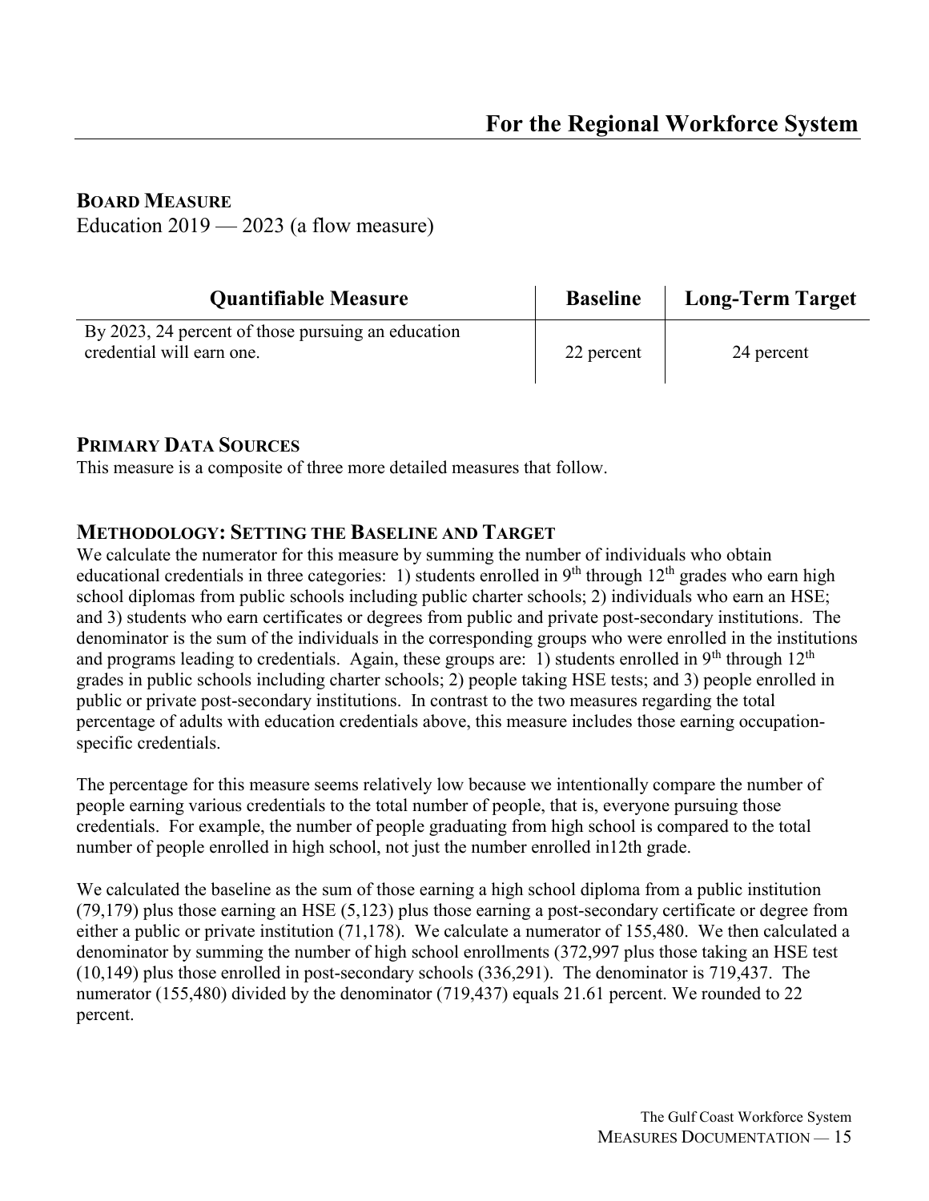## For the Regional Workforce System

### BOARD MEASURE

Education 2019 — 2023 (a flow measure)

| Quantifiable Measure | Baseline | Long-Term Target |
| --- | --- | --- |
| By 2023, 24 percent of those pursuing an education credential will earn one. | 22 percent | 24 percent |

### PRIMARY DATA SOURCES

This measure is a composite of three more detailed measures that follow.

### METHODOLOGY: SETTING THE BASELINE AND TARGET

We calculate the numerator for this measure by summing the number of individuals who obtain educational credentials in three categories: 1) students enrolled in 9th through 12th grades who earn high school diplomas from public schools including public charter schools; 2) individuals who earn an HSE; and 3) students who earn certificates or degrees from public and private post-secondary institutions. The denominator is the sum of the individuals in the corresponding groups who were enrolled in the institutions and programs leading to credentials. Again, these groups are: 1) students enrolled in 9th through 12th grades in public schools including charter schools; 2) people taking HSE tests; and 3) people enrolled in public or private post-secondary institutions. In contrast to the two measures regarding the total percentage of adults with education credentials above, this measure includes those earning occupation-specific credentials.

The percentage for this measure seems relatively low because we intentionally compare the number of people earning various credentials to the total number of people, that is, everyone pursuing those credentials. For example, the number of people graduating from high school is compared to the total number of people enrolled in high school, not just the number enrolled in12th grade.

We calculated the baseline as the sum of those earning a high school diploma from a public institution (79,179) plus those earning an HSE (5,123) plus those earning a post-secondary certificate or degree from either a public or private institution (71,178). We calculate a numerator of 155,480. We then calculated a denominator by summing the number of high school enrollments (372,997 plus those taking an HSE test (10,149) plus those enrolled in post-secondary schools (336,291). The denominator is 719,437. The numerator (155,480) divided by the denominator (719,437) equals 21.61 percent. We rounded to 22 percent.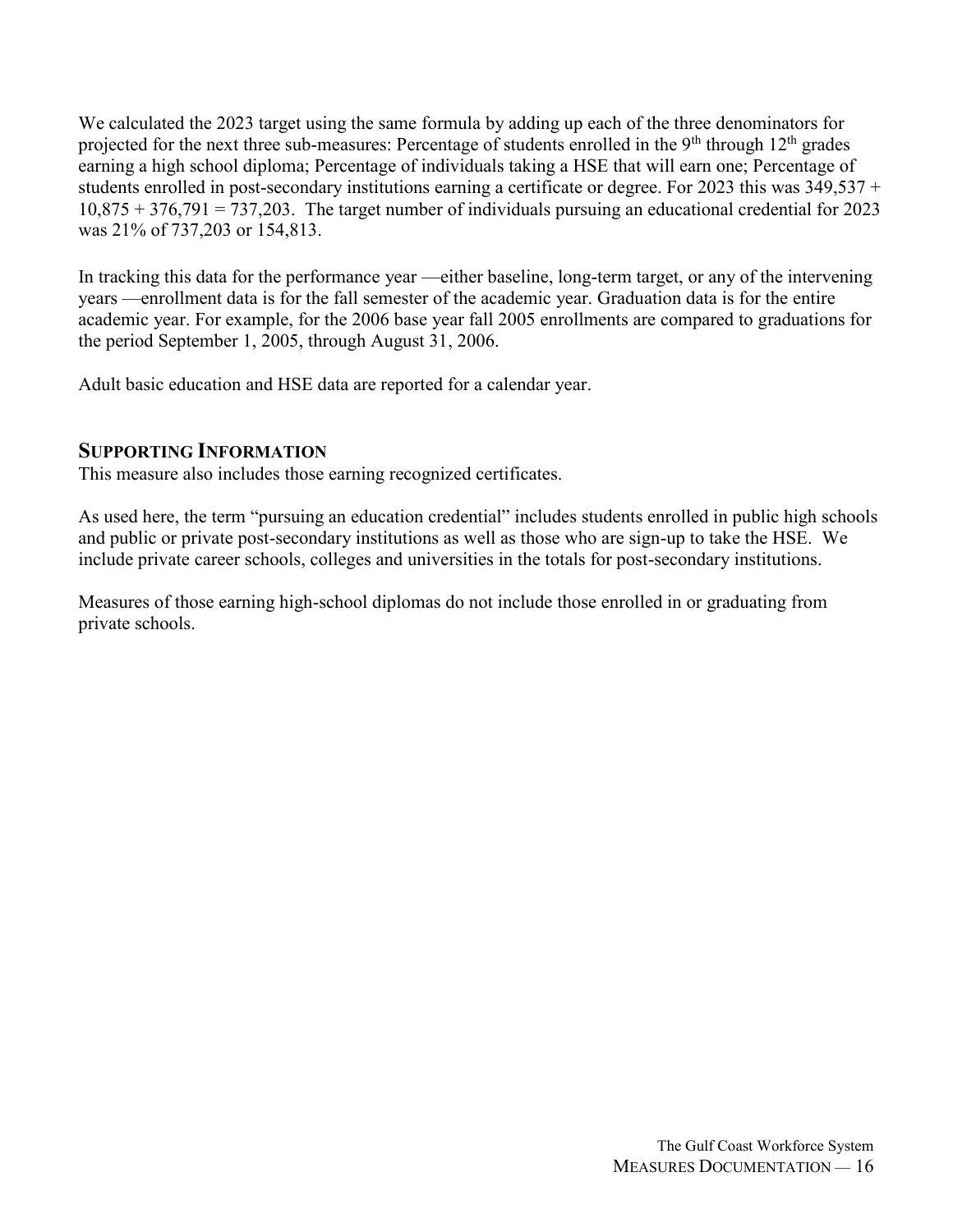We calculated the 2023 target using the same formula by adding up each of the three denominators for projected for the next three sub-measures: Percentage of students enrolled in the 9th through 12th grades earning a high school diploma; Percentage of individuals taking a HSE that will earn one; Percentage of students enrolled in post-secondary institutions earning a certificate or degree. For 2023 this was 349,537 + 10,875 + 376,791 = 737,203. The target number of individuals pursuing an educational credential for 2023 was 21% of 737,203 or 154,813.

In tracking this data for the performance year —either baseline, long-term target, or any of the intervening years —enrollment data is for the fall semester of the academic year. Graduation data is for the entire academic year. For example, for the 2006 base year fall 2005 enrollments are compared to graduations for the period September 1, 2005, through August 31, 2006.

Adult basic education and HSE data are reported for a calendar year.

## Supporting Information

This measure also includes those earning recognized certificates.

As used here, the term "pursuing an education credential" includes students enrolled in public high schools and public or private post-secondary institutions as well as those who are sign-up to take the HSE. We include private career schools, colleges and universities in the totals for post-secondary institutions.

Measures of those earning high-school diplomas do not include those enrolled in or graduating from private schools.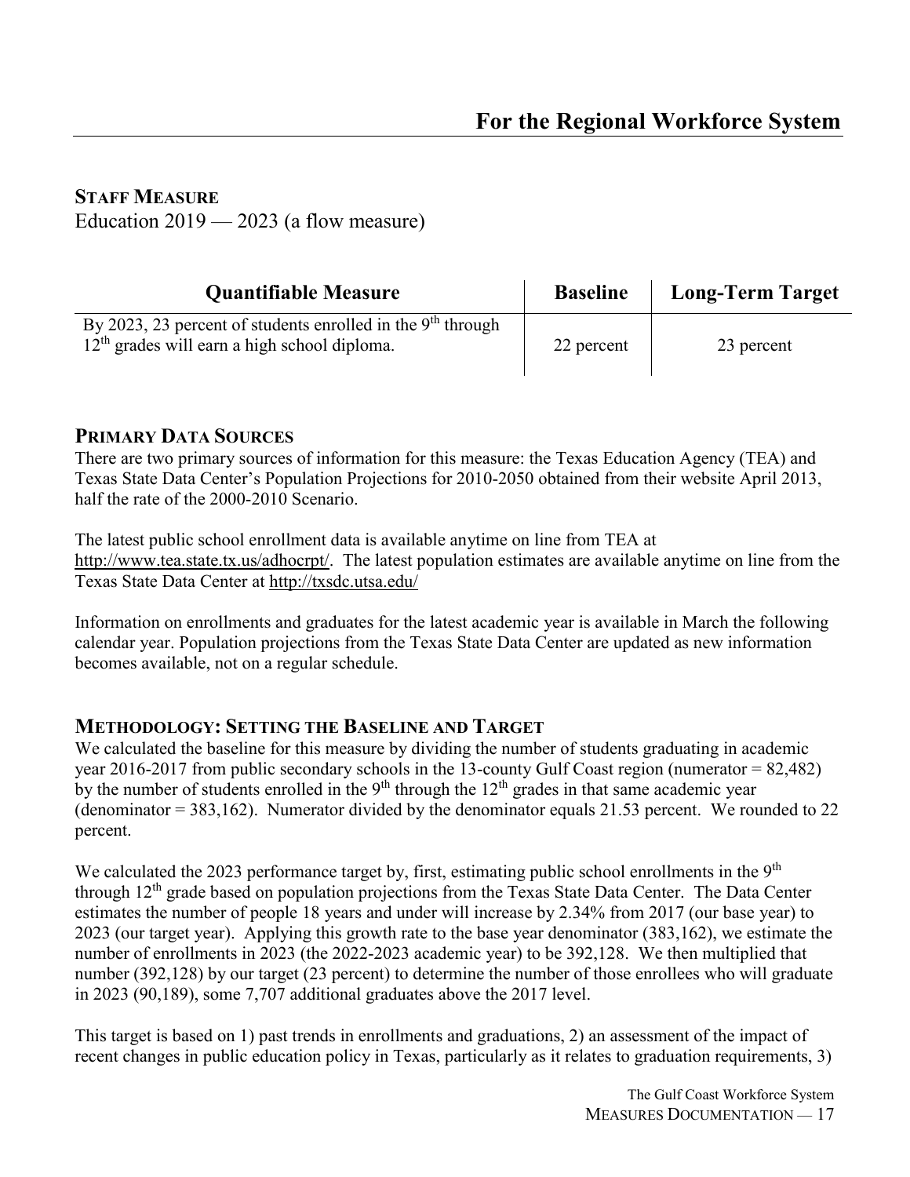# For the Regional Workforce System

## STAFF MEASURE

Education 2019 — 2023 (a flow measure)

| Quantifiable Measure | Baseline | Long-Term Target |
|---|---|---|
| By 2023, 23 percent of students enrolled in the 9th through 12th grades will earn a high school diploma. | 22 percent | 23 percent |

## PRIMARY DATA SOURCES

There are two primary sources of information for this measure: the Texas Education Agency (TEA) and Texas State Data Center's Population Projections for 2010-2050 obtained from their website April 2013, half the rate of the 2000-2010 Scenario.

The latest public school enrollment data is available anytime on line from TEA at http://www.tea.state.tx.us/adhocrpt/. The latest population estimates are available anytime on line from the Texas State Data Center at http://txsdc.utsa.edu/

Information on enrollments and graduates for the latest academic year is available in March the following calendar year. Population projections from the Texas State Data Center are updated as new information becomes available, not on a regular schedule.

## METHODOLOGY: SETTING THE BASELINE AND TARGET

We calculated the baseline for this measure by dividing the number of students graduating in academic year 2016-2017 from public secondary schools in the 13-county Gulf Coast region (numerator = 82,482) by the number of students enrolled in the 9th through the 12th grades in that same academic year (denominator = 383,162). Numerator divided by the denominator equals 21.53 percent. We rounded to 22 percent.

We calculated the 2023 performance target by, first, estimating public school enrollments in the 9th through 12th grade based on population projections from the Texas State Data Center. The Data Center estimates the number of people 18 years and under will increase by 2.34% from 2017 (our base year) to 2023 (our target year). Applying this growth rate to the base year denominator (383,162), we estimate the number of enrollments in 2023 (the 2022-2023 academic year) to be 392,128. We then multiplied that number (392,128) by our target (23 percent) to determine the number of those enrollees who will graduate in 2023 (90,189), some 7,707 additional graduates above the 2017 level.

This target is based on 1) past trends in enrollments and graduations, 2) an assessment of the impact of recent changes in public education policy in Texas, particularly as it relates to graduation requirements, 3)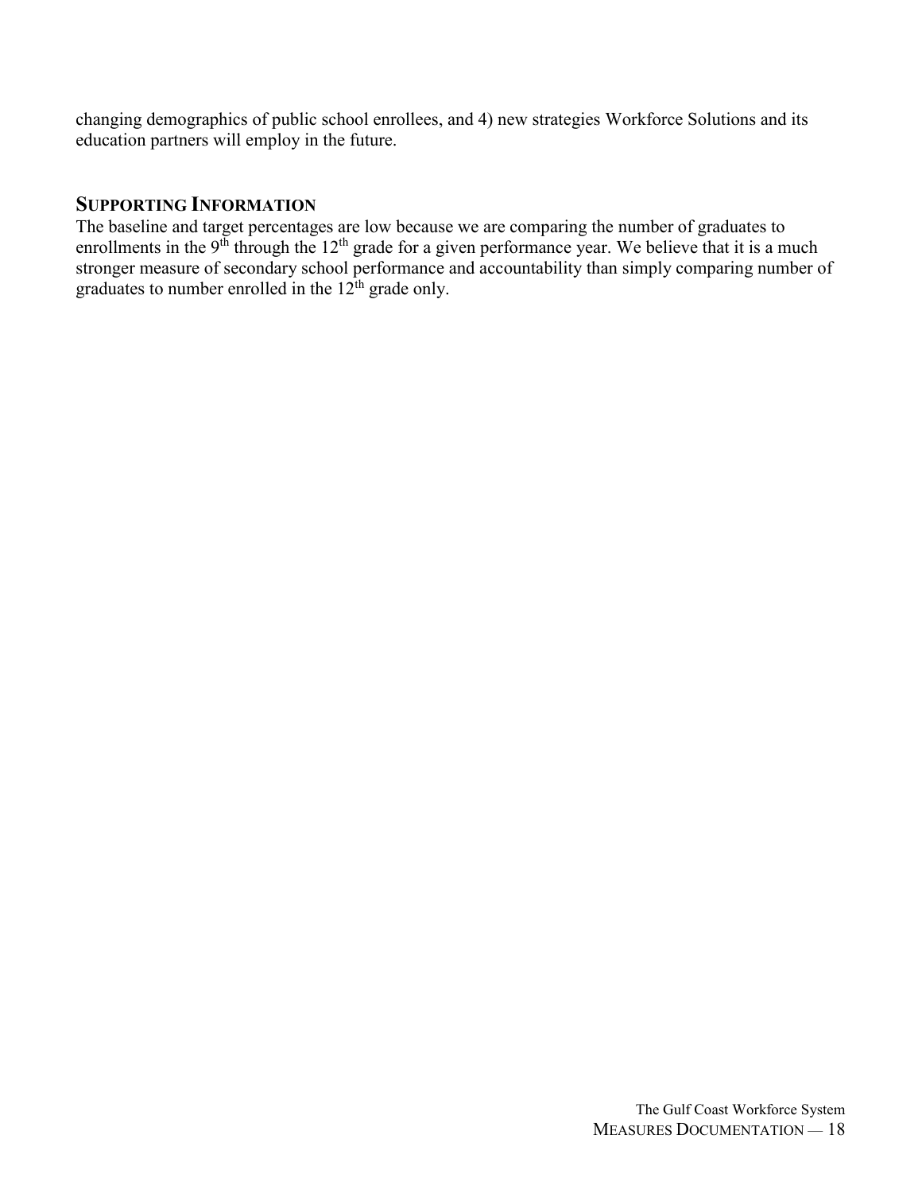changing demographics of public school enrollees, and 4) new strategies Workforce Solutions and its education partners will employ in the future.

## SUPPORTING INFORMATION

The baseline and target percentages are low because we are comparing the number of graduates to enrollments in the 9th through the 12th grade for a given performance year. We believe that it is a much stronger measure of secondary school performance and accountability than simply comparing number of graduates to number enrolled in the 12th grade only.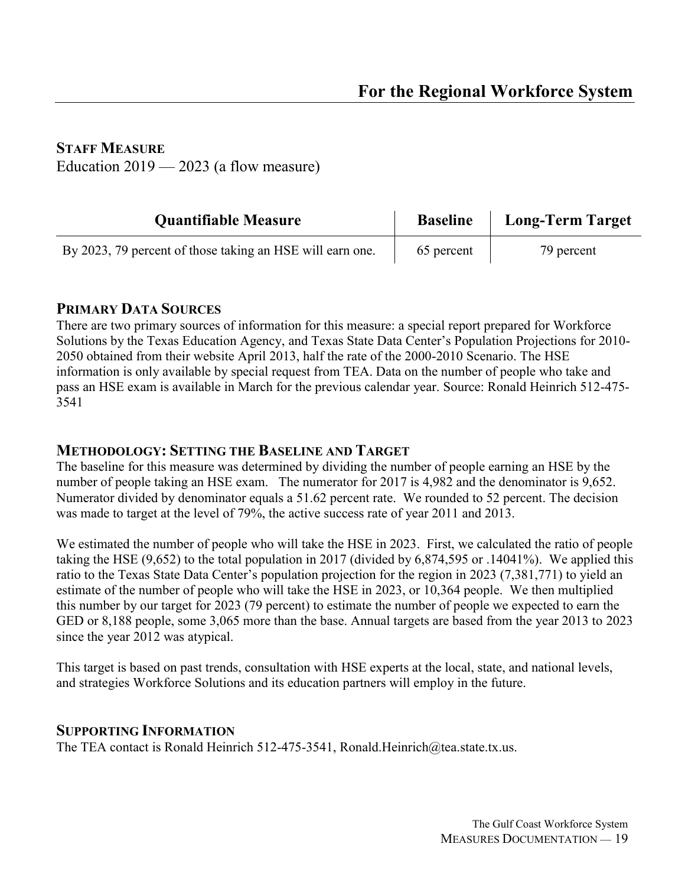# For the Regional Workforce System

## Staff Measure

Education 2019 — 2023 (a flow measure)

| Quantifiable Measure | Baseline | Long-Term Target |
|---|---|---|
| By 2023, 79 percent of those taking an HSE will earn one. | 65 percent | 79 percent |

### Primary Data Sources

There are two primary sources of information for this measure: a special report prepared for Workforce Solutions by the Texas Education Agency, and Texas State Data Center's Population Projections for 2010-2050 obtained from their website April 2013, half the rate of the 2000-2010 Scenario. The HSE information is only available by special request from TEA. Data on the number of people who take and pass an HSE exam is available in March for the previous calendar year. Source: Ronald Heinrich 512-475-3541

### Methodology: Setting the Baseline and Target

The baseline for this measure was determined by dividing the number of people earning an HSE by the number of people taking an HSE exam. The numerator for 2017 is 4,982 and the denominator is 9,652. Numerator divided by denominator equals a 51.62 percent rate. We rounded to 52 percent. The decision was made to target at the level of 79%, the active success rate of year 2011 and 2013.

We estimated the number of people who will take the HSE in 2023. First, we calculated the ratio of people taking the HSE (9,652) to the total population in 2017 (divided by 6,874,595 or .14041%). We applied this ratio to the Texas State Data Center's population projection for the region in 2023 (7,381,771) to yield an estimate of the number of people who will take the HSE in 2023, or 10,364 people. We then multiplied this number by our target for 2023 (79 percent) to estimate the number of people we expected to earn the GED or 8,188 people, some 3,065 more than the base. Annual targets are based from the year 2013 to 2023 since the year 2012 was atypical.

This target is based on past trends, consultation with HSE experts at the local, state, and national levels, and strategies Workforce Solutions and its education partners will employ in the future.

### Supporting Information

The TEA contact is Ronald Heinrich 512-475-3541, Ronald.Heinrich@tea.state.tx.us.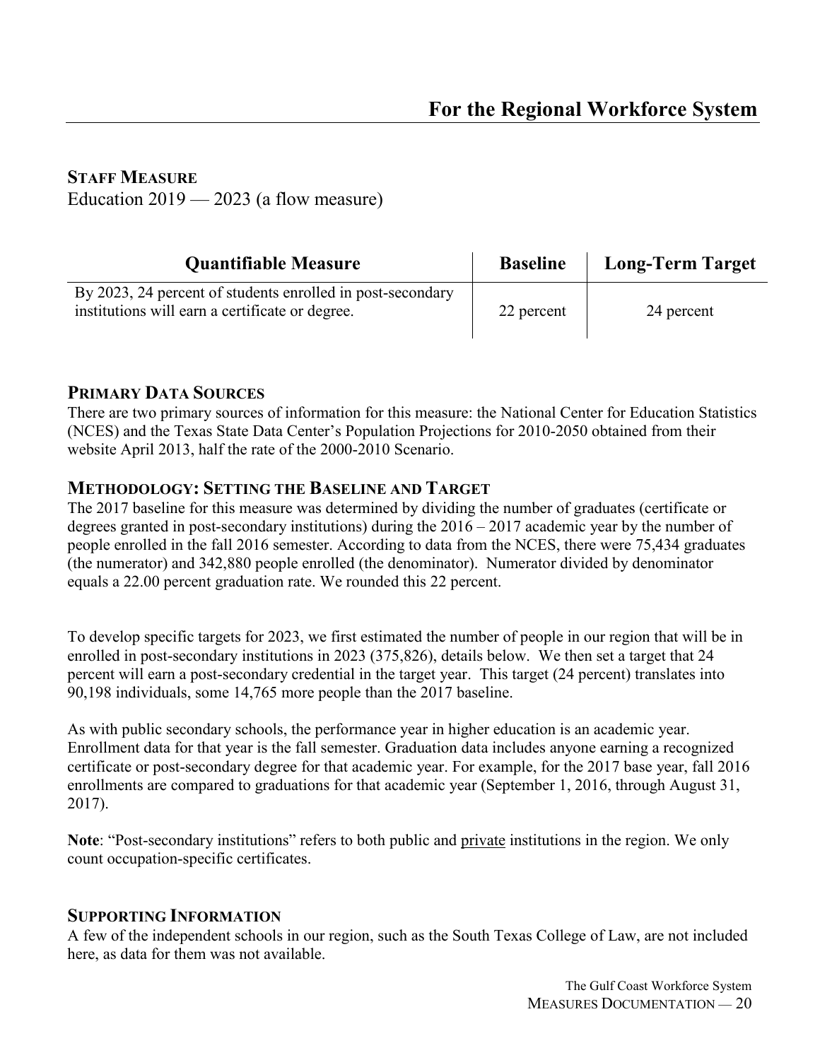# For the Regional Workforce System

## Staff Measure

Education 2019 — 2023 (a flow measure)

| Quantifiable Measure | Baseline | Long-Term Target |
| --- | --- | --- |
| By 2023, 24 percent of students enrolled in post-secondary institutions will earn a certificate or degree. | 22 percent | 24 percent |

### Primary Data Sources

There are two primary sources of information for this measure: the National Center for Education Statistics (NCES) and the Texas State Data Center's Population Projections for 2010-2050 obtained from their website April 2013, half the rate of the 2000-2010 Scenario.

### Methodology: Setting the Baseline and Target

The 2017 baseline for this measure was determined by dividing the number of graduates (certificate or degrees granted in post-secondary institutions) during the 2016 – 2017 academic year by the number of people enrolled in the fall 2016 semester. According to data from the NCES, there were 75,434 graduates (the numerator) and 342,880 people enrolled (the denominator). Numerator divided by denominator equals a 22.00 percent graduation rate. We rounded this 22 percent.

To develop specific targets for 2023, we first estimated the number of people in our region that will be in enrolled in post-secondary institutions in 2023 (375,826), details below. We then set a target that 24 percent will earn a post-secondary credential in the target year. This target (24 percent) translates into 90,198 individuals, some 14,765 more people than the 2017 baseline.

As with public secondary schools, the performance year in higher education is an academic year. Enrollment data for that year is the fall semester. Graduation data includes anyone earning a recognized certificate or post-secondary degree for that academic year. For example, for the 2017 base year, fall 2016 enrollments are compared to graduations for that academic year (September 1, 2016, through August 31, 2017).

**Note**: "Post-secondary institutions" refers to both public and private institutions in the region. We only count occupation-specific certificates.

### Supporting Information

A few of the independent schools in our region, such as the South Texas College of Law, are not included here, as data for them was not available.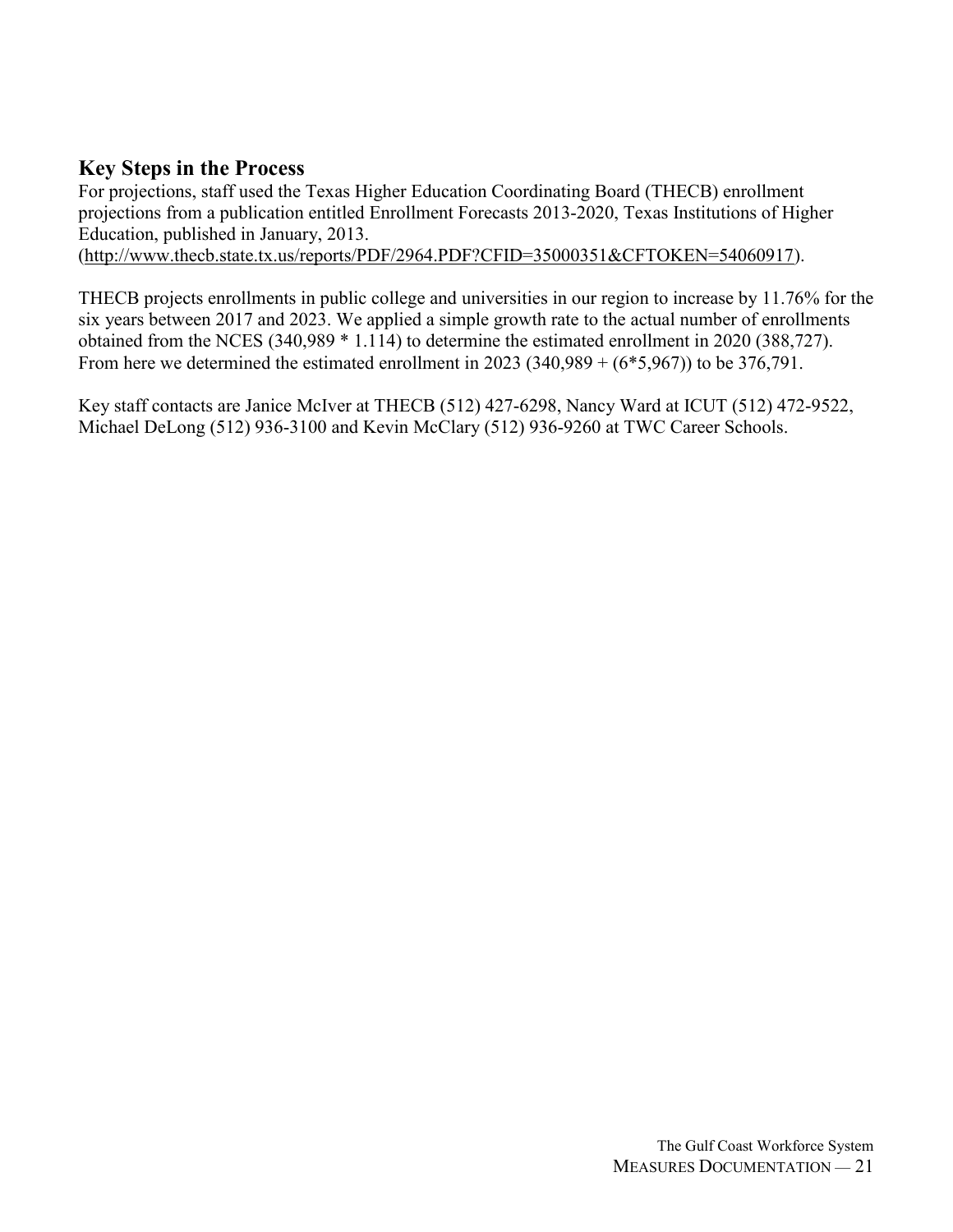## Key Steps in the Process

For projections, staff used the Texas Higher Education Coordinating Board (THECB) enrollment projections from a publication entitled Enrollment Forecasts 2013-2020, Texas Institutions of Higher Education, published in January, 2013.
(http://www.thecb.state.tx.us/reports/PDF/2964.PDF?CFID=35000351&CFTOKEN=54060917).

THECB projects enrollments in public college and universities in our region to increase by 11.76% for the six years between 2017 and 2023. We applied a simple growth rate to the actual number of enrollments obtained from the NCES (340,989 * 1.114) to determine the estimated enrollment in 2020 (388,727). From here we determined the estimated enrollment in 2023 (340,989 + (6*5,967)) to be 376,791.

Key staff contacts are Janice McIver at THECB (512) 427-6298, Nancy Ward at ICUT (512) 472-9522, Michael DeLong (512) 936-3100 and Kevin McClary (512) 936-9260 at TWC Career Schools.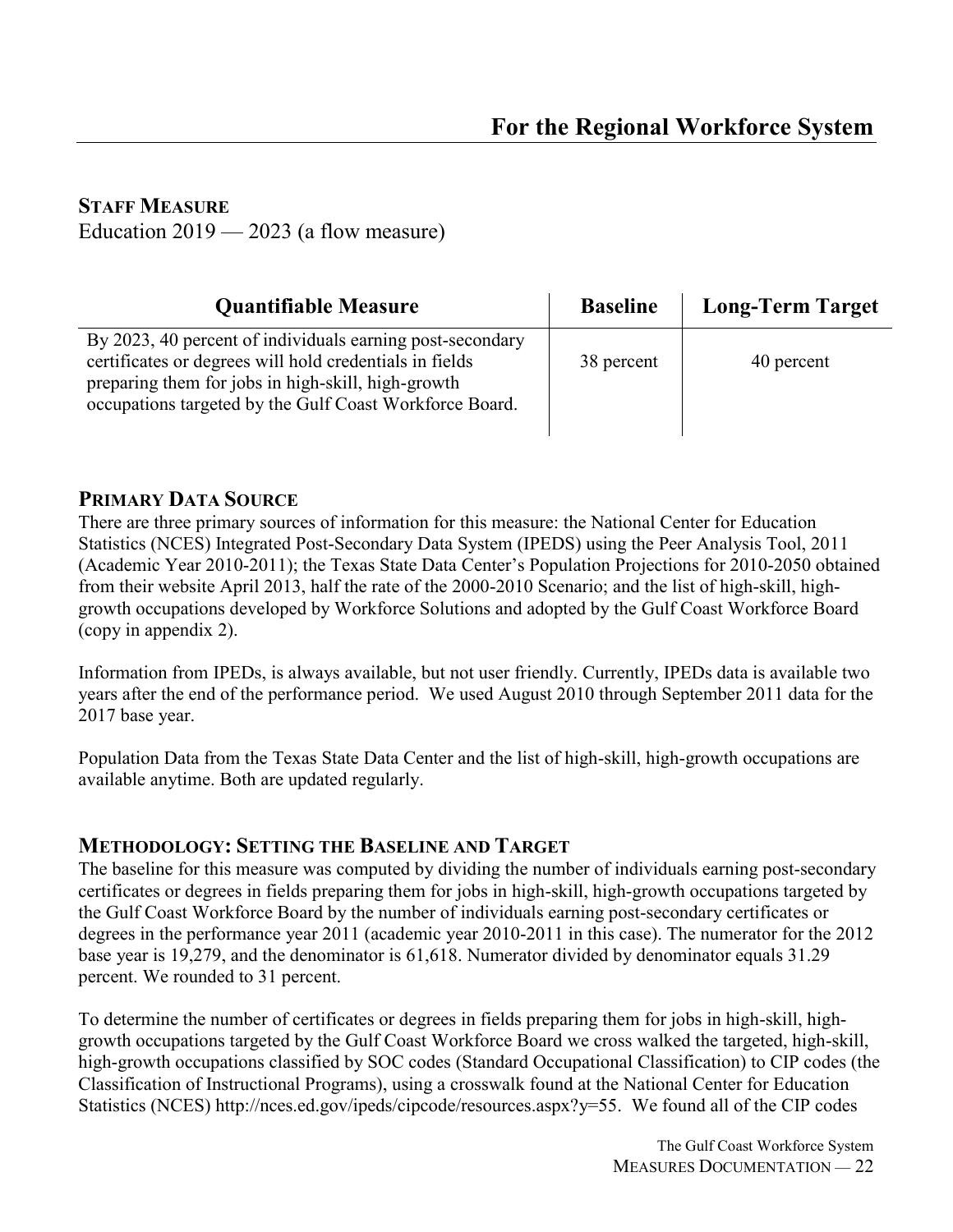## For the Regional Workforce System

### Staff Measure

Education 2019 — 2023 (a flow measure)

| Quantifiable Measure | Baseline | Long-Term Target |
|---|---|---|
| By 2023, 40 percent of individuals earning post-secondary certificates or degrees will hold credentials in fields preparing them for jobs in high-skill, high-growth occupations targeted by the Gulf Coast Workforce Board. | 38 percent | 40 percent |

### Primary Data Source

There are three primary sources of information for this measure: the National Center for Education Statistics (NCES) Integrated Post-Secondary Data System (IPEDS) using the Peer Analysis Tool, 2011 (Academic Year 2010-2011); the Texas State Data Center's Population Projections for 2010-2050 obtained from their website April 2013, half the rate of the 2000-2010 Scenario; and the list of high-skill, high-growth occupations developed by Workforce Solutions and adopted by the Gulf Coast Workforce Board (copy in appendix 2).

Information from IPEDs, is always available, but not user friendly. Currently, IPEDs data is available two years after the end of the performance period. We used August 2010 through September 2011 data for the 2017 base year.

Population Data from the Texas State Data Center and the list of high-skill, high-growth occupations are available anytime. Both are updated regularly.

### Methodology: Setting the Baseline and Target

The baseline for this measure was computed by dividing the number of individuals earning post-secondary certificates or degrees in fields preparing them for jobs in high-skill, high-growth occupations targeted by the Gulf Coast Workforce Board by the number of individuals earning post-secondary certificates or degrees in the performance year 2011 (academic year 2010-2011 in this case). The numerator for the 2012 base year is 19,279, and the denominator is 61,618. Numerator divided by denominator equals 31.29 percent. We rounded to 31 percent.

To determine the number of certificates or degrees in fields preparing them for jobs in high-skill, high-growth occupations targeted by the Gulf Coast Workforce Board we cross walked the targeted, high-skill, high-growth occupations classified by SOC codes (Standard Occupational Classification) to CIP codes (the Classification of Instructional Programs), using a crosswalk found at the National Center for Education Statistics (NCES) http://nces.ed.gov/ipeds/cipcode/resources.aspx?y=55. We found all of the CIP codes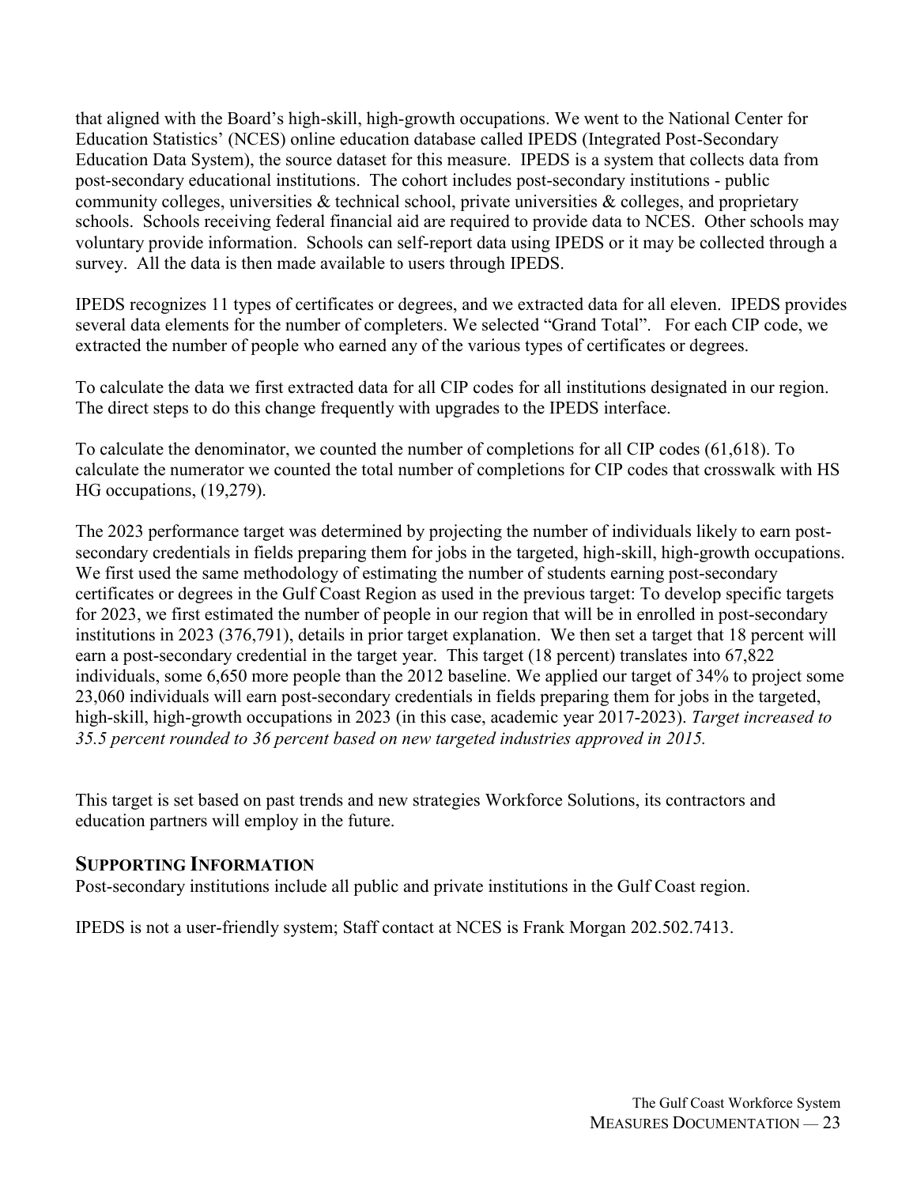that aligned with the Board's high-skill, high-growth occupations. We went to the National Center for Education Statistics' (NCES) online education database called IPEDS (Integrated Post-Secondary Education Data System), the source dataset for this measure. IPEDS is a system that collects data from post-secondary educational institutions. The cohort includes post-secondary institutions - public community colleges, universities & technical school, private universities & colleges, and proprietary schools. Schools receiving federal financial aid are required to provide data to NCES. Other schools may voluntary provide information. Schools can self-report data using IPEDS or it may be collected through a survey. All the data is then made available to users through IPEDS.

IPEDS recognizes 11 types of certificates or degrees, and we extracted data for all eleven. IPEDS provides several data elements for the number of completers. We selected "Grand Total". For each CIP code, we extracted the number of people who earned any of the various types of certificates or degrees.

To calculate the data we first extracted data for all CIP codes for all institutions designated in our region. The direct steps to do this change frequently with upgrades to the IPEDS interface.

To calculate the denominator, we counted the number of completions for all CIP codes (61,618). To calculate the numerator we counted the total number of completions for CIP codes that crosswalk with HS HG occupations, (19,279).

The 2023 performance target was determined by projecting the number of individuals likely to earn post-secondary credentials in fields preparing them for jobs in the targeted, high-skill, high-growth occupations. We first used the same methodology of estimating the number of students earning post-secondary certificates or degrees in the Gulf Coast Region as used in the previous target: To develop specific targets for 2023, we first estimated the number of people in our region that will be in enrolled in post-secondary institutions in 2023 (376,791), details in prior target explanation. We then set a target that 18 percent will earn a post-secondary credential in the target year. This target (18 percent) translates into 67,822 individuals, some 6,650 more people than the 2012 baseline. We applied our target of 34% to project some 23,060 individuals will earn post-secondary credentials in fields preparing them for jobs in the targeted, high-skill, high-growth occupations in 2023 (in this case, academic year 2017-2023). *Target increased to 35.5 percent rounded to 36 percent based on new targeted industries approved in 2015.*

This target is set based on past trends and new strategies Workforce Solutions, its contractors and education partners will employ in the future.

## Supporting Information

Post-secondary institutions include all public and private institutions in the Gulf Coast region.

IPEDS is not a user-friendly system; Staff contact at NCES is Frank Morgan 202.502.7413.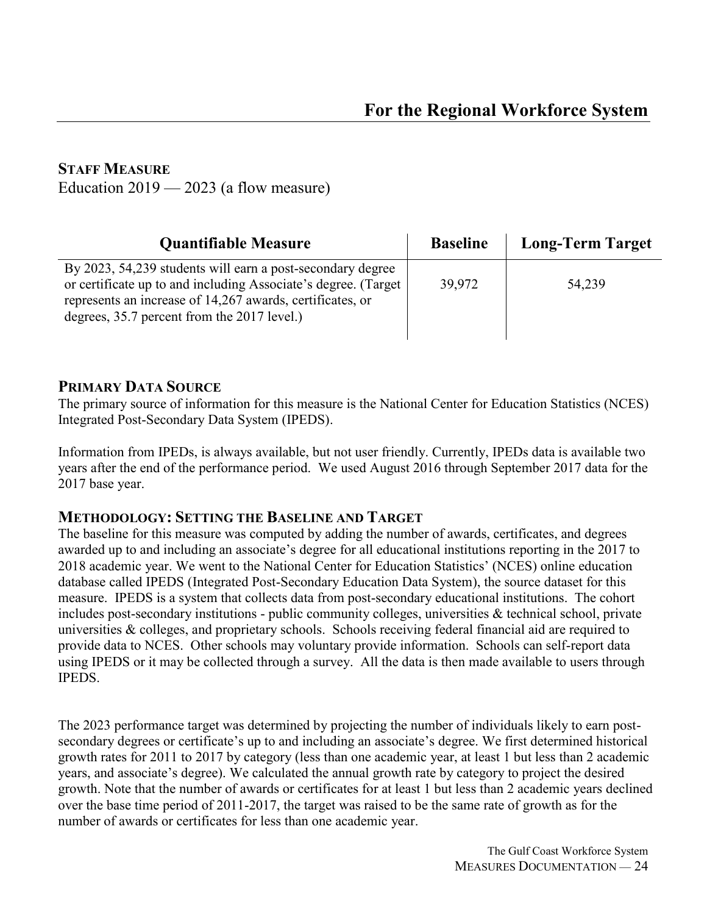# For the Regional Workforce System

## STAFF MEASURE

Education 2019 — 2023 (a flow measure)

| Quantifiable Measure | Baseline | Long-Term Target |
| --- | --- | --- |
| By 2023, 54,239 students will earn a post-secondary degree or certificate up to and including Associate's degree. (Target represents an increase of 14,267 awards, certificates, or degrees, 35.7 percent from the 2017 level.) | 39,972 | 54,239 |

## PRIMARY DATA SOURCE

The primary source of information for this measure is the National Center for Education Statistics (NCES) Integrated Post-Secondary Data System (IPEDS).

Information from IPEDs, is always available, but not user friendly. Currently, IPEDs data is available two years after the end of the performance period. We used August 2016 through September 2017 data for the 2017 base year.

## METHODOLOGY: SETTING THE BASELINE AND TARGET

The baseline for this measure was computed by adding the number of awards, certificates, and degrees awarded up to and including an associate's degree for all educational institutions reporting in the 2017 to 2018 academic year. We went to the National Center for Education Statistics' (NCES) online education database called IPEDS (Integrated Post-Secondary Education Data System), the source dataset for this measure. IPEDS is a system that collects data from post-secondary educational institutions. The cohort includes post-secondary institutions - public community colleges, universities & technical school, private universities & colleges, and proprietary schools. Schools receiving federal financial aid are required to provide data to NCES. Other schools may voluntary provide information. Schools can self-report data using IPEDS or it may be collected through a survey. All the data is then made available to users through IPEDS.

The 2023 performance target was determined by projecting the number of individuals likely to earn post-secondary degrees or certificate's up to and including an associate's degree. We first determined historical growth rates for 2011 to 2017 by category (less than one academic year, at least 1 but less than 2 academic years, and associate's degree). We calculated the annual growth rate by category to project the desired growth. Note that the number of awards or certificates for at least 1 but less than 2 academic years declined over the base time period of 2011-2017, the target was raised to be the same rate of growth as for the number of awards or certificates for less than one academic year.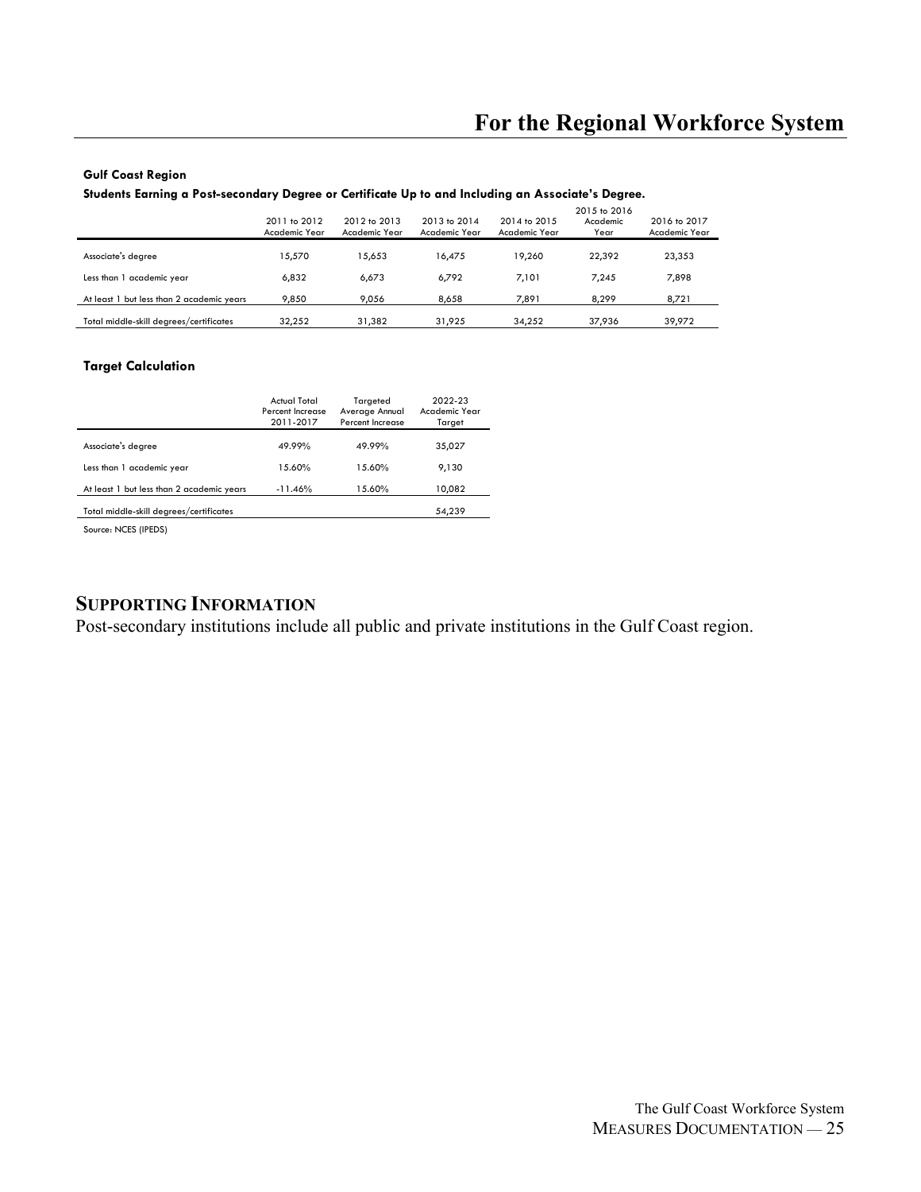# For the Regional Workforce System

**Gulf Coast Region**

**Students Earning a Post-secondary Degree or Certificate Up to and Including an Associate's Degree.**

| | 2011 to 2012 Academic Year | 2012 to 2013 Academic Year | 2013 to 2014 Academic Year | 2014 to 2015 Academic Year | 2015 to 2016 Academic Year | 2016 to 2017 Academic Year |
|---|---|---|---|---|---|---|
| Associate's degree | 15,570 | 15,653 | 16,475 | 19,260 | 22,392 | 23,353 |
| Less than 1 academic year | 6,832 | 6,673 | 6,792 | 7,101 | 7,245 | 7,898 |
| At least 1 but less than 2 academic years | 9,850 | 9,056 | 8,658 | 7,891 | 8,299 | 8,721 |
| Total middle-skill degrees/certificates | 32,252 | 31,382 | 31,925 | 34,252 | 37,936 | 39,972 |

**Target Calculation**

| | Actual Total Percent Increase 2011-2017 | Targeted Average Annual Percent Increase | 2022-23 Academic Year Target |
|---|---|---|---|
| Associate's degree | 49.99% | 49.99% | 35,027 |
| Less than 1 academic year | 15.60% | 15.60% | 9,130 |
| At least 1 but less than 2 academic years | -11.46% | 15.60% | 10,082 |
| Total middle-skill degrees/certificates | | | 54,239 |

Source: NCES (IPEDS)

## SUPPORTING INFORMATION

Post-secondary institutions include all public and private institutions in the Gulf Coast region.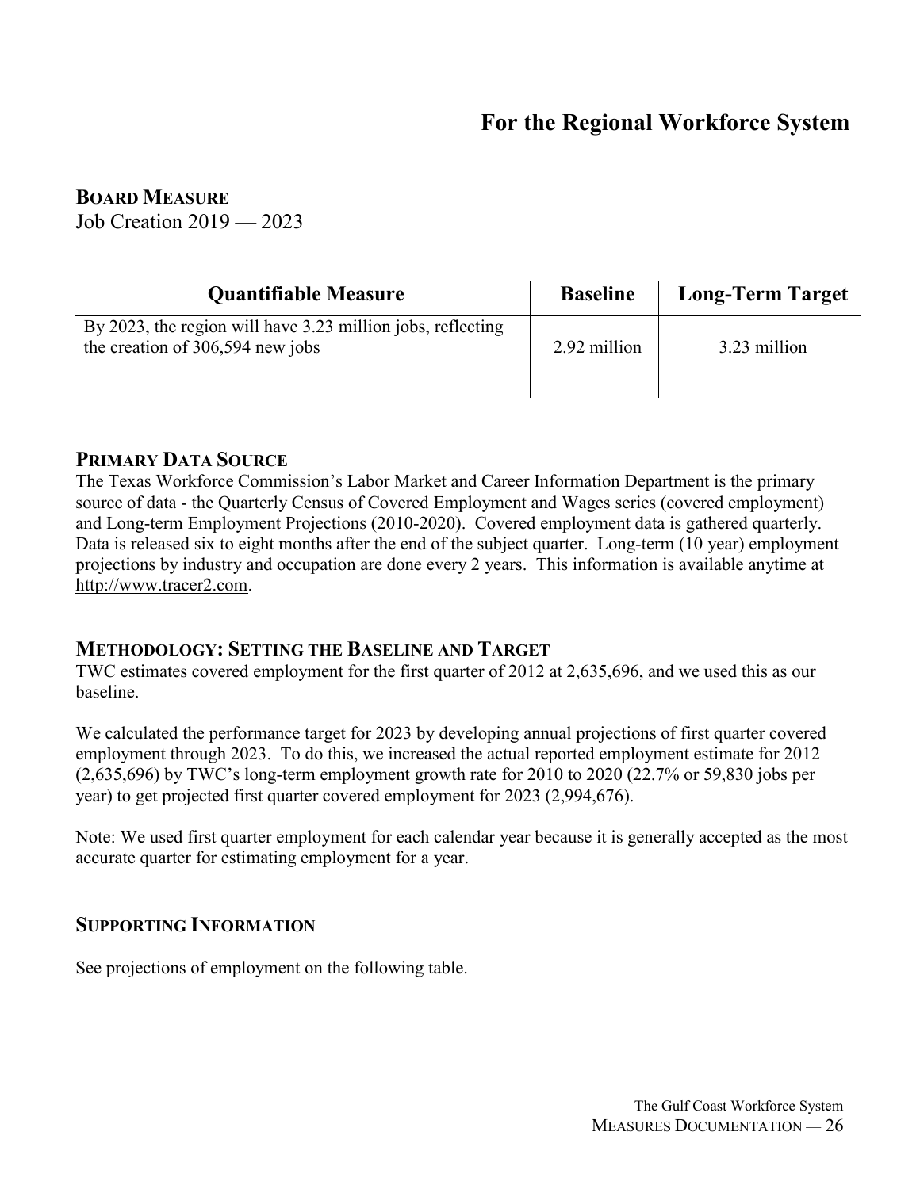# For the Regional Workforce System

**BOARD MEASURE**

Job Creation 2019 — 2023

| Quantifiable Measure | Baseline | Long-Term Target |
|---|---|---|
| By 2023, the region will have 3.23 million jobs, reflecting the creation of 306,594 new jobs | 2.92 million | 3.23 million |

## PRIMARY DATA SOURCE

The Texas Workforce Commission's Labor Market and Career Information Department is the primary source of data - the Quarterly Census of Covered Employment and Wages series (covered employment) and Long-term Employment Projections (2010-2020). Covered employment data is gathered quarterly. Data is released six to eight months after the end of the subject quarter. Long-term (10 year) employment projections by industry and occupation are done every 2 years. This information is available anytime at http://www.tracer2.com.

## METHODOLOGY: SETTING THE BASELINE AND TARGET

TWC estimates covered employment for the first quarter of 2012 at 2,635,696, and we used this as our baseline.

We calculated the performance target for 2023 by developing annual projections of first quarter covered employment through 2023. To do this, we increased the actual reported employment estimate for 2012 (2,635,696) by TWC's long-term employment growth rate for 2010 to 2020 (22.7% or 59,830 jobs per year) to get projected first quarter covered employment for 2023 (2,994,676).

Note: We used first quarter employment for each calendar year because it is generally accepted as the most accurate quarter for estimating employment for a year.

## SUPPORTING INFORMATION

See projections of employment on the following table.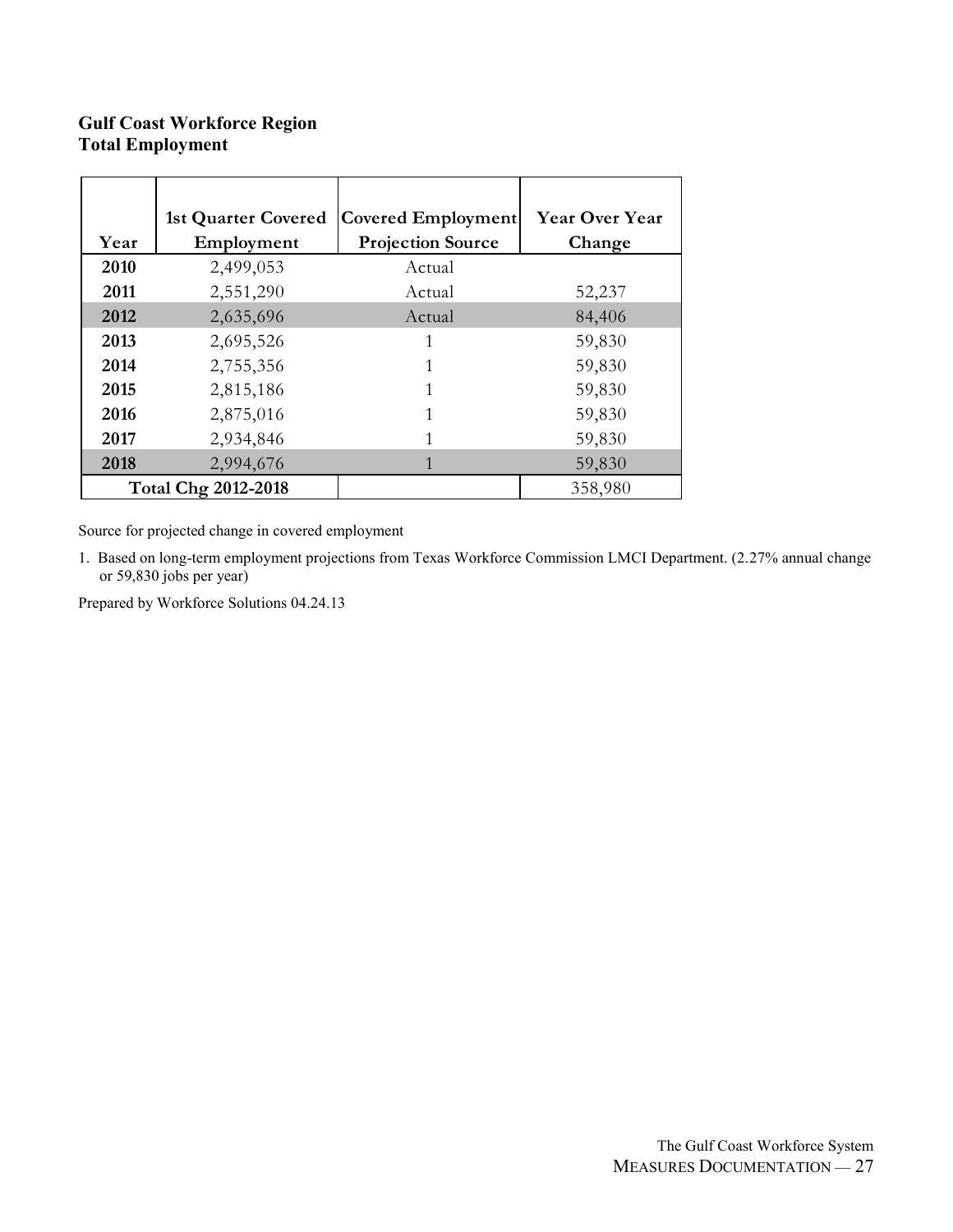**Gulf Coast Workforce Region**
**Total Employment**

| Year | 1st Quarter Covered Employment | Covered Employment Projection Source | Year Over Year Change |
|---|---|---|---|
| 2010 | 2,499,053 | Actual | |
| 2011 | 2,551,290 | Actual | 52,237 |
| 2012 | 2,635,696 | Actual | 84,406 |
| 2013 | 2,695,526 | 1 | 59,830 |
| 2014 | 2,755,356 | 1 | 59,830 |
| 2015 | 2,815,186 | 1 | 59,830 |
| 2016 | 2,875,016 | 1 | 59,830 |
| 2017 | 2,934,846 | 1 | 59,830 |
| 2018 | 2,994,676 | 1 | 59,830 |
| Total Chg 2012-2018 | | | 358,980 |

Source for projected change in covered employment

1. Based on long-term employment projections from Texas Workforce Commission LMCI Department. (2.27% annual change or 59,830 jobs per year)

Prepared by Workforce Solutions 04.24.13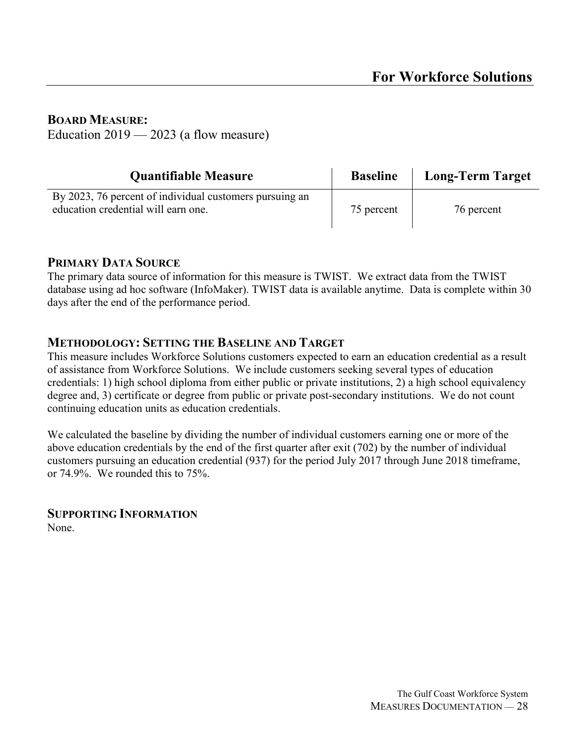## For Workforce Solutions

**BOARD MEASURE:**

Education 2019 — 2023 (a flow measure)

| Quantifiable Measure | Baseline | Long-Term Target |
| --- | --- | --- |
| By 2023, 76 percent of individual customers pursuing an education credential will earn one. | 75 percent | 76 percent |

### PRIMARY DATA SOURCE

The primary data source of information for this measure is TWIST. We extract data from the TWIST database using ad hoc software (InfoMaker). TWIST data is available anytime. Data is complete within 30 days after the end of the performance period.

### METHODOLOGY: SETTING THE BASELINE AND TARGET

This measure includes Workforce Solutions customers expected to earn an education credential as a result of assistance from Workforce Solutions. We include customers seeking several types of education credentials: 1) high school diploma from either public or private institutions, 2) a high school equivalency degree and, 3) certificate or degree from public or private post-secondary institutions. We do not count continuing education units as education credentials.

We calculated the baseline by dividing the number of individual customers earning one or more of the above education credentials by the end of the first quarter after exit (702) by the number of individual customers pursuing an education credential (937) for the period July 2017 through June 2018 timeframe, or 74.9%. We rounded this to 75%.

### SUPPORTING INFORMATION

None.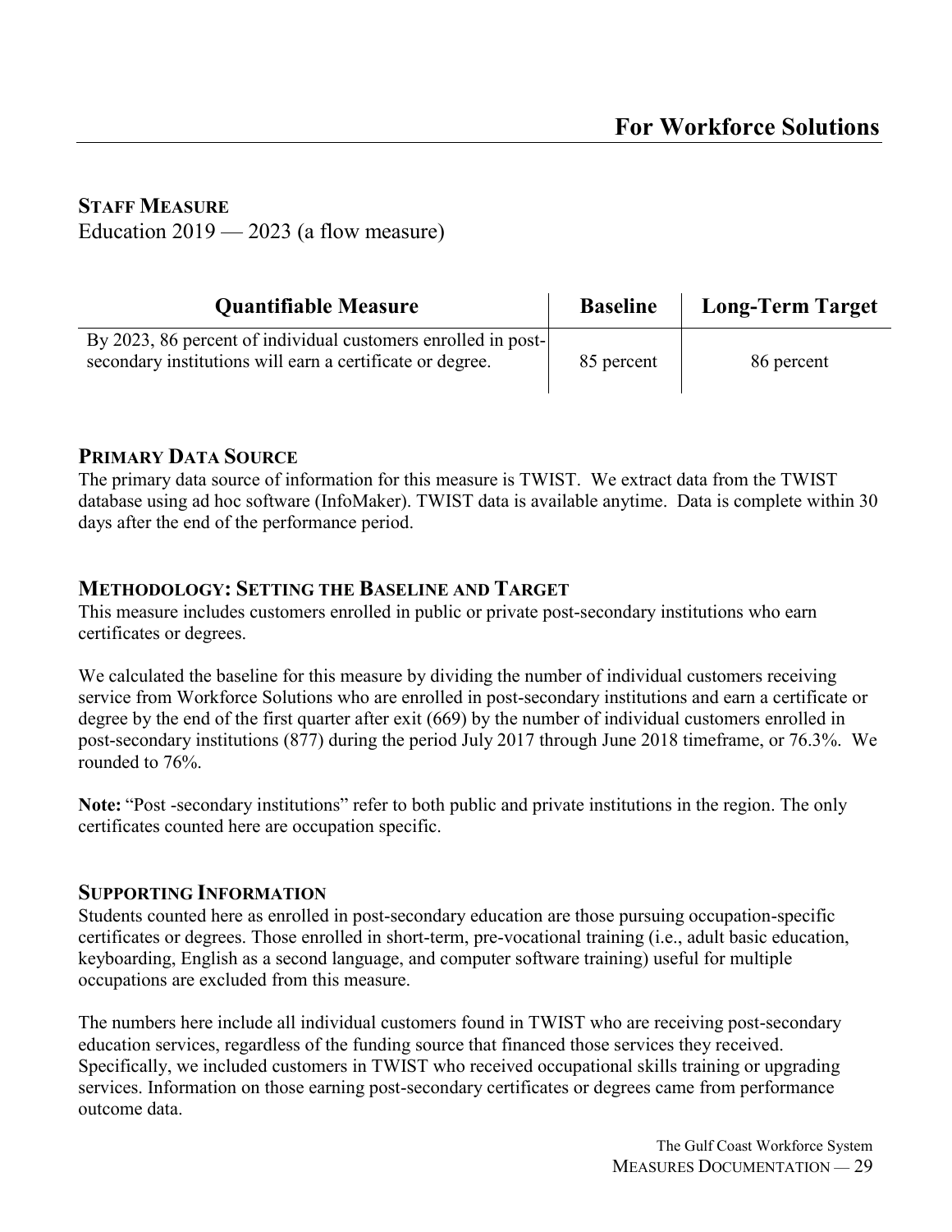## For Workforce Solutions

### STAFF MEASURE

Education 2019 — 2023 (a flow measure)

| Quantifiable Measure | Baseline | Long-Term Target |
|---|---|---|
| By 2023, 86 percent of individual customers enrolled in post-secondary institutions will earn a certificate or degree. | 85 percent | 86 percent |

### PRIMARY DATA SOURCE

The primary data source of information for this measure is TWIST. We extract data from the TWIST database using ad hoc software (InfoMaker). TWIST data is available anytime. Data is complete within 30 days after the end of the performance period.

### METHODOLOGY: SETTING THE BASELINE AND TARGET

This measure includes customers enrolled in public or private post-secondary institutions who earn certificates or degrees.

We calculated the baseline for this measure by dividing the number of individual customers receiving service from Workforce Solutions who are enrolled in post-secondary institutions and earn a certificate or degree by the end of the first quarter after exit (669) by the number of individual customers enrolled in post-secondary institutions (877) during the period July 2017 through June 2018 timeframe, or 76.3%. We rounded to 76%.

**Note:** "Post -secondary institutions" refer to both public and private institutions in the region. The only certificates counted here are occupation specific.

### SUPPORTING INFORMATION

Students counted here as enrolled in post-secondary education are those pursuing occupation-specific certificates or degrees. Those enrolled in short-term, pre-vocational training (i.e., adult basic education, keyboarding, English as a second language, and computer software training) useful for multiple occupations are excluded from this measure.

The numbers here include all individual customers found in TWIST who are receiving post-secondary education services, regardless of the funding source that financed those services they received. Specifically, we included customers in TWIST who received occupational skills training or upgrading services. Information on those earning post-secondary certificates or degrees came from performance outcome data.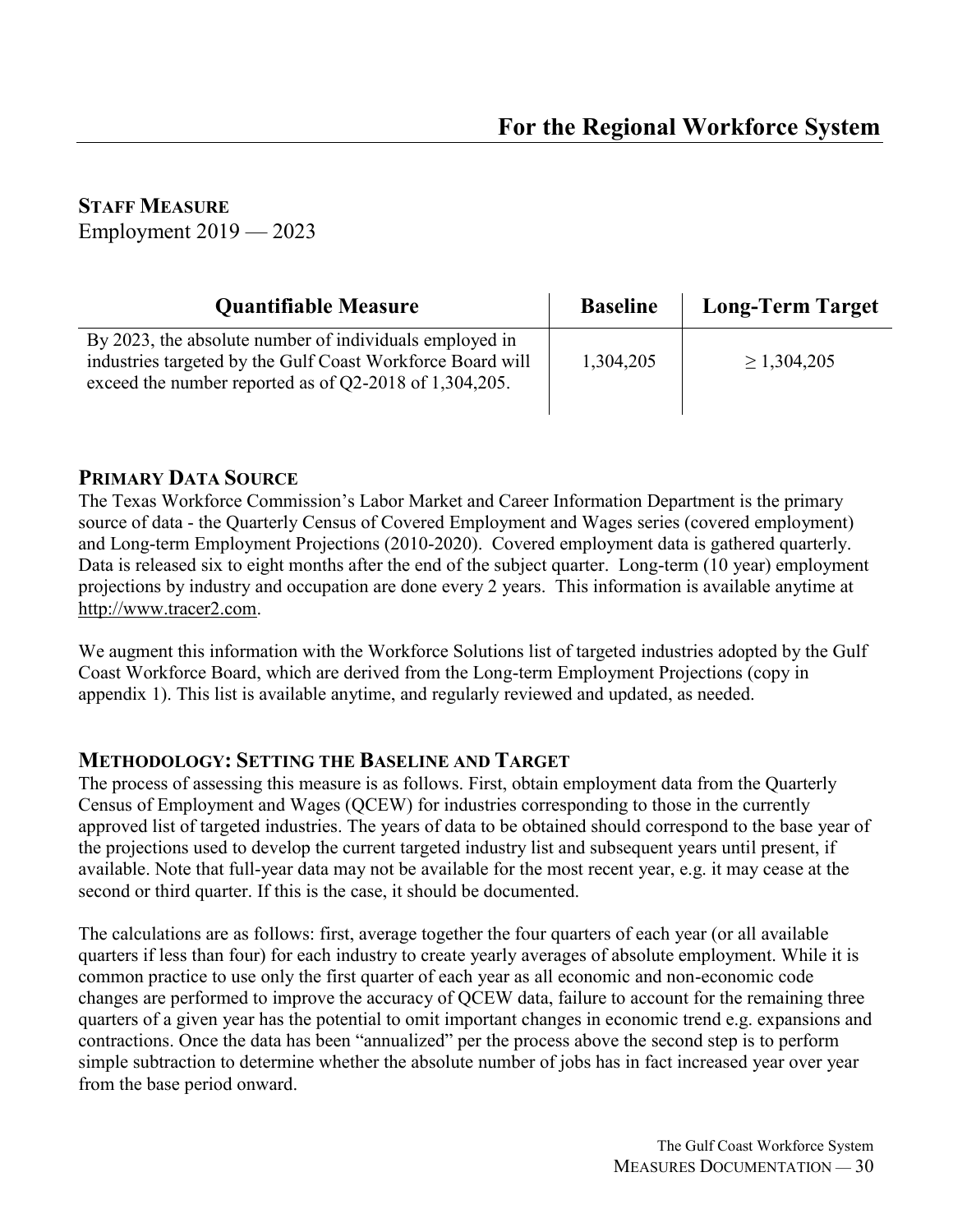# For the Regional Workforce System

**STAFF MEASURE**

Employment 2019 — 2023

| Quantifiable Measure | Baseline | Long-Term Target |
|---|---|---|
| By 2023, the absolute number of individuals employed in industries targeted by the Gulf Coast Workforce Board will exceed the number reported as of Q2-2018 of 1,304,205. | 1,304,205 | ≥ 1,304,205 |

## PRIMARY DATA SOURCE

The Texas Workforce Commission's Labor Market and Career Information Department is the primary source of data - the Quarterly Census of Covered Employment and Wages series (covered employment) and Long-term Employment Projections (2010-2020). Covered employment data is gathered quarterly. Data is released six to eight months after the end of the subject quarter. Long-term (10 year) employment projections by industry and occupation are done every 2 years. This information is available anytime at http://www.tracer2.com.

We augment this information with the Workforce Solutions list of targeted industries adopted by the Gulf Coast Workforce Board, which are derived from the Long-term Employment Projections (copy in appendix 1). This list is available anytime, and regularly reviewed and updated, as needed.

## METHODOLOGY: SETTING THE BASELINE AND TARGET

The process of assessing this measure is as follows. First, obtain employment data from the Quarterly Census of Employment and Wages (QCEW) for industries corresponding to those in the currently approved list of targeted industries. The years of data to be obtained should correspond to the base year of the projections used to develop the current targeted industry list and subsequent years until present, if available. Note that full-year data may not be available for the most recent year, e.g. it may cease at the second or third quarter. If this is the case, it should be documented.

The calculations are as follows: first, average together the four quarters of each year (or all available quarters if less than four) for each industry to create yearly averages of absolute employment. While it is common practice to use only the first quarter of each year as all economic and non-economic code changes are performed to improve the accuracy of QCEW data, failure to account for the remaining three quarters of a given year has the potential to omit important changes in economic trend e.g. expansions and contractions. Once the data has been "annualized" per the process above the second step is to perform simple subtraction to determine whether the absolute number of jobs has in fact increased year over year from the base period onward.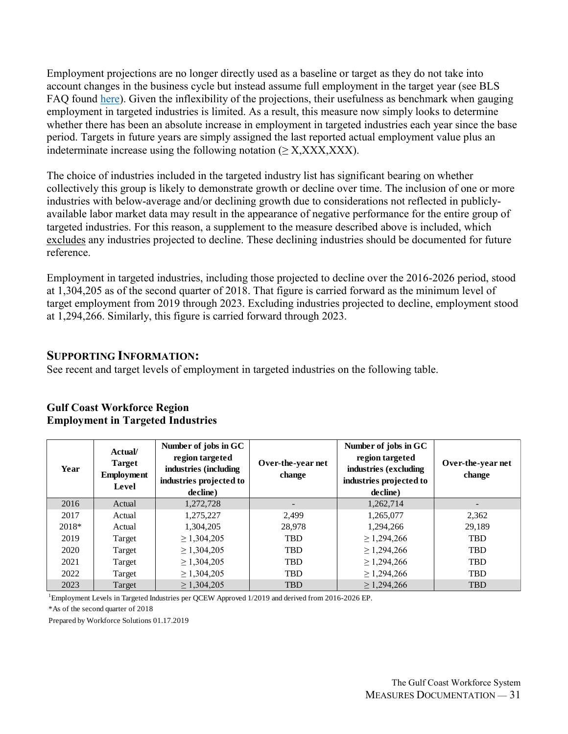Employment projections are no longer directly used as a baseline or target as they do not take into account changes in the business cycle but instead assume full employment in the target year (see BLS FAQ found here). Given the inflexibility of the projections, their usefulness as benchmark when gauging employment in targeted industries is limited. As a result, this measure now simply looks to determine whether there has been an absolute increase in employment in targeted industries each year since the base period. Targets in future years are simply assigned the last reported actual employment value plus an indeterminate increase using the following notation (≥ X,XXX,XXX).

The choice of industries included in the targeted industry list has significant bearing on whether collectively this group is likely to demonstrate growth or decline over time. The inclusion of one or more industries with below-average and/or declining growth due to considerations not reflected in publicly-available labor market data may result in the appearance of negative performance for the entire group of targeted industries. For this reason, a supplement to the measure described above is included, which excludes any industries projected to decline. These declining industries should be documented for future reference.

Employment in targeted industries, including those projected to decline over the 2016-2026 period, stood at 1,304,205 as of the second quarter of 2018. That figure is carried forward as the minimum level of target employment from 2019 through 2023. Excluding industries projected to decline, employment stood at 1,294,266. Similarly, this figure is carried forward through 2023.

## SUPPORTING INFORMATION:

See recent and target levels of employment in targeted industries on the following table.

**Gulf Coast Workforce Region**
**Employment in Targeted Industries**

| Year | Actual/ Target Employment Level | Number of jobs in GC region targeted industries (including industries projected to decline) | Over-the-year net change | Number of jobs in GC region targeted industries (excluding industries projected to decline) | Over-the-year net change |
|---|---|---|---|---|---|
| 2016 | Actual | 1,272,728 | - | 1,262,714 | - |
| 2017 | Actual | 1,275,227 | 2,499 | 1,265,077 | 2,362 |
| 2018* | Actual | 1,304,205 | 28,978 | 1,294,266 | 29,189 |
| 2019 | Target | ≥ 1,304,205 | TBD | ≥ 1,294,266 | TBD |
| 2020 | Target | ≥ 1,304,205 | TBD | ≥ 1,294,266 | TBD |
| 2021 | Target | ≥ 1,304,205 | TBD | ≥ 1,294,266 | TBD |
| 2022 | Target | ≥ 1,304,205 | TBD | ≥ 1,294,266 | TBD |
| 2023 | Target | ≥ 1,304,205 | TBD | ≥ 1,294,266 | TBD |

[1]Employment Levels in Targeted Industries per QCEW Approved 1/2019 and derived from 2016-2026 EP.

*As of the second quarter of 2018

Prepared by Workforce Solutions 01.17.2019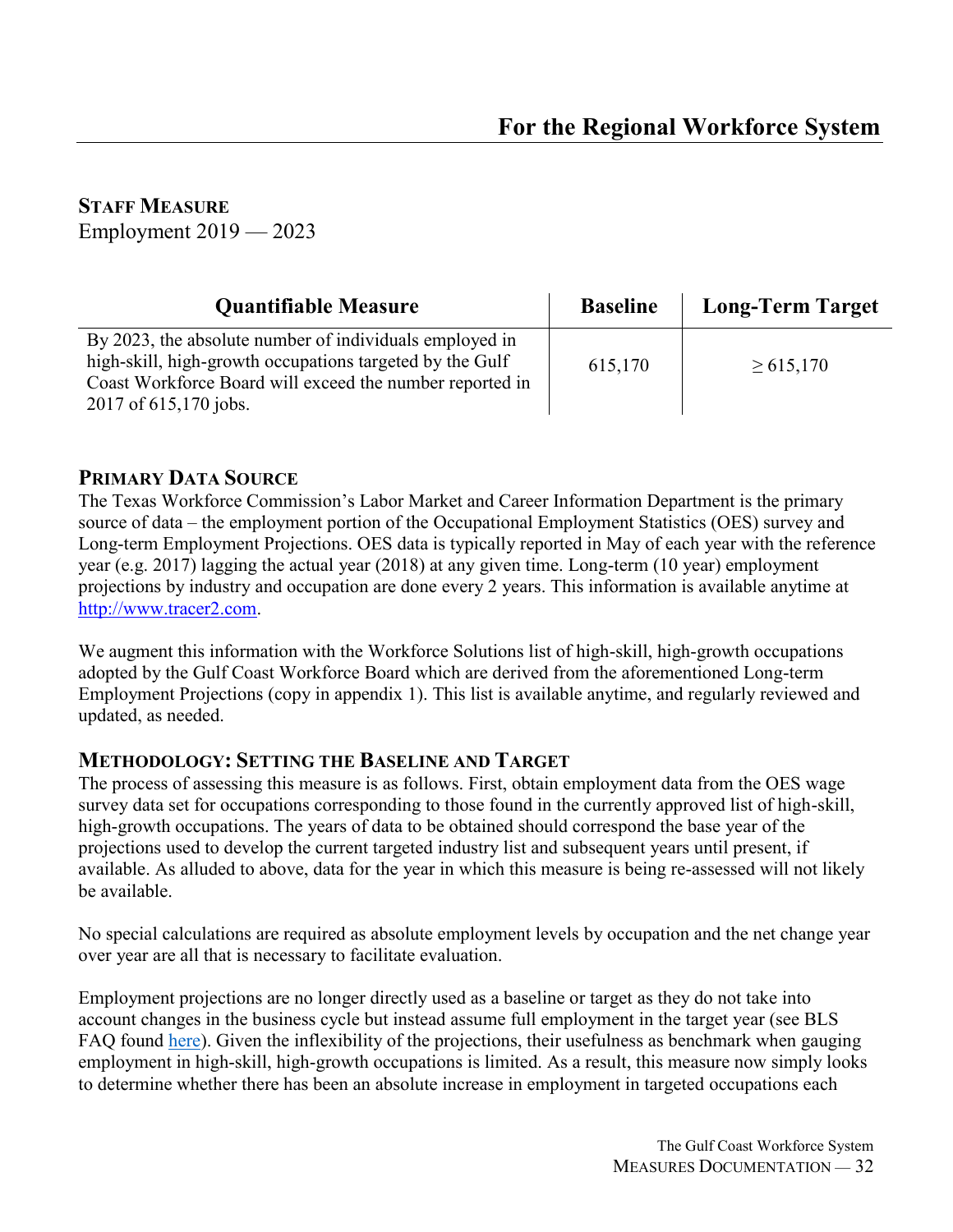# For the Regional Workforce System

**STAFF MEASURE**
Employment 2019 — 2023

| Quantifiable Measure | Baseline | Long-Term Target |
|---|---|---|
| By 2023, the absolute number of individuals employed in high-skill, high-growth occupations targeted by the Gulf Coast Workforce Board will exceed the number reported in 2017 of 615,170 jobs. | 615,170 | ≥ 615,170 |

## PRIMARY DATA SOURCE

The Texas Workforce Commission's Labor Market and Career Information Department is the primary source of data – the employment portion of the Occupational Employment Statistics (OES) survey and Long-term Employment Projections. OES data is typically reported in May of each year with the reference year (e.g. 2017) lagging the actual year (2018) at any given time. Long-term (10 year) employment projections by industry and occupation are done every 2 years. This information is available anytime at [http://www.tracer2.com](http://www.tracer2.com).

We augment this information with the Workforce Solutions list of high-skill, high-growth occupations adopted by the Gulf Coast Workforce Board which are derived from the aforementioned Long-term Employment Projections (copy in appendix 1). This list is available anytime, and regularly reviewed and updated, as needed.

## METHODOLOGY: SETTING THE BASELINE AND TARGET

The process of assessing this measure is as follows. First, obtain employment data from the OES wage survey data set for occupations corresponding to those found in the currently approved list of high-skill, high-growth occupations. The years of data to be obtained should correspond the base year of the projections used to develop the current targeted industry list and subsequent years until present, if available. As alluded to above, data for the year in which this measure is being re-assessed will not likely be available.

No special calculations are required as absolute employment levels by occupation and the net change year over year are all that is necessary to facilitate evaluation.

Employment projections are no longer directly used as a baseline or target as they do not take into account changes in the business cycle but instead assume full employment in the target year (see BLS FAQ found here). Given the inflexibility of the projections, their usefulness as benchmark when gauging employment in high-skill, high-growth occupations is limited. As a result, this measure now simply looks to determine whether there has been an absolute increase in employment in targeted occupations each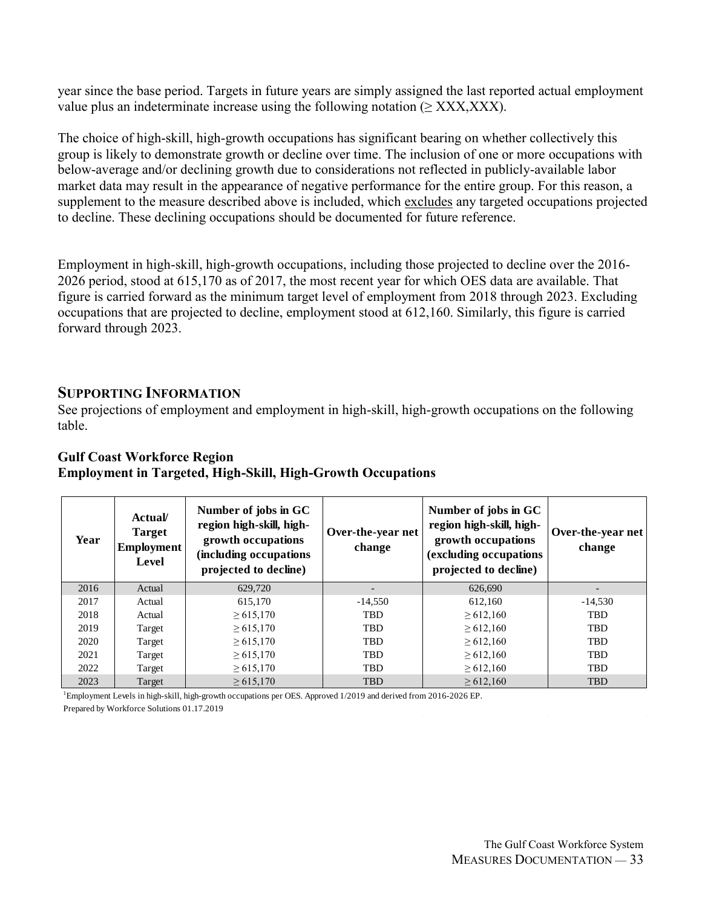year since the base period. Targets in future years are simply assigned the last reported actual employment value plus an indeterminate increase using the following notation (≥ XXX,XXX).

The choice of high-skill, high-growth occupations has significant bearing on whether collectively this group is likely to demonstrate growth or decline over time. The inclusion of one or more occupations with below-average and/or declining growth due to considerations not reflected in publicly-available labor market data may result in the appearance of negative performance for the entire group. For this reason, a supplement to the measure described above is included, which excludes any targeted occupations projected to decline. These declining occupations should be documented for future reference.

Employment in high-skill, high-growth occupations, including those projected to decline over the 2016-2026 period, stood at 615,170 as of 2017, the most recent year for which OES data are available. That figure is carried forward as the minimum target level of employment from 2018 through 2023. Excluding occupations that are projected to decline, employment stood at 612,160. Similarly, this figure is carried forward through 2023.

## SUPPORTING INFORMATION

See projections of employment and employment in high-skill, high-growth occupations on the following table.

**Gulf Coast Workforce Region**
**Employment in Targeted, High-Skill, High-Growth Occupations**

| Year | Actual/ Target Employment Level | Number of jobs in GC region high-skill, high-growth occupations (including occupations projected to decline) | Over-the-year net change | Number of jobs in GC region high-skill, high-growth occupations (excluding occupations projected to decline) | Over-the-year net change |
|---|---|---|---|---|---|
| 2016 | Actual | 629,720 | - | 626,690 | - |
| 2017 | Actual | 615,170 | -14,550 | 612,160 | -14,530 |
| 2018 | Actual | ≥ 615,170 | TBD | ≥ 612,160 | TBD |
| 2019 | Target | ≥ 615,170 | TBD | ≥ 612,160 | TBD |
| 2020 | Target | ≥ 615,170 | TBD | ≥ 612,160 | TBD |
| 2021 | Target | ≥ 615,170 | TBD | ≥ 612,160 | TBD |
| 2022 | Target | ≥ 615,170 | TBD | ≥ 612,160 | TBD |
| 2023 | Target | ≥ 615,170 | TBD | ≥ 612,160 | TBD |

[1]Employment Levels in high-skill, high-growth occupations per OES. Approved 1/2019 and derived from 2016-2026 EP.

Prepared by Workforce Solutions 01.17.2019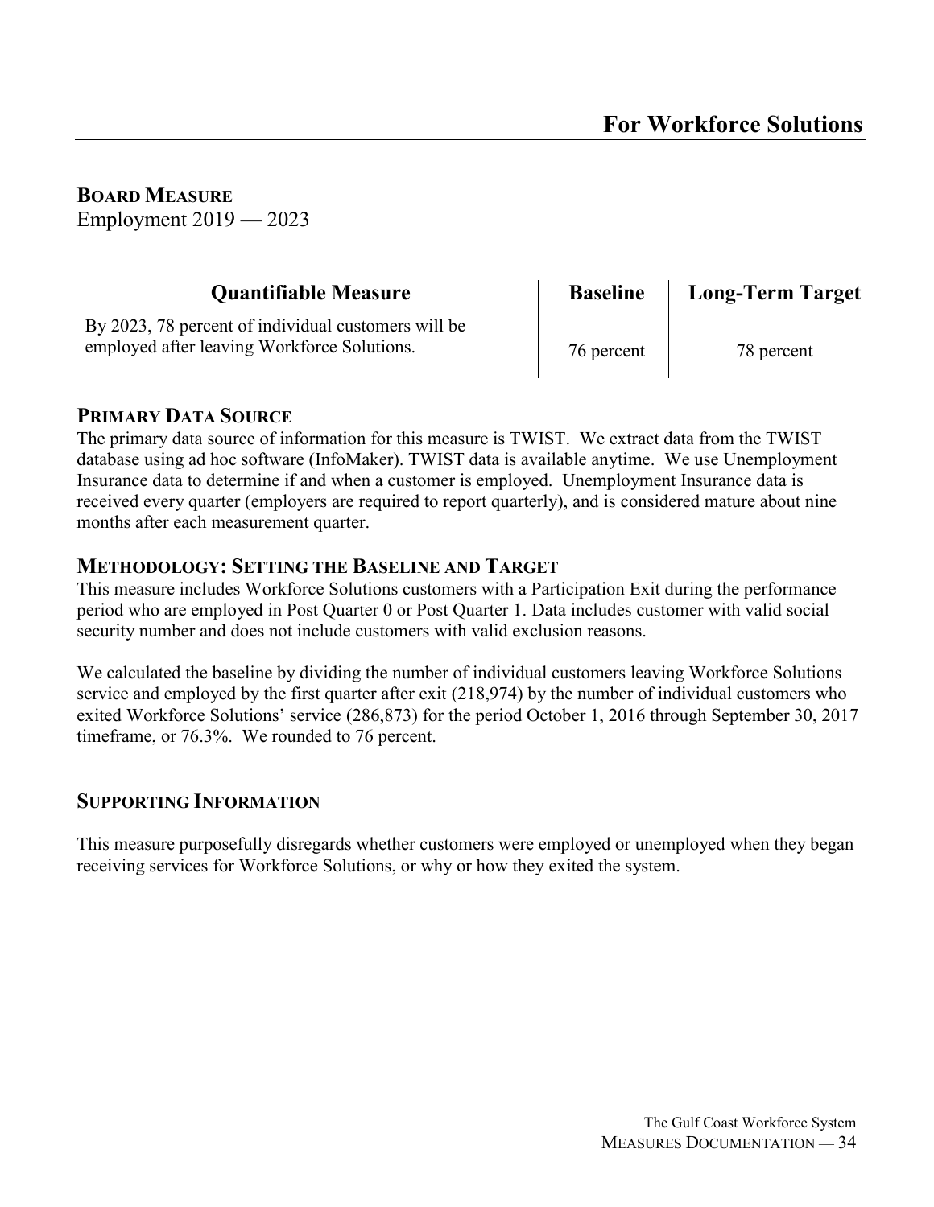## For Workforce Solutions

### BOARD MEASURE

Employment 2019 — 2023

| Quantifiable Measure | Baseline | Long-Term Target |
| --- | --- | --- |
| By 2023, 78 percent of individual customers will be employed after leaving Workforce Solutions. | 76 percent | 78 percent |

### PRIMARY DATA SOURCE

The primary data source of information for this measure is TWIST. We extract data from the TWIST database using ad hoc software (InfoMaker). TWIST data is available anytime. We use Unemployment Insurance data to determine if and when a customer is employed. Unemployment Insurance data is received every quarter (employers are required to report quarterly), and is considered mature about nine months after each measurement quarter.

### METHODOLOGY: SETTING THE BASELINE AND TARGET

This measure includes Workforce Solutions customers with a Participation Exit during the performance period who are employed in Post Quarter 0 or Post Quarter 1. Data includes customer with valid social security number and does not include customers with valid exclusion reasons.

We calculated the baseline by dividing the number of individual customers leaving Workforce Solutions service and employed by the first quarter after exit (218,974) by the number of individual customers who exited Workforce Solutions' service (286,873) for the period October 1, 2016 through September 30, 2017 timeframe, or 76.3%. We rounded to 76 percent.

### SUPPORTING INFORMATION

This measure purposefully disregards whether customers were employed or unemployed when they began receiving services for Workforce Solutions, or why or how they exited the system.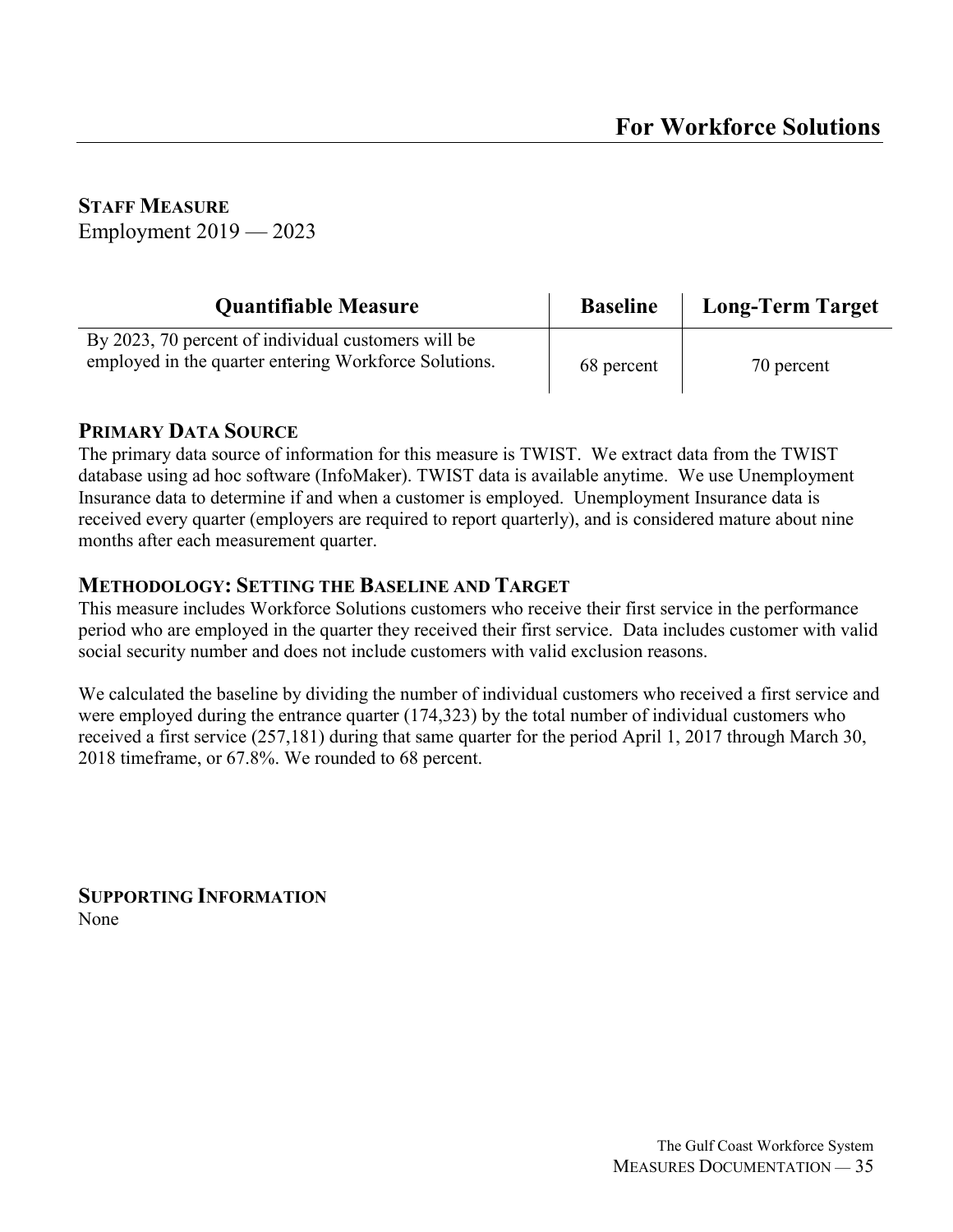# For Workforce Solutions

## Staff Measure

Employment 2019 — 2023

| Quantifiable Measure | Baseline | Long-Term Target |
|---|---|---|
| By 2023, 70 percent of individual customers will be employed in the quarter entering Workforce Solutions. | 68 percent | 70 percent |

### Primary Data Source

The primary data source of information for this measure is TWIST. We extract data from the TWIST database using ad hoc software (InfoMaker). TWIST data is available anytime. We use Unemployment Insurance data to determine if and when a customer is employed. Unemployment Insurance data is received every quarter (employers are required to report quarterly), and is considered mature about nine months after each measurement quarter.

### Methodology: Setting the Baseline and Target

This measure includes Workforce Solutions customers who receive their first service in the performance period who are employed in the quarter they received their first service. Data includes customer with valid social security number and does not include customers with valid exclusion reasons.

We calculated the baseline by dividing the number of individual customers who received a first service and were employed during the entrance quarter (174,323) by the total number of individual customers who received a first service (257,181) during that same quarter for the period April 1, 2017 through March 30, 2018 timeframe, or 67.8%. We rounded to 68 percent.

### Supporting Information

None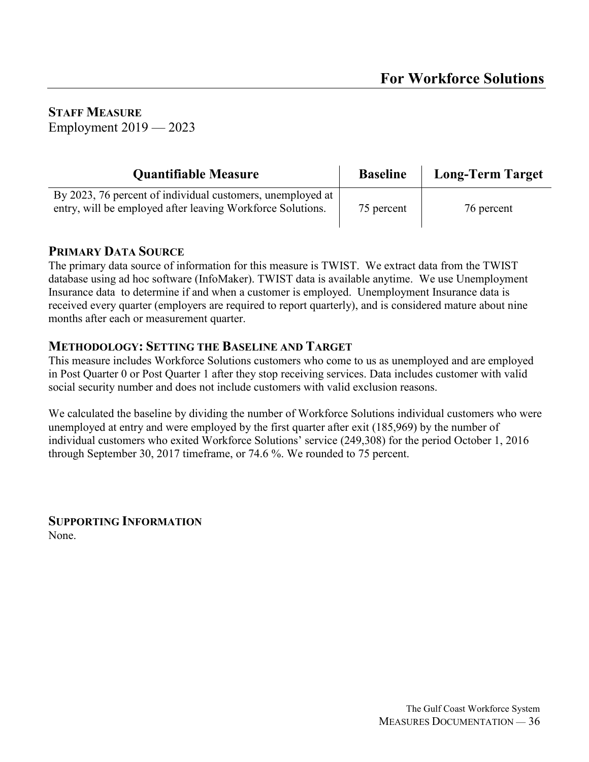# For Workforce Solutions

**STAFF MEASURE**

Employment 2019 — 2023

| Quantifiable Measure | Baseline | Long-Term Target |
|---|---|---|
| By 2023, 76 percent of individual customers, unemployed at entry, will be employed after leaving Workforce Solutions. | 75 percent | 76 percent |

## PRIMARY DATA SOURCE

The primary data source of information for this measure is TWIST. We extract data from the TWIST database using ad hoc software (InfoMaker). TWIST data is available anytime. We use Unemployment Insurance data to determine if and when a customer is employed. Unemployment Insurance data is received every quarter (employers are required to report quarterly), and is considered mature about nine months after each or measurement quarter.

## METHODOLOGY: SETTING THE BASELINE AND TARGET

This measure includes Workforce Solutions customers who come to us as unemployed and are employed in Post Quarter 0 or Post Quarter 1 after they stop receiving services. Data includes customer with valid social security number and does not include customers with valid exclusion reasons.

We calculated the baseline by dividing the number of Workforce Solutions individual customers who were unemployed at entry and were employed by the first quarter after exit (185,969) by the number of individual customers who exited Workforce Solutions' service (249,308) for the period October 1, 2016 through September 30, 2017 timeframe, or 74.6 %. We rounded to 75 percent.

## SUPPORTING INFORMATION

None.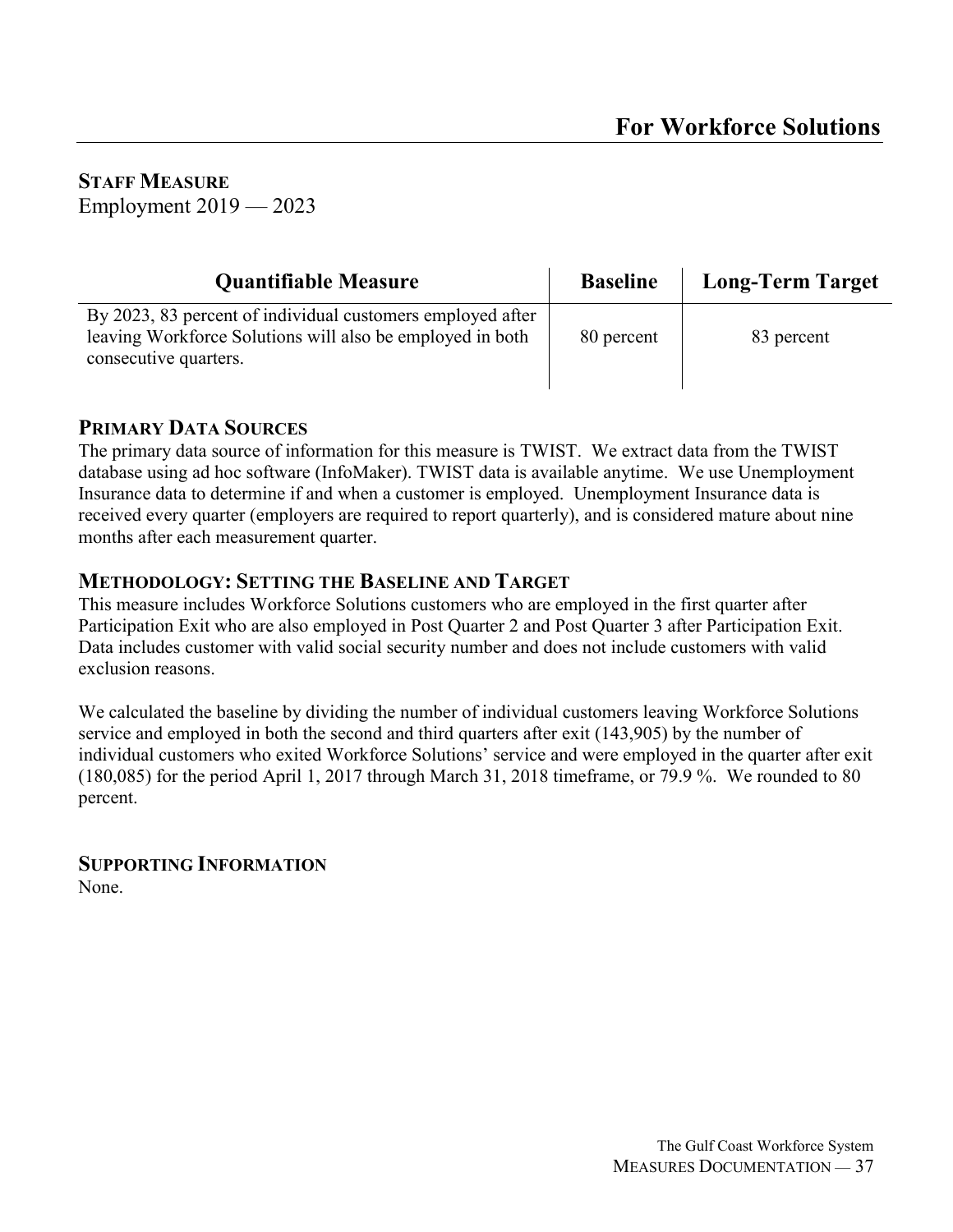# For Workforce Solutions

## STAFF MEASURE

Employment 2019 — 2023

| Quantifiable Measure | Baseline | Long-Term Target |
|---|---|---|
| By 2023, 83 percent of individual customers employed after leaving Workforce Solutions will also be employed in both consecutive quarters. | 80 percent | 83 percent |

### PRIMARY DATA SOURCES

The primary data source of information for this measure is TWIST. We extract data from the TWIST database using ad hoc software (InfoMaker). TWIST data is available anytime. We use Unemployment Insurance data to determine if and when a customer is employed. Unemployment Insurance data is received every quarter (employers are required to report quarterly), and is considered mature about nine months after each measurement quarter.

### METHODOLOGY: SETTING THE BASELINE AND TARGET

This measure includes Workforce Solutions customers who are employed in the first quarter after Participation Exit who are also employed in Post Quarter 2 and Post Quarter 3 after Participation Exit. Data includes customer with valid social security number and does not include customers with valid exclusion reasons.

We calculated the baseline by dividing the number of individual customers leaving Workforce Solutions service and employed in both the second and third quarters after exit (143,905) by the number of individual customers who exited Workforce Solutions' service and were employed in the quarter after exit (180,085) for the period April 1, 2017 through March 31, 2018 timeframe, or 79.9 %. We rounded to 80 percent.

### SUPPORTING INFORMATION

None.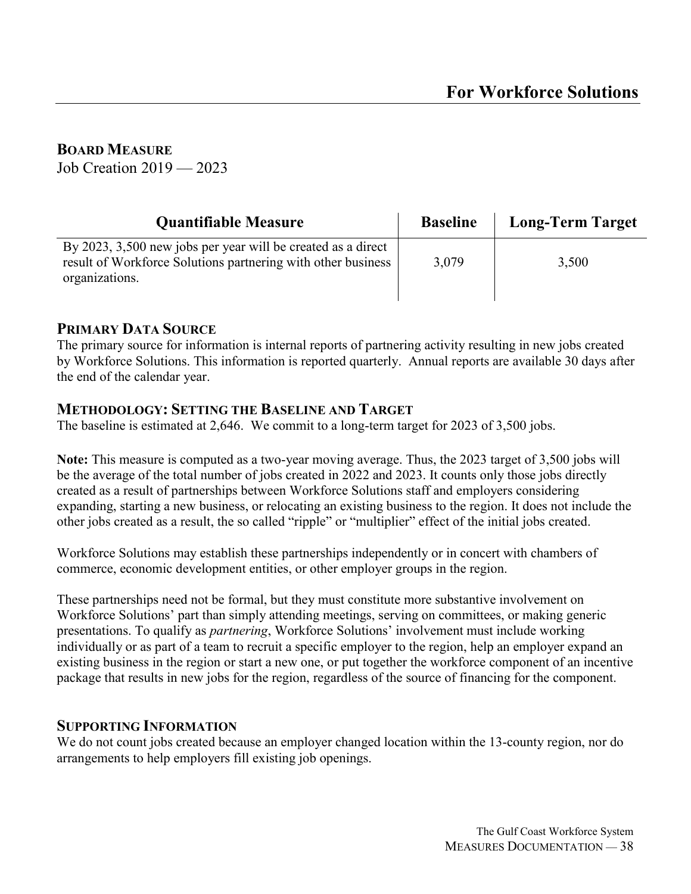# For Workforce Solutions

## Board Measure

Job Creation 2019 — 2023

| Quantifiable Measure | Baseline | Long-Term Target |
|---|---|---|
| By 2023, 3,500 new jobs per year will be created as a direct result of Workforce Solutions partnering with other business organizations. | 3,079 | 3,500 |

## Primary Data Source

The primary source for information is internal reports of partnering activity resulting in new jobs created by Workforce Solutions. This information is reported quarterly. Annual reports are available 30 days after the end of the calendar year.

## Methodology: Setting the Baseline and Target

The baseline is estimated at 2,646. We commit to a long-term target for 2023 of 3,500 jobs.

**Note:** This measure is computed as a two-year moving average. Thus, the 2023 target of 3,500 jobs will be the average of the total number of jobs created in 2022 and 2023. It counts only those jobs directly created as a result of partnerships between Workforce Solutions staff and employers considering expanding, starting a new business, or relocating an existing business to the region. It does not include the other jobs created as a result, the so called "ripple" or "multiplier" effect of the initial jobs created.

Workforce Solutions may establish these partnerships independently or in concert with chambers of commerce, economic development entities, or other employer groups in the region.

These partnerships need not be formal, but they must constitute more substantive involvement on Workforce Solutions' part than simply attending meetings, serving on committees, or making generic presentations. To qualify as *partnering*, Workforce Solutions' involvement must include working individually or as part of a team to recruit a specific employer to the region, help an employer expand an existing business in the region or start a new one, or put together the workforce component of an incentive package that results in new jobs for the region, regardless of the source of financing for the component.

## Supporting Information

We do not count jobs created because an employer changed location within the 13-county region, nor do arrangements to help employers fill existing job openings.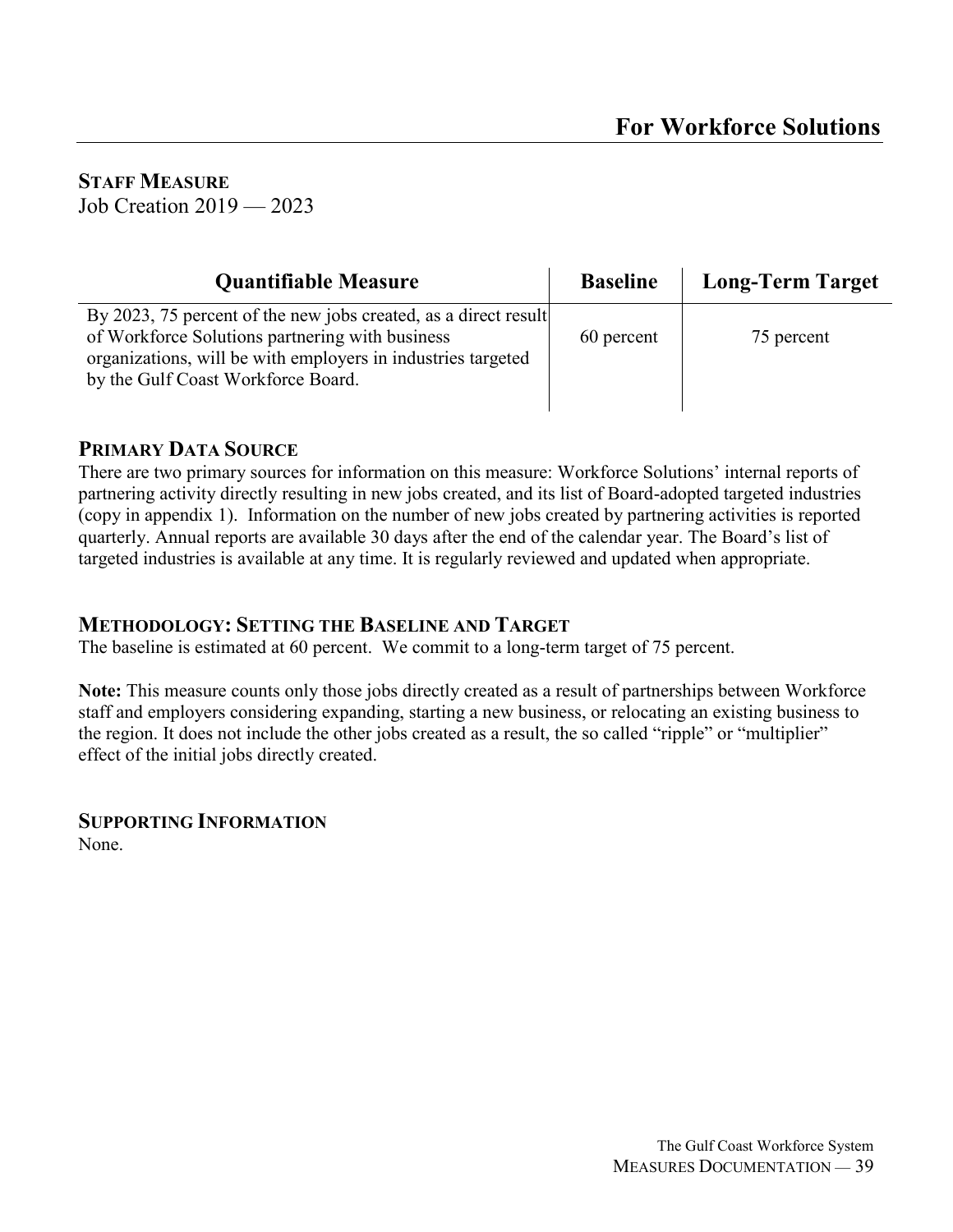# For Workforce Solutions

## STAFF MEASURE

Job Creation 2019 — 2023

| Quantifiable Measure | Baseline | Long-Term Target |
|---|---|---|
| By 2023, 75 percent of the new jobs created, as a direct result of Workforce Solutions partnering with business organizations, will be with employers in industries targeted by the Gulf Coast Workforce Board. | 60 percent | 75 percent |

## PRIMARY DATA SOURCE

There are two primary sources for information on this measure: Workforce Solutions' internal reports of partnering activity directly resulting in new jobs created, and its list of Board-adopted targeted industries (copy in appendix 1). Information on the number of new jobs created by partnering activities is reported quarterly. Annual reports are available 30 days after the end of the calendar year. The Board's list of targeted industries is available at any time. It is regularly reviewed and updated when appropriate.

## METHODOLOGY: SETTING THE BASELINE AND TARGET

The baseline is estimated at 60 percent. We commit to a long-term target of 75 percent.

**Note:** This measure counts only those jobs directly created as a result of partnerships between Workforce staff and employers considering expanding, starting a new business, or relocating an existing business to the region. It does not include the other jobs created as a result, the so called "ripple" or "multiplier" effect of the initial jobs directly created.

## SUPPORTING INFORMATION

None.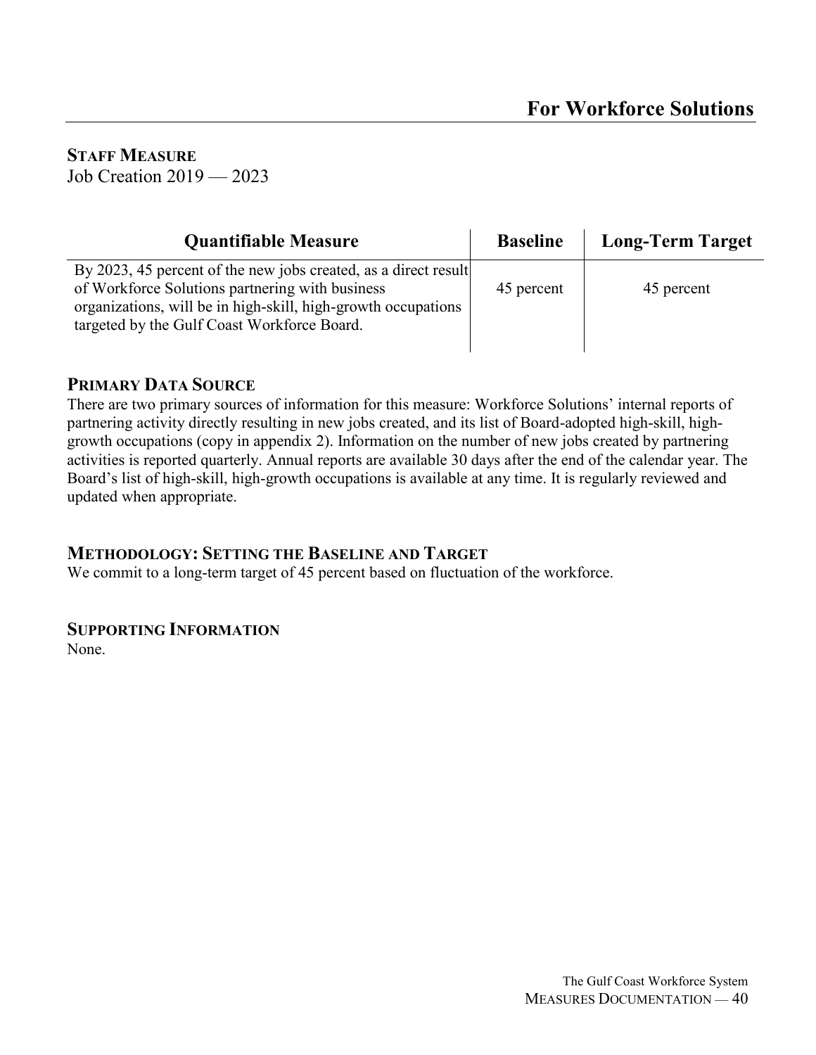## For Workforce Solutions

**STAFF MEASURE**
Job Creation 2019 — 2023

| Quantifiable Measure | Baseline | Long-Term Target |
|---|---|---|
| By 2023, 45 percent of the new jobs created, as a direct result of Workforce Solutions partnering with business organizations, will be in high-skill, high-growth occupations targeted by the Gulf Coast Workforce Board. | 45 percent | 45 percent |

### PRIMARY DATA SOURCE

There are two primary sources of information for this measure: Workforce Solutions' internal reports of partnering activity directly resulting in new jobs created, and its list of Board-adopted high-skill, high-growth occupations (copy in appendix 2). Information on the number of new jobs created by partnering activities is reported quarterly. Annual reports are available 30 days after the end of the calendar year. The Board's list of high-skill, high-growth occupations is available at any time. It is regularly reviewed and updated when appropriate.

### METHODOLOGY: SETTING THE BASELINE AND TARGET

We commit to a long-term target of 45 percent based on fluctuation of the workforce.

### SUPPORTING INFORMATION

None.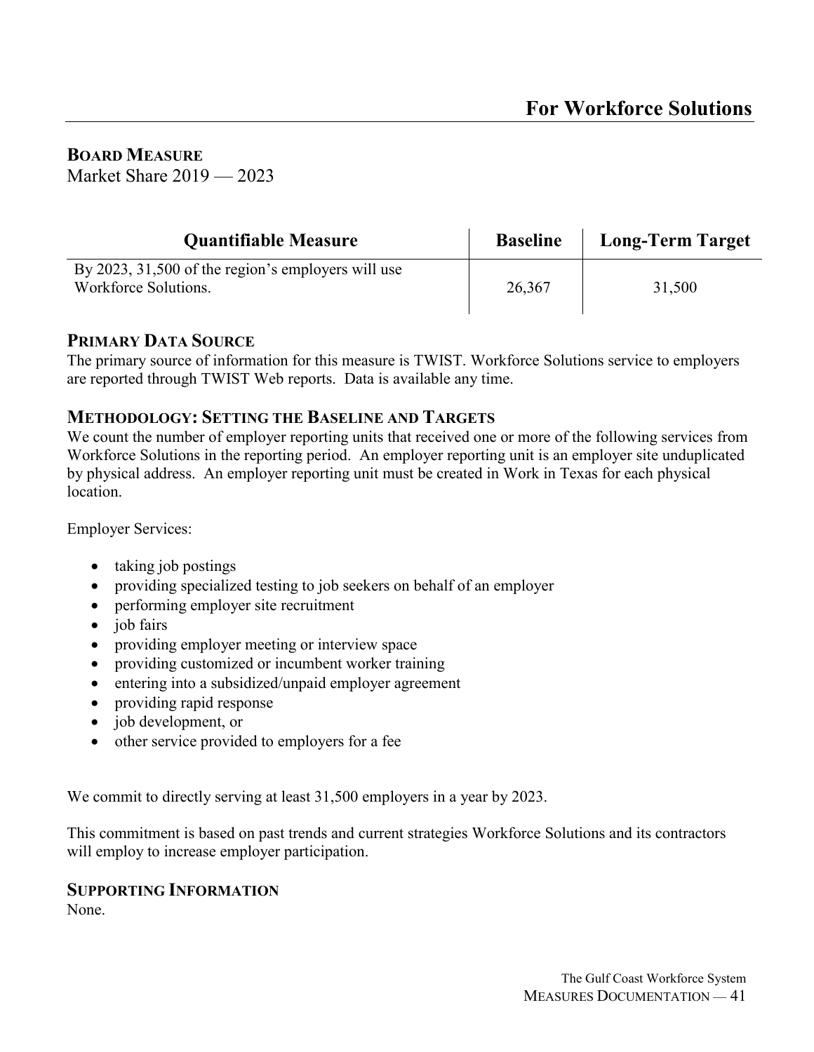# For Workforce Solutions

## Board Measure

Market Share 2019 — 2023

| Quantifiable Measure | Baseline | Long-Term Target |
|---|---|---|
| By 2023, 31,500 of the region's employers will use Workforce Solutions. | 26,367 | 31,500 |

### Primary Data Source

The primary source of information for this measure is TWIST. Workforce Solutions service to employers are reported through TWIST Web reports. Data is available any time.

### Methodology: Setting the Baseline and Targets

We count the number of employer reporting units that received one or more of the following services from Workforce Solutions in the reporting period. An employer reporting unit is an employer site unduplicated by physical address. An employer reporting unit must be created in Work in Texas for each physical location.

Employer Services:

- taking job postings
- providing specialized testing to job seekers on behalf of an employer
- performing employer site recruitment
- job fairs
- providing employer meeting or interview space
- providing customized or incumbent worker training
- entering into a subsidized/unpaid employer agreement
- providing rapid response
- job development, or
- other service provided to employers for a fee

We commit to directly serving at least 31,500 employers in a year by 2023.

This commitment is based on past trends and current strategies Workforce Solutions and its contractors will employ to increase employer participation.

### Supporting Information

None.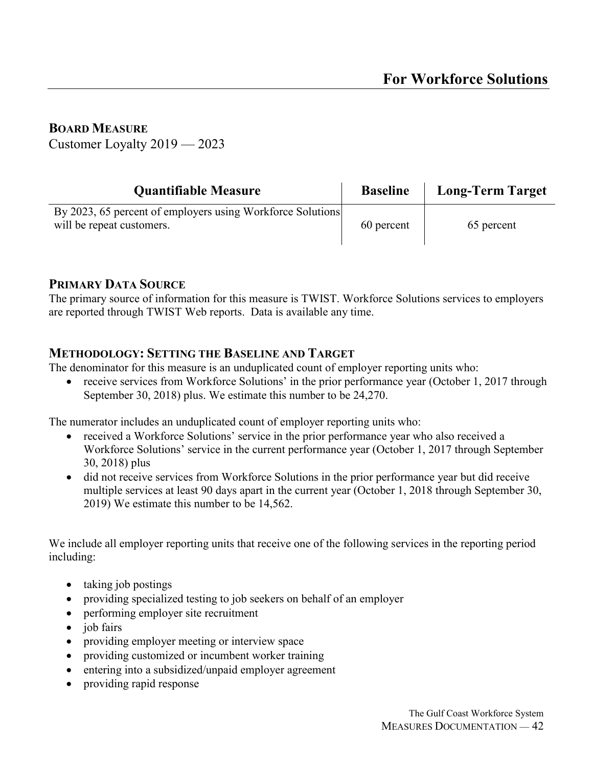## For Workforce Solutions

### Board Measure

Customer Loyalty 2019 — 2023

| Quantifiable Measure | Baseline | Long-Term Target |
|---|---|---|
| By 2023, 65 percent of employers using Workforce Solutions will be repeat customers. | 60 percent | 65 percent |

### Primary Data Source

The primary source of information for this measure is TWIST. Workforce Solutions services to employers are reported through TWIST Web reports. Data is available any time.

### Methodology: Setting the Baseline and Target

The denominator for this measure is an unduplicated count of employer reporting units who:

- receive services from Workforce Solutions' in the prior performance year (October 1, 2017 through September 30, 2018) plus. We estimate this number to be 24,270.

The numerator includes an unduplicated count of employer reporting units who:

- received a Workforce Solutions' service in the prior performance year who also received a Workforce Solutions' service in the current performance year (October 1, 2017 through September 30, 2018) plus
- did not receive services from Workforce Solutions in the prior performance year but did receive multiple services at least 90 days apart in the current year (October 1, 2018 through September 30, 2019) We estimate this number to be 14,562.

We include all employer reporting units that receive one of the following services in the reporting period including:

- taking job postings
- providing specialized testing to job seekers on behalf of an employer
- performing employer site recruitment
- job fairs
- providing employer meeting or interview space
- providing customized or incumbent worker training
- entering into a subsidized/unpaid employer agreement
- providing rapid response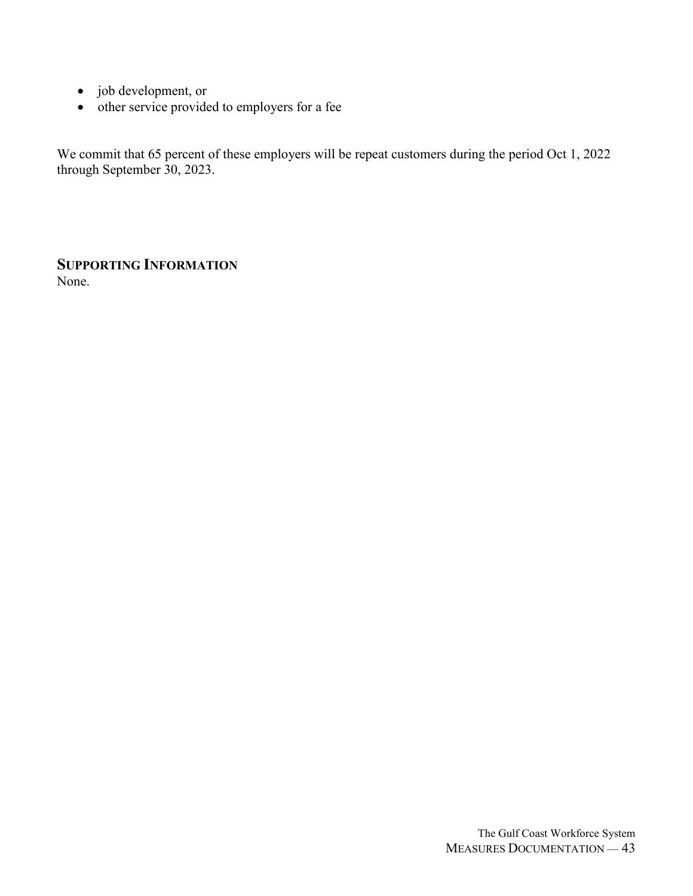- job development, or
- other service provided to employers for a fee

We commit that 65 percent of these employers will be repeat customers during the period Oct 1, 2022 through September 30, 2023.

## SUPPORTING INFORMATION

None.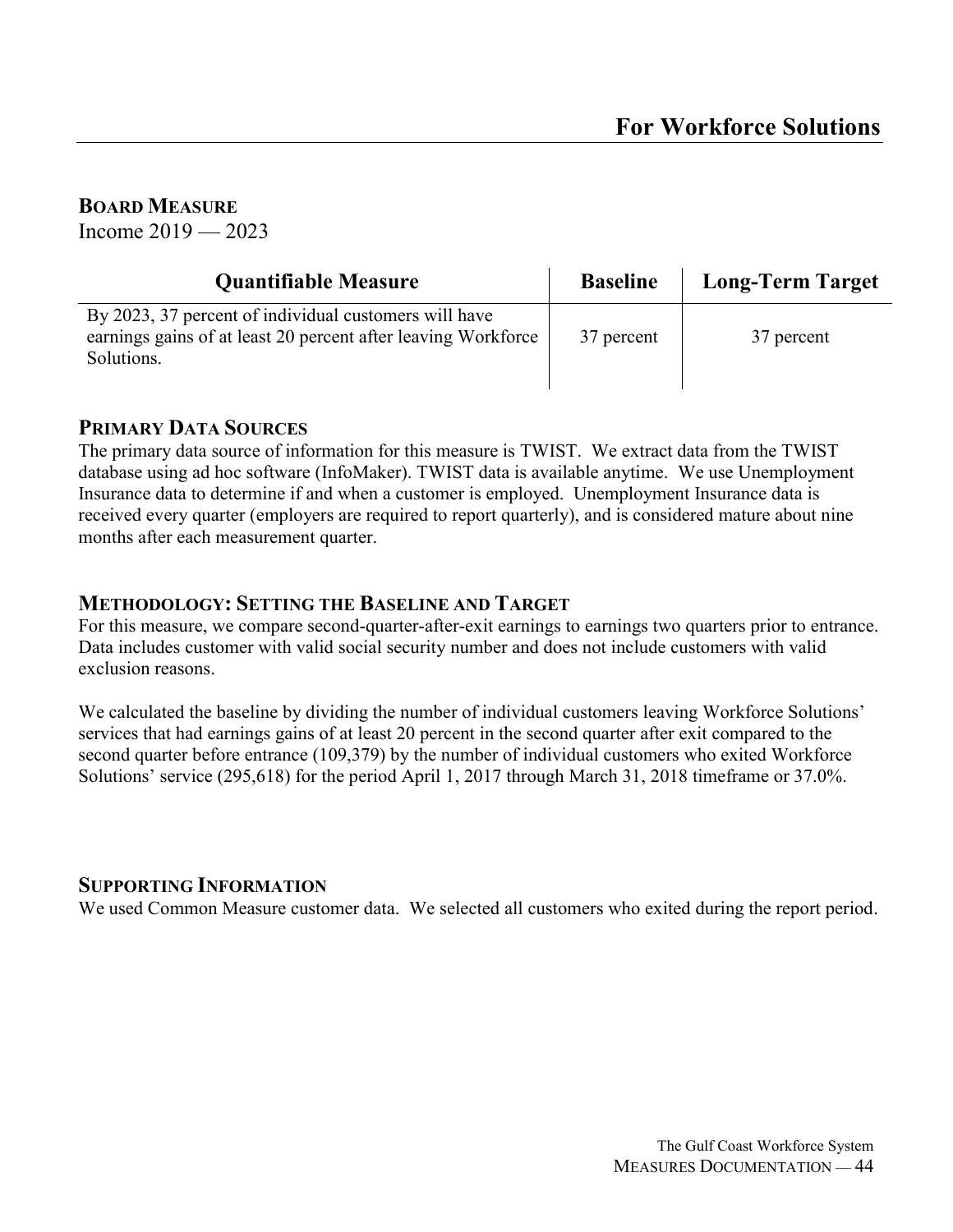# For Workforce Solutions

## BOARD MEASURE

Income 2019 — 2023

| Quantifiable Measure | Baseline | Long-Term Target |
|---|---|---|
| By 2023, 37 percent of individual customers will have earnings gains of at least 20 percent after leaving Workforce Solutions. | 37 percent | 37 percent |

## PRIMARY DATA SOURCES

The primary data source of information for this measure is TWIST. We extract data from the TWIST database using ad hoc software (InfoMaker). TWIST data is available anytime. We use Unemployment Insurance data to determine if and when a customer is employed. Unemployment Insurance data is received every quarter (employers are required to report quarterly), and is considered mature about nine months after each measurement quarter.

## METHODOLOGY: SETTING THE BASELINE AND TARGET

For this measure, we compare second-quarter-after-exit earnings to earnings two quarters prior to entrance. Data includes customer with valid social security number and does not include customers with valid exclusion reasons.

We calculated the baseline by dividing the number of individual customers leaving Workforce Solutions' services that had earnings gains of at least 20 percent in the second quarter after exit compared to the second quarter before entrance (109,379) by the number of individual customers who exited Workforce Solutions' service (295,618) for the period April 1, 2017 through March 31, 2018 timeframe or 37.0%.

## SUPPORTING INFORMATION

We used Common Measure customer data. We selected all customers who exited during the report period.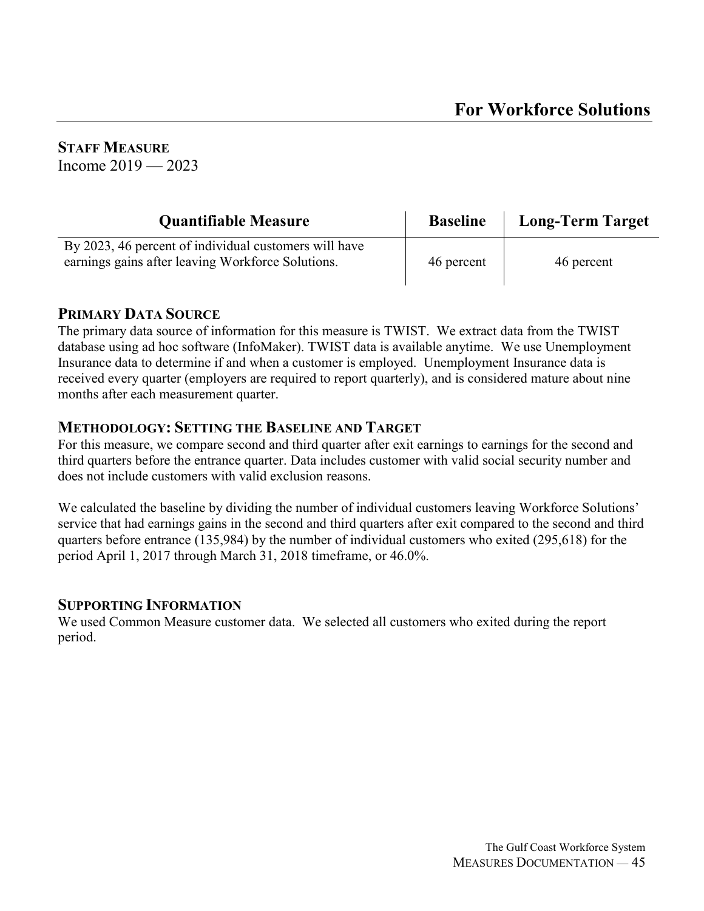# For Workforce Solutions

**STAFF MEASURE**
Income 2019 — 2023

| Quantifiable Measure | Baseline | Long-Term Target |
|---|---|---|
| By 2023, 46 percent of individual customers will have earnings gains after leaving Workforce Solutions. | 46 percent | 46 percent |

## PRIMARY DATA SOURCE

The primary data source of information for this measure is TWIST. We extract data from the TWIST database using ad hoc software (InfoMaker). TWIST data is available anytime. We use Unemployment Insurance data to determine if and when a customer is employed. Unemployment Insurance data is received every quarter (employers are required to report quarterly), and is considered mature about nine months after each measurement quarter.

## METHODOLOGY: SETTING THE BASELINE AND TARGET

For this measure, we compare second and third quarter after exit earnings to earnings for the second and third quarters before the entrance quarter. Data includes customer with valid social security number and does not include customers with valid exclusion reasons.

We calculated the baseline by dividing the number of individual customers leaving Workforce Solutions' service that had earnings gains in the second and third quarters after exit compared to the second and third quarters before entrance (135,984) by the number of individual customers who exited (295,618) for the period April 1, 2017 through March 31, 2018 timeframe, or 46.0%.

## SUPPORTING INFORMATION

We used Common Measure customer data. We selected all customers who exited during the report period.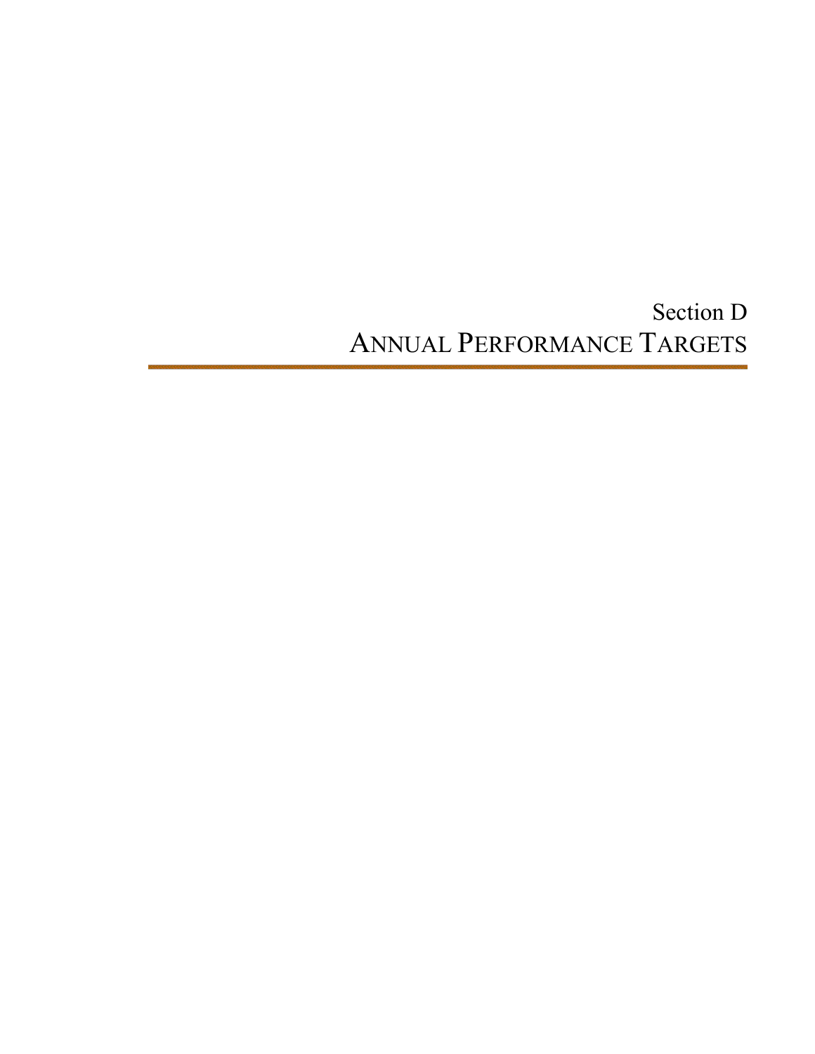Section D

# ANNUAL PERFORMANCE TARGETS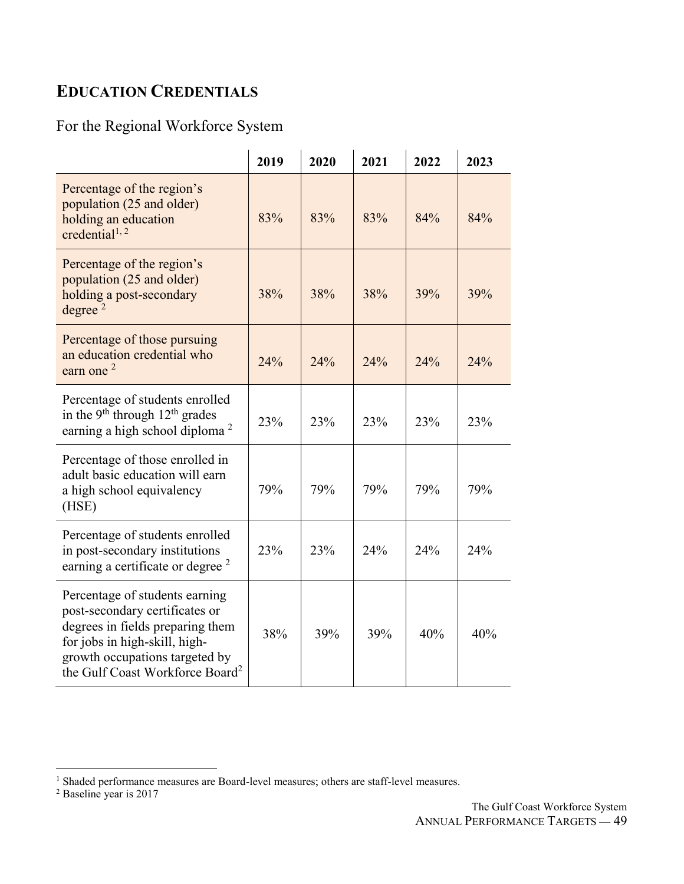## EDUCATION CREDENTIALS

For the Regional Workforce System

| | 2019 | 2020 | 2021 | 2022 | 2023 |
|---|---|---|---|---|---|
| Percentage of the region's population (25 and older) holding an education credential[1, 2] | 83% | 83% | 83% | 84% | 84% |
| Percentage of the region's population (25 and older) holding a post-secondary degree [2] | 38% | 38% | 38% | 39% | 39% |
| Percentage of those pursuing an education credential who earn one [2] | 24% | 24% | 24% | 24% | 24% |
| Percentage of students enrolled in the 9th through 12th grades earning a high school diploma [2] | 23% | 23% | 23% | 23% | 23% |
| Percentage of those enrolled in adult basic education will earn a high school equivalency (HSE) | 79% | 79% | 79% | 79% | 79% |
| Percentage of students enrolled in post-secondary institutions earning a certificate or degree [2] | 23% | 23% | 24% | 24% | 24% |
| Percentage of students earning post-secondary certificates or degrees in fields preparing them for jobs in high-skill, high-growth occupations targeted by the Gulf Coast Workforce Board[2] | 38% | 39% | 39% | 40% | 40% |

[1] Shaded performance measures are Board-level measures; others are staff-level measures.
[2] Baseline year is 2017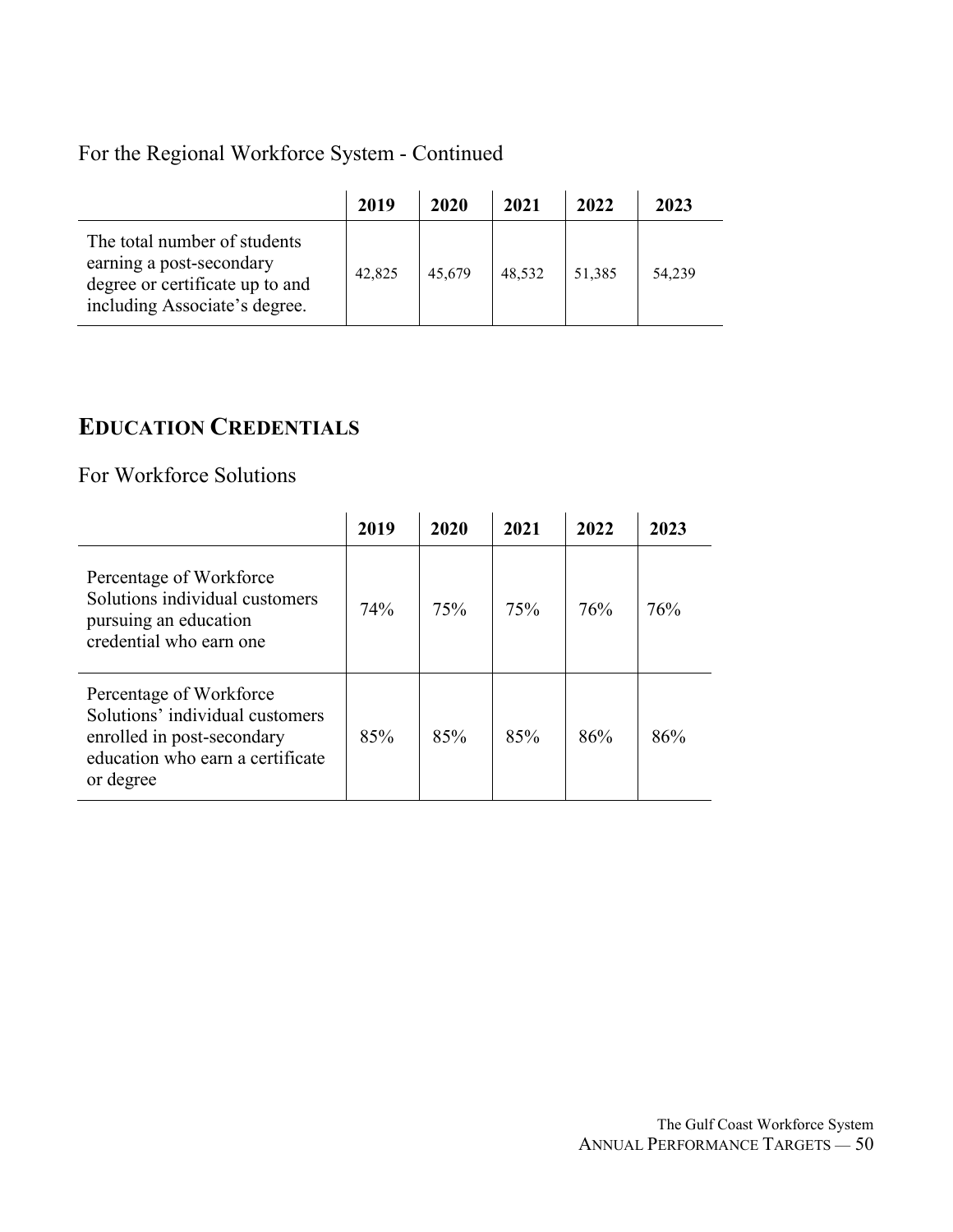For the Regional Workforce System - Continued

| | 2019 | 2020 | 2021 | 2022 | 2023 |
|---|---|---|---|---|---|
| The total number of students earning a post-secondary degree or certificate up to and including Associate's degree. | 42,825 | 45,679 | 48,532 | 51,385 | 54,239 |

## EDUCATION CREDENTIALS

For Workforce Solutions

| | 2019 | 2020 | 2021 | 2022 | 2023 |
|---|---|---|---|---|---|
| Percentage of Workforce Solutions individual customers pursuing an education credential who earn one | 74% | 75% | 75% | 76% | 76% |
| Percentage of Workforce Solutions' individual customers enrolled in post-secondary education who earn a certificate or degree | 85% | 85% | 85% | 86% | 86% |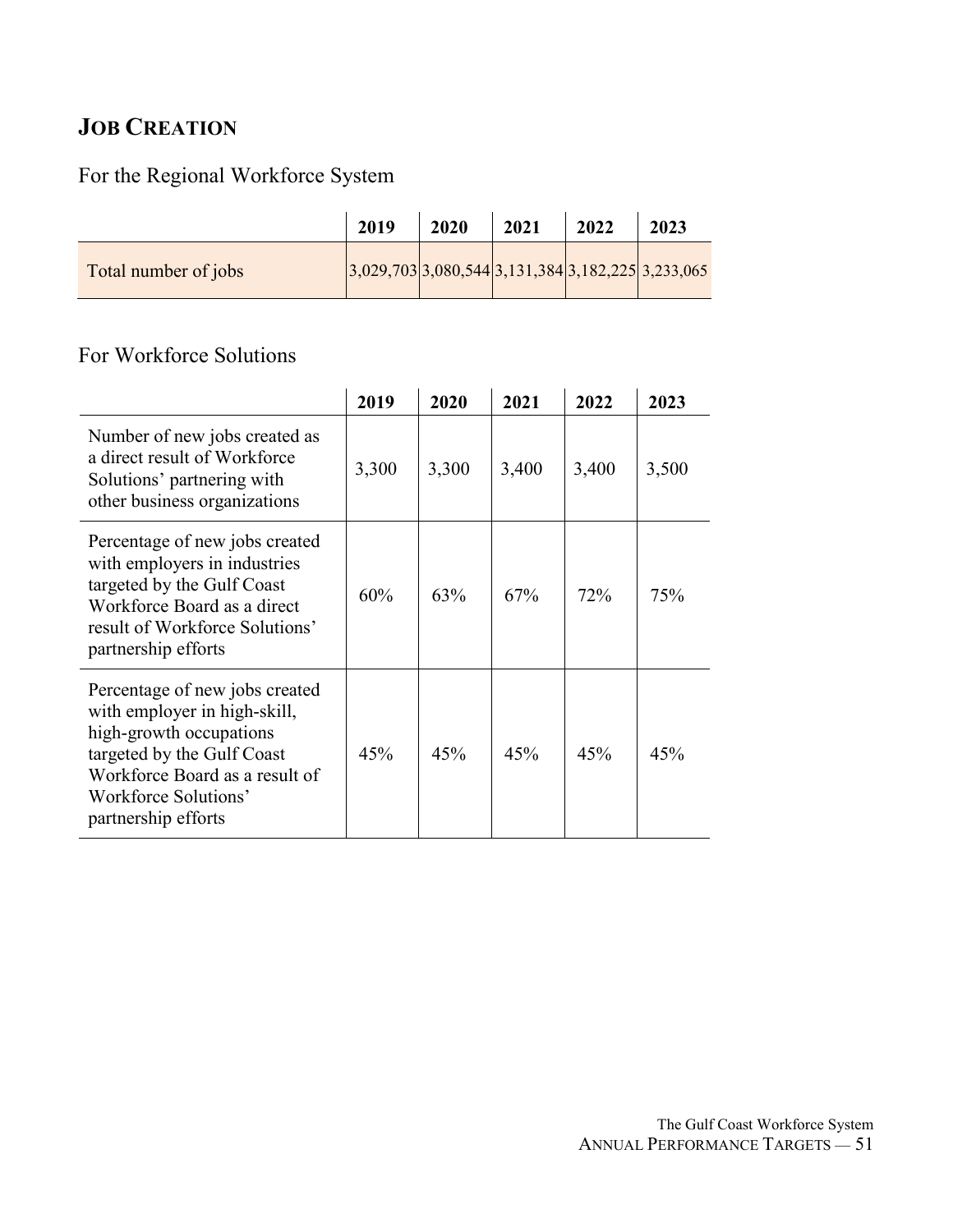## Job Creation

### For the Regional Workforce System

| | 2019 | 2020 | 2021 | 2022 | 2023 |
|---|---|---|---|---|---|
| Total number of jobs | 3,029,703 | 3,080,544 | 3,131,384 | 3,182,225 | 3,233,065 |

### For Workforce Solutions

| | 2019 | 2020 | 2021 | 2022 | 2023 |
|---|---|---|---|---|---|
| Number of new jobs created as a direct result of Workforce Solutions' partnering with other business organizations | 3,300 | 3,300 | 3,400 | 3,400 | 3,500 |
| Percentage of new jobs created with employers in industries targeted by the Gulf Coast Workforce Board as a direct result of Workforce Solutions' partnership efforts | 60% | 63% | 67% | 72% | 75% |
| Percentage of new jobs created with employer in high-skill, high-growth occupations targeted by the Gulf Coast Workforce Board as a result of Workforce Solutions' partnership efforts | 45% | 45% | 45% | 45% | 45% |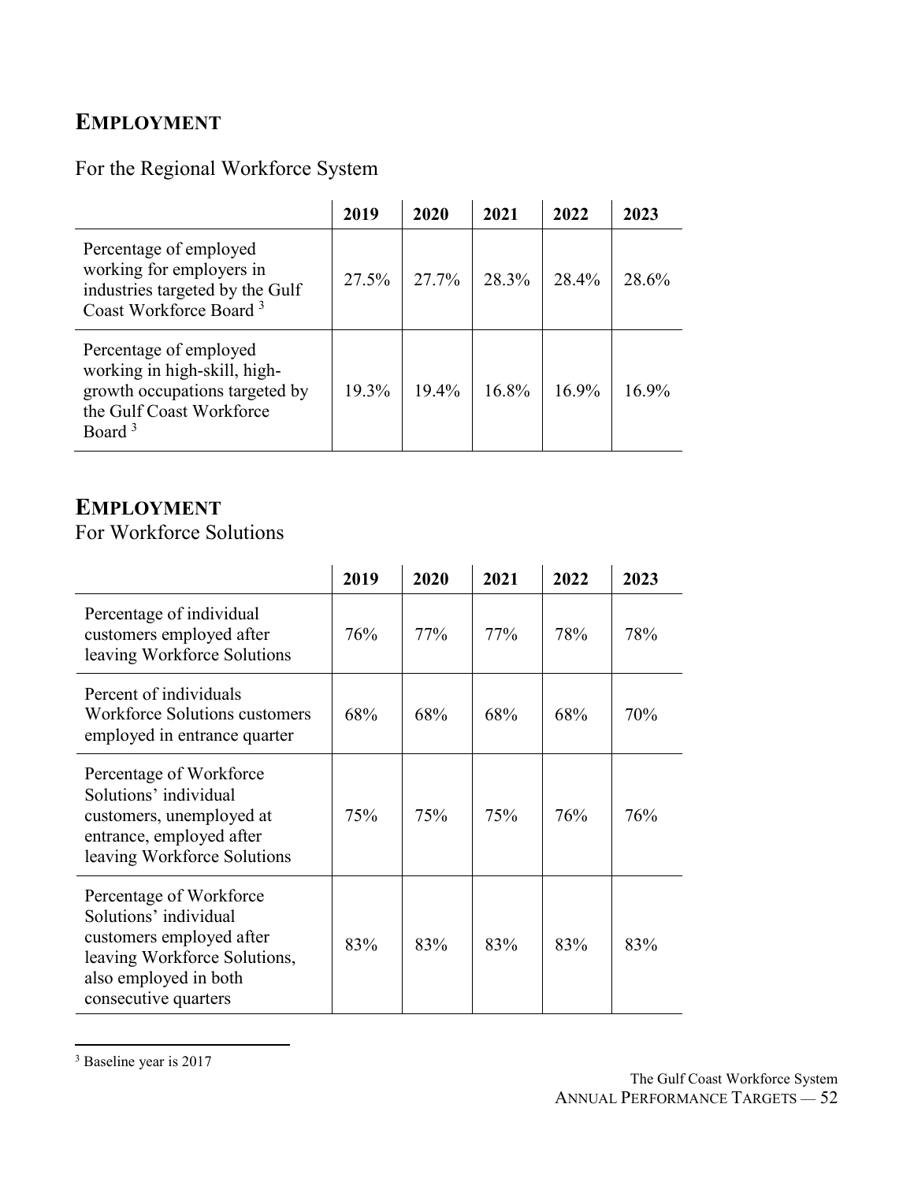## EMPLOYMENT

For the Regional Workforce System

| | 2019 | 2020 | 2021 | 2022 | 2023 |
|---|---|---|---|---|---|
| Percentage of employed working for employers in industries targeted by the Gulf Coast Workforce Board [3] | 27.5% | 27.7% | 28.3% | 28.4% | 28.6% |
| Percentage of employed working in high-skill, high-growth occupations targeted by the Gulf Coast Workforce Board [3] | 19.3% | 19.4% | 16.8% | 16.9% | 16.9% |

## EMPLOYMENT

For Workforce Solutions

| | 2019 | 2020 | 2021 | 2022 | 2023 |
|---|---|---|---|---|---|
| Percentage of individual customers employed after leaving Workforce Solutions | 76% | 77% | 77% | 78% | 78% |
| Percent of individuals Workforce Solutions customers employed in entrance quarter | 68% | 68% | 68% | 68% | 70% |
| Percentage of Workforce Solutions' individual customers, unemployed at entrance, employed after leaving Workforce Solutions | 75% | 75% | 75% | 76% | 76% |
| Percentage of Workforce Solutions' individual customers employed after leaving Workforce Solutions, also employed in both consecutive quarters | 83% | 83% | 83% | 83% | 83% |

[3] Baseline year is 2017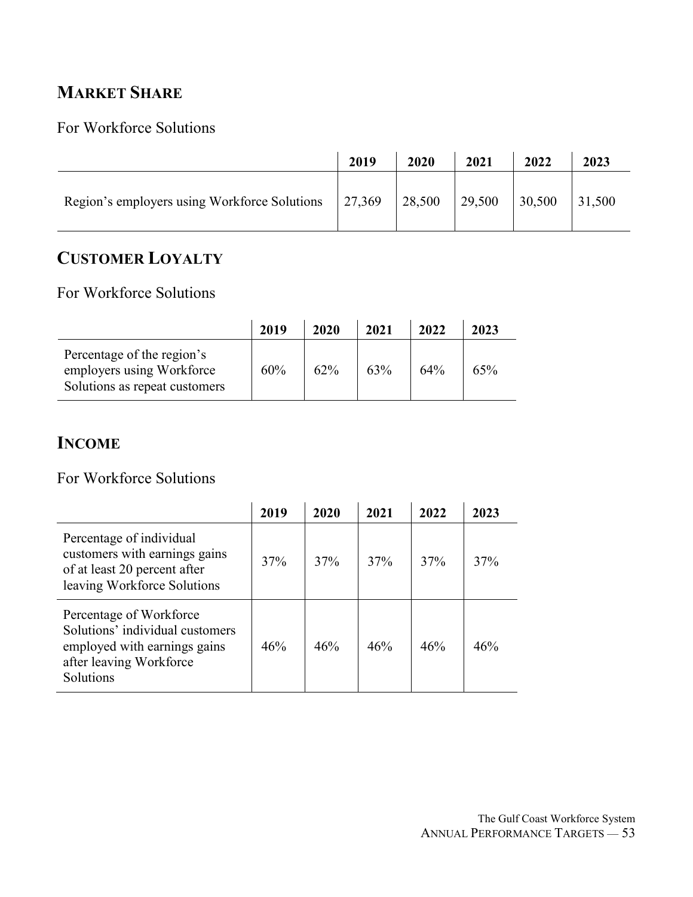## MARKET SHARE

For Workforce Solutions

| | 2019 | 2020 | 2021 | 2022 | 2023 |
|---|---|---|---|---|---|
| Region's employers using Workforce Solutions | 27,369 | 28,500 | 29,500 | 30,500 | 31,500 |

## CUSTOMER LOYALTY

For Workforce Solutions

| | 2019 | 2020 | 2021 | 2022 | 2023 |
|---|---|---|---|---|---|
| Percentage of the region's employers using Workforce Solutions as repeat customers | 60% | 62% | 63% | 64% | 65% |

## INCOME

For Workforce Solutions

| | 2019 | 2020 | 2021 | 2022 | 2023 |
|---|---|---|---|---|---|
| Percentage of individual customers with earnings gains of at least 20 percent after leaving Workforce Solutions | 37% | 37% | 37% | 37% | 37% |
| Percentage of Workforce Solutions' individual customers employed with earnings gains after leaving Workforce Solutions | 46% | 46% | 46% | 46% | 46% |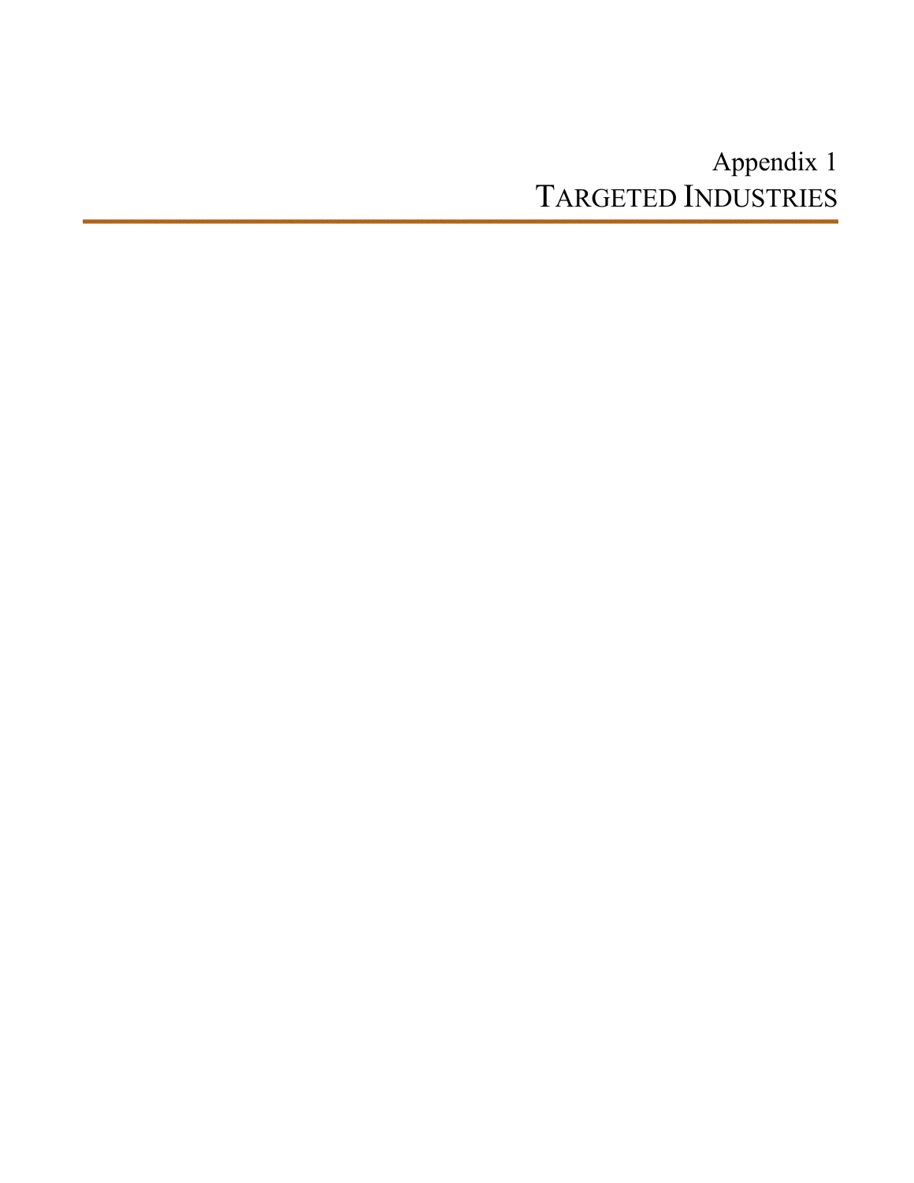# Appendix 1
# TARGETED INDUSTRIES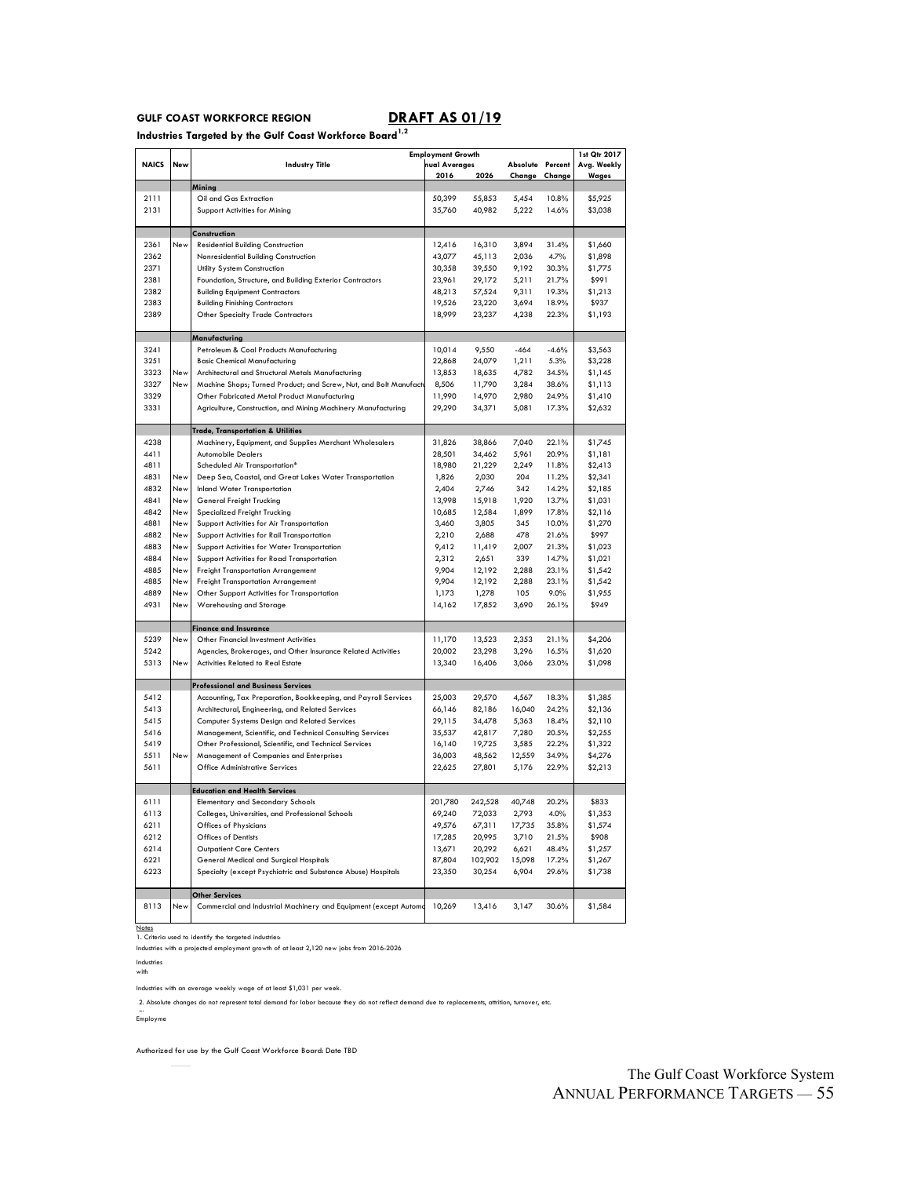**GULF COAST WORKFORCE REGION** **DRAFT AS 01/19**

**Industries Targeted by the Gulf Coast Workforce Board**[1,2]

| NAICS | New | Industry Title | Employment Growth Annual Averages 2016 | 2026 | Absolute Change | Percent Change | 1st Qtr 2017 Avg. Weekly Wages |
|---|---|---|---|---|---|---|---|
| | | **Mining** | | | | | |
| 2111 | | Oil and Gas Extraction | 50,399 | 55,853 | 5,454 | 10.8% | $5,925 |
| 2131 | | Support Activities for Mining | 35,760 | 40,982 | 5,222 | 14.6% | $3,038 |
| | | **Construction** | | | | | |
| 2361 | New | Residential Building Construction | 12,416 | 16,310 | 3,894 | 31.4% | $1,660 |
| 2362 | | Nonresidential Building Construction | 43,077 | 45,113 | 2,036 | 4.7% | $1,898 |
| 2371 | | Utility System Construction | 30,358 | 39,550 | 9,192 | 30.3% | $1,775 |
| 2381 | | Foundation, Structure, and Building Exterior Contractors | 23,961 | 29,172 | 5,211 | 21.7% | $991 |
| 2382 | | Building Equipment Contractors | 48,213 | 57,524 | 9,311 | 19.3% | $1,213 |
| 2383 | | Building Finishing Contractors | 19,526 | 23,220 | 3,694 | 18.9% | $937 |
| 2389 | | Other Specialty Trade Contractors | 18,999 | 23,237 | 4,238 | 22.3% | $1,193 |
| | | **Manufacturing** | | | | | |
| 3241 | | Petroleum & Coal Products Manufacturing | 10,014 | 9,550 | -464 | -4.6% | $3,563 |
| 3251 | | Basic Chemical Manufacturing | 22,868 | 24,079 | 1,211 | 5.3% | $3,228 |
| 3323 | New | Architectural and Structural Metals Manufacturing | 13,853 | 18,635 | 4,782 | 34.5% | $1,145 |
| 3327 | New | Machine Shops; Turned Product; and Screw, Nut, and Bolt Manufactu | 8,506 | 11,790 | 3,284 | 38.6% | $1,113 |
| 3329 | | Other Fabricated Metal Product Manufacturing | 11,990 | 14,970 | 2,980 | 24.9% | $1,410 |
| 3331 | | Agriculture, Construction, and Mining Machinery Manufacturing | 29,290 | 34,371 | 5,081 | 17.3% | $2,632 |
| | | **Trade, Transportation & Utilities** | | | | | |
| 4238 | | Machinery, Equipment, and Supplies Merchant Wholesalers | 31,826 | 38,866 | 7,040 | 22.1% | $1,745 |
| 4411 | | Automobile Dealers | 28,501 | 34,462 | 5,961 | 20.9% | $1,181 |
| 4811 | | Scheduled Air Transportation* | 18,980 | 21,229 | 2,249 | 11.8% | $2,413 |
| 4831 | New | Deep Sea, Coastal, and Great Lakes Water Transportation | 1,826 | 2,030 | 204 | 11.2% | $2,341 |
| 4832 | New | Inland Water Transportation | 2,404 | 2,746 | 342 | 14.2% | $2,185 |
| 4841 | New | General Freight Trucking | 13,998 | 15,918 | 1,920 | 13.7% | $1,031 |
| 4842 | New | Specialized Freight Trucking | 10,685 | 12,584 | 1,899 | 17.8% | $2,116 |
| 4881 | New | Support Activities for Air Transportation | 3,460 | 3,805 | 345 | 10.0% | $1,270 |
| 4882 | New | Support Activities for Rail Transportation | 2,210 | 2,688 | 478 | 21.6% | $997 |
| 4883 | New | Support Activities for Water Transportation | 9,412 | 11,419 | 2,007 | 21.3% | $1,023 |
| 4884 | New | Support Activities for Road Transportation | 2,312 | 2,651 | 339 | 14.7% | $1,021 |
| 4885 | New | Freight Transportation Arrangement | 9,904 | 12,192 | 2,288 | 23.1% | $1,542 |
| 4885 | New | Freight Transportation Arrangement | 9,904 | 12,192 | 2,288 | 23.1% | $1,542 |
| 4889 | New | Other Support Activities for Transportation | 1,173 | 1,278 | 105 | 9.0% | $1,955 |
| 4931 | New | Warehousing and Storage | 14,162 | 17,852 | 3,690 | 26.1% | $949 |
| | | **Finance and Insurance** | | | | | |
| 5239 | New | Other Financial Investment Activities | 11,170 | 13,523 | 2,353 | 21.1% | $4,206 |
| 5242 | | Agencies, Brokerages, and Other Insurance Related Activities | 20,002 | 23,298 | 3,296 | 16.5% | $1,620 |
| 5313 | New | Activities Related to Real Estate | 13,340 | 16,406 | 3,066 | 23.0% | $1,098 |
| | | **Professional and Business Services** | | | | | |
| 5412 | | Accounting, Tax Preparation, Bookkeeping, and Payroll Services | 25,003 | 29,570 | 4,567 | 18.3% | $1,385 |
| 5413 | | Architectural, Engineering, and Related Services | 66,146 | 82,186 | 16,040 | 24.2% | $2,136 |
| 5415 | | Computer Systems Design and Related Services | 29,115 | 34,478 | 5,363 | 18.4% | $2,110 |
| 5416 | | Management, Scientific, and Technical Consulting Services | 35,537 | 42,817 | 7,280 | 20.5% | $2,255 |
| 5419 | | Other Professional, Scientific, and Technical Services | 16,140 | 19,725 | 3,585 | 22.2% | $1,322 |
| 5511 | New | Management of Companies and Enterprises | 36,003 | 48,562 | 12,559 | 34.9% | $4,276 |
| 5611 | | Office Administrative Services | 22,625 | 27,801 | 5,176 | 22.9% | $2,213 |
| | | **Education and Health Services** | | | | | |
| 6111 | | Elementary and Secondary Schools | 201,780 | 242,528 | 40,748 | 20.2% | $833 |
| 6113 | | Colleges, Universities, and Professional Schools | 69,240 | 72,033 | 2,793 | 4.0% | $1,353 |
| 6211 | | Offices of Physicians | 49,576 | 67,311 | 17,735 | 35.8% | $1,574 |
| 6212 | | Offices of Dentists | 17,285 | 20,995 | 3,710 | 21.5% | $908 |
| 6214 | | Outpatient Care Centers | 13,671 | 20,292 | 6,621 | 48.4% | $1,257 |
| 6221 | | General Medical and Surgical Hospitals | 87,804 | 102,902 | 15,098 | 17.2% | $1,267 |
| 6223 | | Specialty (except Psychiatric and Substance Abuse) Hospitals | 23,350 | 30,254 | 6,904 | 29.6% | $1,738 |
| | | **Other Services** | | | | | |
| 8113 | New | Commercial and Industrial Machinery and Equipment (except Automo | 10,269 | 13,416 | 3,147 | 30.6% | $1,584 |

Notes

1. Criteria used to identify the targeted industries:

Industries with a projected employment growth of at least 2,120 new jobs from 2016-2026

Industries with

Industries with an average weekly wage of at least $1,031 per week.

2. Absolute changes do not represent total demand for labor because they do not reflect demand due to replacements, attrition, turnover, etc.

Employme

Authorized for use by the Gulf Coast Workforce Board: Date TBD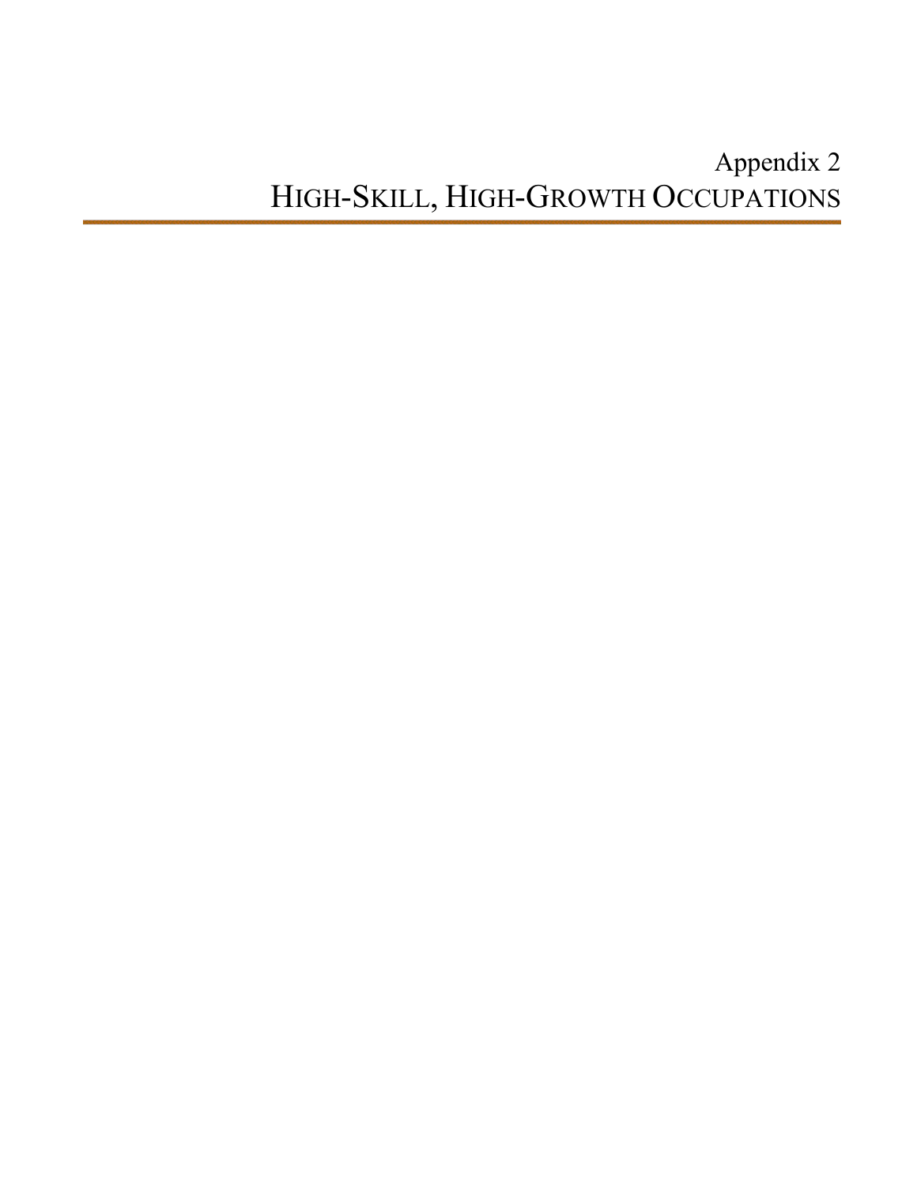# Appendix 2
# HIGH-SKILL, HIGH-GROWTH OCCUPATIONS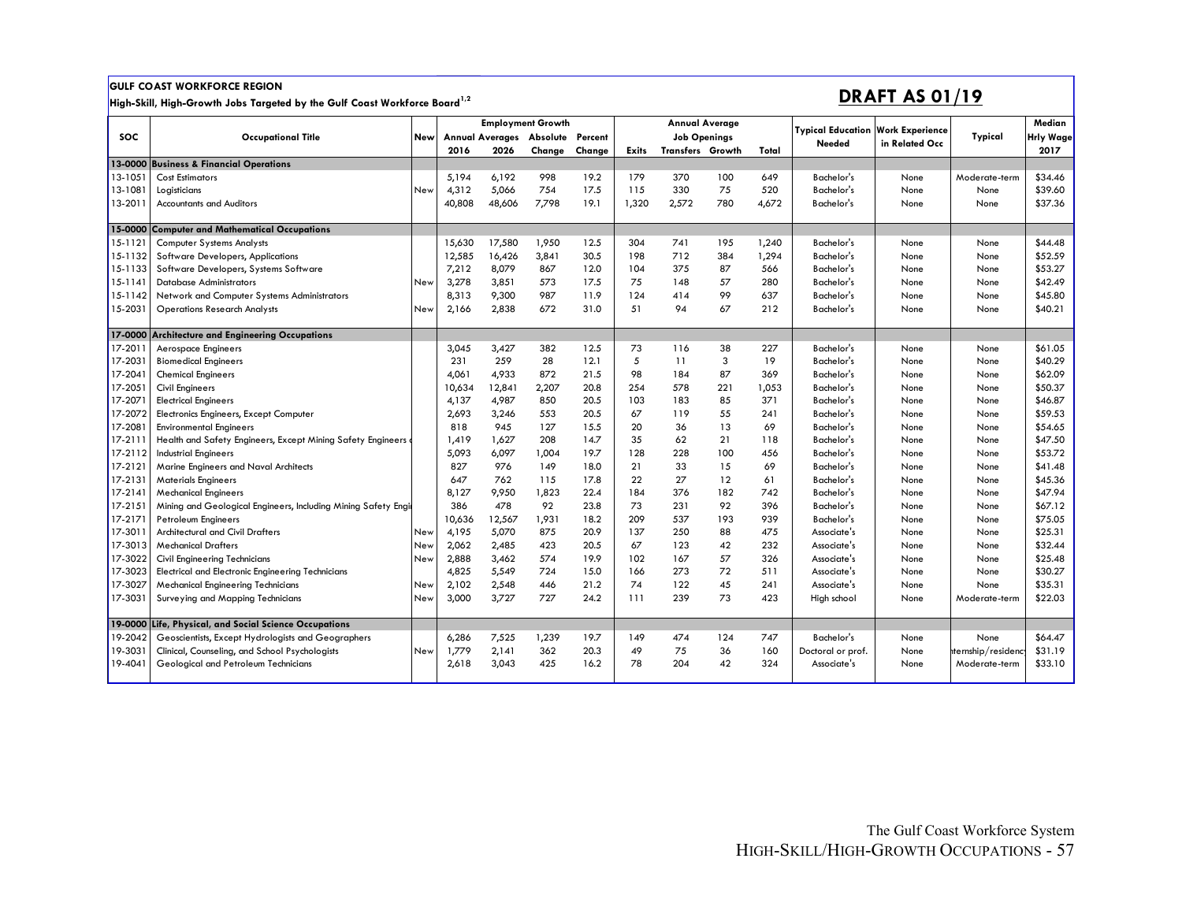**GULF COAST WORKFORCE REGION**

**High-Skill, High-Growth Jobs Targeted by the Gulf Coast Workforce Board[1,2]**

## DRAFT AS 01/19

| SOC | Occupational Title | New | Employment Growth | | | | Annual Average Job Openings | | | | Typical Education Needed | Work Experience in Related Occ | Typical | Median Hrly Wage 2017 |
|---|---|---|---|---|---|---|---|---|---|---|---|---|---|---|
| | | | Annual Averages 2016 | Annual Averages 2026 | Absolute Change | Percent Change | Exits | Transfers | Growth | Total | | | | |
| **13-0000** | **Business & Financial Operations** | | | | | | | | | | | | | |
| 13-1051 | Cost Estimators | | 5,194 | 6,192 | 998 | 19.2 | 179 | 370 | 100 | 649 | Bachelor's | None | Moderate-term | $34.46 |
| 13-1081 | Logisticians | New | 4,312 | 5,066 | 754 | 17.5 | 115 | 330 | 75 | 520 | Bachelor's | None | None | $39.60 |
| 13-2011 | Accountants and Auditors | | 40,808 | 48,606 | 7,798 | 19.1 | 1,320 | 2,572 | 780 | 4,672 | Bachelor's | None | None | $37.36 |
| **15-0000** | **Computer and Mathematical Occupations** | | | | | | | | | | | | | |
| 15-1121 | Computer Systems Analysts | | 15,630 | 17,580 | 1,950 | 12.5 | 304 | 741 | 195 | 1,240 | Bachelor's | None | None | $44.48 |
| 15-1132 | Software Developers, Applications | | 12,585 | 16,426 | 3,841 | 30.5 | 198 | 712 | 384 | 1,294 | Bachelor's | None | None | $52.59 |
| 15-1133 | Software Developers, Systems Software | | 7,212 | 8,079 | 867 | 12.0 | 104 | 375 | 87 | 566 | Bachelor's | None | None | $53.27 |
| 15-1141 | Database Administrators | New | 3,278 | 3,851 | 573 | 17.5 | 75 | 148 | 57 | 280 | Bachelor's | None | None | $42.49 |
| 15-1142 | Network and Computer Systems Administrators | | 8,313 | 9,300 | 987 | 11.9 | 124 | 414 | 99 | 637 | Bachelor's | None | None | $45.80 |
| 15-2031 | Operations Research Analysts | New | 2,166 | 2,838 | 672 | 31.0 | 51 | 94 | 67 | 212 | Bachelor's | None | None | $40.21 |
| **17-0000** | **Architecture and Engineering Occupations** | | | | | | | | | | | | | |
| 17-2011 | Aerospace Engineers | | 3,045 | 3,427 | 382 | 12.5 | 73 | 116 | 38 | 227 | Bachelor's | None | None | $61.05 |
| 17-2031 | Biomedical Engineers | | 231 | 259 | 28 | 12.1 | 5 | 11 | 3 | 19 | Bachelor's | None | None | $40.29 |
| 17-2041 | Chemical Engineers | | 4,061 | 4,933 | 872 | 21.5 | 98 | 184 | 87 | 369 | Bachelor's | None | None | $62.09 |
| 17-2051 | Civil Engineers | | 10,634 | 12,841 | 2,207 | 20.8 | 254 | 578 | 221 | 1,053 | Bachelor's | None | None | $50.37 |
| 17-2071 | Electrical Engineers | | 4,137 | 4,987 | 850 | 20.5 | 103 | 183 | 85 | 371 | Bachelor's | None | None | $46.87 |
| 17-2072 | Electronics Engineers, Except Computer | | 2,693 | 3,246 | 553 | 20.5 | 67 | 119 | 55 | 241 | Bachelor's | None | None | $59.53 |
| 17-2081 | Environmental Engineers | | 818 | 945 | 127 | 15.5 | 20 | 36 | 13 | 69 | Bachelor's | None | None | $54.65 |
| 17-2111 | Health and Safety Engineers, Except Mining Safety Engineers | | 1,419 | 1,627 | 208 | 14.7 | 35 | 62 | 21 | 118 | Bachelor's | None | None | $47.50 |
| 17-2112 | Industrial Engineers | | 5,093 | 6,097 | 1,004 | 19.7 | 128 | 228 | 100 | 456 | Bachelor's | None | None | $53.72 |
| 17-2121 | Marine Engineers and Naval Architects | | 827 | 976 | 149 | 18.0 | 21 | 33 | 15 | 69 | Bachelor's | None | None | $41.48 |
| 17-2131 | Materials Engineers | | 647 | 762 | 115 | 17.8 | 22 | 27 | 12 | 61 | Bachelor's | None | None | $45.36 |
| 17-2141 | Mechanical Engineers | | 8,127 | 9,950 | 1,823 | 22.4 | 184 | 376 | 182 | 742 | Bachelor's | None | None | $47.94 |
| 17-2151 | Mining and Geological Engineers, Including Mining Safety Engi | | 386 | 478 | 92 | 23.8 | 73 | 231 | 92 | 396 | Bachelor's | None | None | $67.12 |
| 17-2171 | Petroleum Engineers | | 10,636 | 12,567 | 1,931 | 18.2 | 209 | 537 | 193 | 939 | Bachelor's | None | None | $75.05 |
| 17-3011 | Architectural and Civil Drafters | New | 4,195 | 5,070 | 875 | 20.9 | 137 | 250 | 88 | 475 | Associate's | None | None | $25.31 |
| 17-3013 | Mechanical Drafters | New | 2,062 | 2,485 | 423 | 20.5 | 67 | 123 | 42 | 232 | Associate's | None | None | $32.44 |
| 17-3022 | Civil Engineering Technicians | New | 2,888 | 3,462 | 574 | 19.9 | 102 | 167 | 57 | 326 | Associate's | None | None | $25.48 |
| 17-3023 | Electrical and Electronic Engineering Technicians | | 4,825 | 5,549 | 724 | 15.0 | 166 | 273 | 72 | 511 | Associate's | None | None | $30.27 |
| 17-3027 | Mechanical Engineering Technicians | New | 2,102 | 2,548 | 446 | 21.2 | 74 | 122 | 45 | 241 | Associate's | None | None | $35.31 |
| 17-3031 | Surveying and Mapping Technicians | New | 3,000 | 3,727 | 727 | 24.2 | 111 | 239 | 73 | 423 | High school | None | Moderate-term | $22.03 |
| **19-0000** | **Life, Physical, and Social Science Occupations** | | | | | | | | | | | | | |
| 19-2042 | Geoscientists, Except Hydrologists and Geographers | | 6,286 | 7,525 | 1,239 | 19.7 | 149 | 474 | 124 | 747 | Bachelor's | None | None | $64.47 |
| 19-3031 | Clinical, Counseling, and School Psychologists | New | 1,779 | 2,141 | 362 | 20.3 | 49 | 75 | 36 | 160 | Doctoral or prof. | None | nternship/residency | $31.19 |
| 19-4041 | Geological and Petroleum Technicians | | 2,618 | 3,043 | 425 | 16.2 | 78 | 204 | 42 | 324 | Associate's | None | Moderate-term | $33.10 |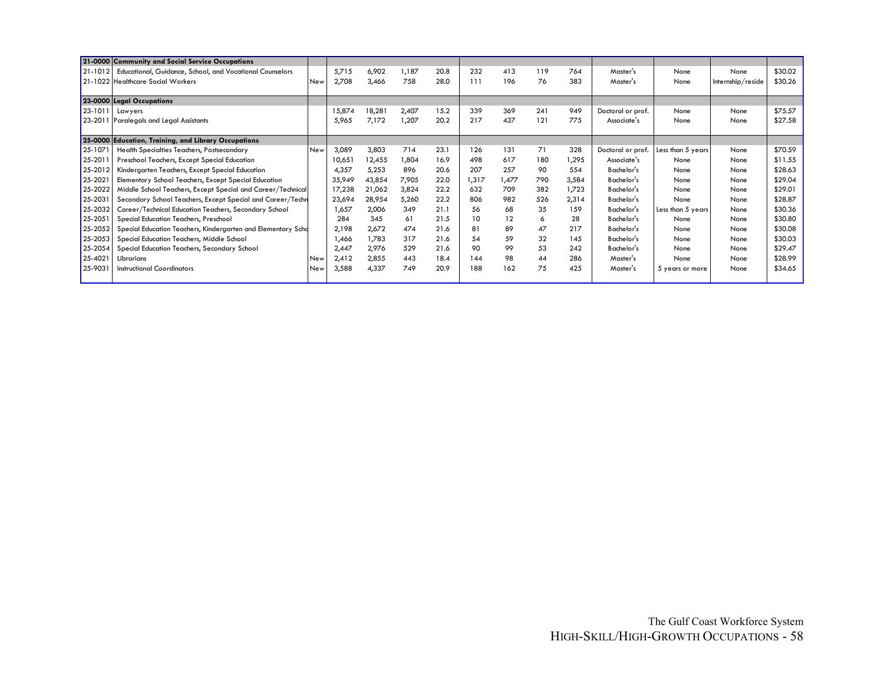| | | | | | | | | | | | | | | |
|---|---|---|---|---|---|---|---|---|---|---|---|---|---|---|
| **21-0000** | **Community and Social Service Occupations** | | | | | | | | | | | | | |
| 21-1012 | Educational, Guidance, School, and Vocational Counselors | | 5,715 | 6,902 | 1,187 | 20.8 | 232 | 413 | 119 | 764 | Master's | None | None | $30.02 |
| 21-1022 | Healthcare Social Workers | New | 2,708 | 3,466 | 758 | 28.0 | 111 | 196 | 76 | 383 | Master's | None | Internship/reside | $30.26 |
| **23-0000** | **Legal Occupations** | | | | | | | | | | | | | |
| 23-1011 | Lawyers | | 15,874 | 18,281 | 2,407 | 15.2 | 339 | 369 | 241 | 949 | Doctoral or prof. | None | None | $75.57 |
| 23-2011 | Paralegals and Legal Assistants | | 5,965 | 7,172 | 1,207 | 20.2 | 217 | 437 | 121 | 775 | Associate's | None | None | $27.58 |
| **25-0000** | **Education, Training, and Library Occupations** | | | | | | | | | | | | | |
| 25-1071 | Health Specialties Teachers, Postsecondary | New | 3,089 | 3,803 | 714 | 23.1 | 126 | 131 | 71 | 328 | Doctoral or prof. | Less than 5 years | None | $70.59 |
| 25-2011 | Preschool Teachers, Except Special Education | | 10,651 | 12,455 | 1,804 | 16.9 | 498 | 617 | 180 | 1,295 | Associate's | None | None | $11.55 |
| 25-2012 | Kindergarten Teachers, Except Special Education | | 4,357 | 5,253 | 896 | 20.6 | 207 | 257 | 90 | 554 | Bachelor's | None | None | $28.63 |
| 25-2021 | Elementary School Teachers, Except Special Education | | 35,949 | 43,854 | 7,905 | 22.0 | 1,317 | 1,477 | 790 | 3,584 | Bachelor's | None | None | $29.04 |
| 25-2022 | Middle School Teachers, Except Special and Career/Technical | | 17,238 | 21,062 | 3,824 | 22.2 | 632 | 709 | 382 | 1,723 | Bachelor's | None | None | $29.01 |
| 25-2031 | Secondary School Teachers, Except Special and Career/Techn | | 23,694 | 28,954 | 5,260 | 22.2 | 806 | 982 | 526 | 2,314 | Bachelor's | None | None | $28.87 |
| 25-2032 | Career/Technical Education Teachers, Secondary School | | 1,657 | 2,006 | 349 | 21.1 | 56 | 68 | 35 | 159 | Bachelor's | Less than 5 years | None | $30.36 |
| 25-2051 | Special Education Teachers, Preschool | | 284 | 345 | 61 | 21.5 | 10 | 12 | 6 | 28 | Bachelor's | None | None | $30.80 |
| 25-2052 | Special Education Teachers, Kindergarten and Elementary Scho | | 2,198 | 2,672 | 474 | 21.6 | 81 | 89 | 47 | 217 | Bachelor's | None | None | $30.08 |
| 25-2053 | Special Education Teachers, Middle School | | 1,466 | 1,783 | 317 | 21.6 | 54 | 59 | 32 | 145 | Bachelor's | None | None | $30.03 |
| 25-2054 | Special Education Teachers, Secondary School | | 2,447 | 2,976 | 529 | 21.6 | 90 | 99 | 53 | 242 | Bachelor's | None | None | $29.47 |
| 25-4021 | Librarians | New | 2,412 | 2,855 | 443 | 18.4 | 144 | 98 | 44 | 286 | Master's | None | None | $28.99 |
| 25-9031 | Instructional Coordinators | New | 3,588 | 4,337 | 749 | 20.9 | 188 | 162 | 75 | 425 | Master's | 5 years or more | None | $34.65 |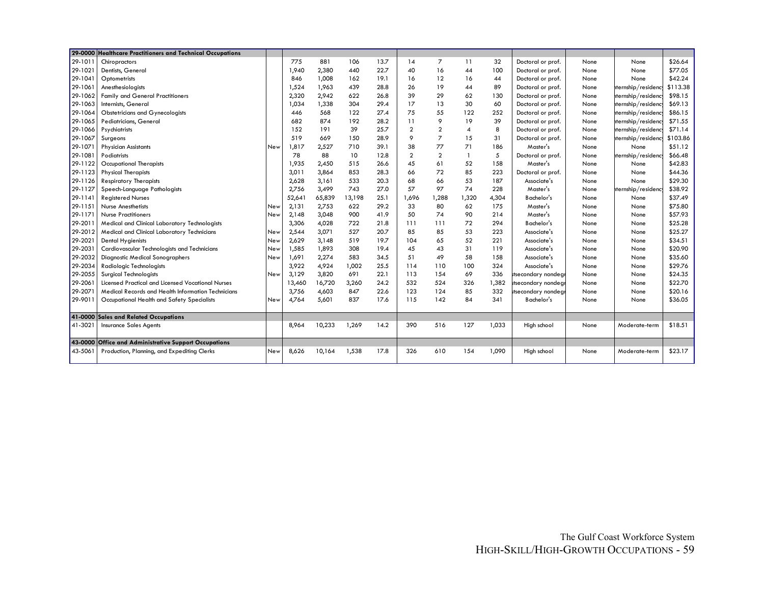| | | | | | | | | | | | | | | |
|---|---|---|---|---|---|---|---|---|---|---|---|---|---|---|
| **29-0000** | **Healthcare Practitioners and Technical Occupations** | | | | | | | | | | | | | |
| 29-1011 | Chiropractors | | 775 | 881 | 106 | 13.7 | 14 | 7 | 11 | 32 | Doctoral or prof. | None | None | $26.64 |
| 29-1021 | Dentists, General | | 1,940 | 2,380 | 440 | 22.7 | 40 | 16 | 44 | 100 | Doctoral or prof. | None | None | $77.05 |
| 29-1041 | Optometrists | | 846 | 1,008 | 162 | 19.1 | 16 | 12 | 16 | 44 | Doctoral or prof. | None | None | $42.24 |
| 29-1061 | Anesthesiologists | | 1,524 | 1,963 | 439 | 28.8 | 26 | 19 | 44 | 89 | Doctoral or prof. | None | nternship/residenc | $113.38 |
| 29-1062 | Family and General Practitioners | | 2,320 | 2,942 | 622 | 26.8 | 39 | 29 | 62 | 130 | Doctoral or prof. | None | nternship/residenc | $98.15 |
| 29-1063 | Internists, General | | 1,034 | 1,338 | 304 | 29.4 | 17 | 13 | 30 | 60 | Doctoral or prof. | None | nternship/residenc | $69.13 |
| 29-1064 | Obstetricians and Gynecologists | | 446 | 568 | 122 | 27.4 | 75 | 55 | 122 | 252 | Doctoral or prof. | None | nternship/residenc | $86.15 |
| 29-1065 | Pediatricians, General | | 682 | 874 | 192 | 28.2 | 11 | 9 | 19 | 39 | Doctoral or prof. | None | nternship/residenc | $71.55 |
| 29-1066 | Psychiatrists | | 152 | 191 | 39 | 25.7 | 2 | 2 | 4 | 8 | Doctoral or prof. | None | nternship/residenc | $71.14 |
| 29-1067 | Surgeons | | 519 | 669 | 150 | 28.9 | 9 | 7 | 15 | 31 | Doctoral or prof. | None | nternship/residenc | $103.86 |
| 29-1071 | Physician Assistants | New | 1,817 | 2,527 | 710 | 39.1 | 38 | 77 | 71 | 186 | Master's | None | None | $51.12 |
| 29-1081 | Podiatrists | | 78 | 88 | 10 | 12.8 | 2 | 2 | 1 | 5 | Doctoral or prof. | None | nternship/residenc | $66.48 |
| 29-1122 | Occupational Therapists | | 1,935 | 2,450 | 515 | 26.6 | 45 | 61 | 52 | 158 | Master's | None | None | $42.83 |
| 29-1123 | Physical Therapists | | 3,011 | 3,864 | 853 | 28.3 | 66 | 72 | 85 | 223 | Doctoral or prof. | None | None | $44.36 |
| 29-1126 | Respiratory Therapists | | 2,628 | 3,161 | 533 | 20.3 | 68 | 66 | 53 | 187 | Associate's | None | None | $29.30 |
| 29-1127 | Speech-Language Pathologists | | 2,756 | 3,499 | 743 | 27.0 | 57 | 97 | 74 | 228 | Master's | None | nternship/residenc | $38.92 |
| 29-1141 | Registered Nurses | | 52,641 | 65,839 | 13,198 | 25.1 | 1,696 | 1,288 | 1,320 | 4,304 | Bachelor's | None | None | $37.49 |
| 29-1151 | Nurse Anesthetists | New | 2,131 | 2,753 | 622 | 29.2 | 33 | 80 | 62 | 175 | Master's | None | None | $75.80 |
| 29-1171 | Nurse Practitioners | New | 2,148 | 3,048 | 900 | 41.9 | 50 | 74 | 90 | 214 | Master's | None | None | $57.93 |
| 29-2011 | Medical and Clinical Laboratory Technologists | | 3,306 | 4,028 | 722 | 21.8 | 111 | 111 | 72 | 294 | Bachelor's | None | None | $25.28 |
| 29-2012 | Medical and Clinical Laboratory Technicians | New | 2,544 | 3,071 | 527 | 20.7 | 85 | 85 | 53 | 223 | Associate's | None | None | $25.27 |
| 29-2021 | Dental Hygienists | New | 2,629 | 3,148 | 519 | 19.7 | 104 | 65 | 52 | 221 | Associate's | None | None | $34.51 |
| 29-2031 | Cardiovascular Technologists and Technicians | New | 1,585 | 1,893 | 308 | 19.4 | 45 | 43 | 31 | 119 | Associate's | None | None | $20.90 |
| 29-2032 | Diagnostic Medical Sonographers | New | 1,691 | 2,274 | 583 | 34.5 | 51 | 49 | 58 | 158 | Associate's | None | None | $35.60 |
| 29-2034 | Radiologic Technologists | | 3,922 | 4,924 | 1,002 | 25.5 | 114 | 110 | 100 | 324 | Associate's | None | None | $29.76 |
| 29-2055 | Surgical Technologists | New | 3,129 | 3,820 | 691 | 22.1 | 113 | 154 | 69 | 336 | tsecondary nondegr | None | None | $24.35 |
| 29-2061 | Licensed Practical and Licensed Vocational Nurses | | 13,460 | 16,720 | 3,260 | 24.2 | 532 | 524 | 326 | 1,382 | tsecondary nondegr | None | None | $22.70 |
| 29-2071 | Medical Records and Health Information Technicians | | 3,756 | 4,603 | 847 | 22.6 | 123 | 124 | 85 | 332 | tsecondary nondegr | None | None | $20.16 |
| 29-9011 | Occupational Health and Safety Specialists | New | 4,764 | 5,601 | 837 | 17.6 | 115 | 142 | 84 | 341 | Bachelor's | None | None | $36.05 |
| **41-0000** | **Sales and Related Occupations** | | | | | | | | | | | | | |
| 41-3021 | Insurance Sales Agents | | 8,964 | 10,233 | 1,269 | 14.2 | 390 | 516 | 127 | 1,033 | High school | None | Moderate-term | $18.51 |
| **43-0000** | **Office and Administrative Support Occupations** | | | | | | | | | | | | | |
| 43-5061 | Production, Planning, and Expediting Clerks | New | 8,626 | 10,164 | 1,538 | 17.8 | 326 | 610 | 154 | 1,090 | High school | None | Moderate-term | $23.17 |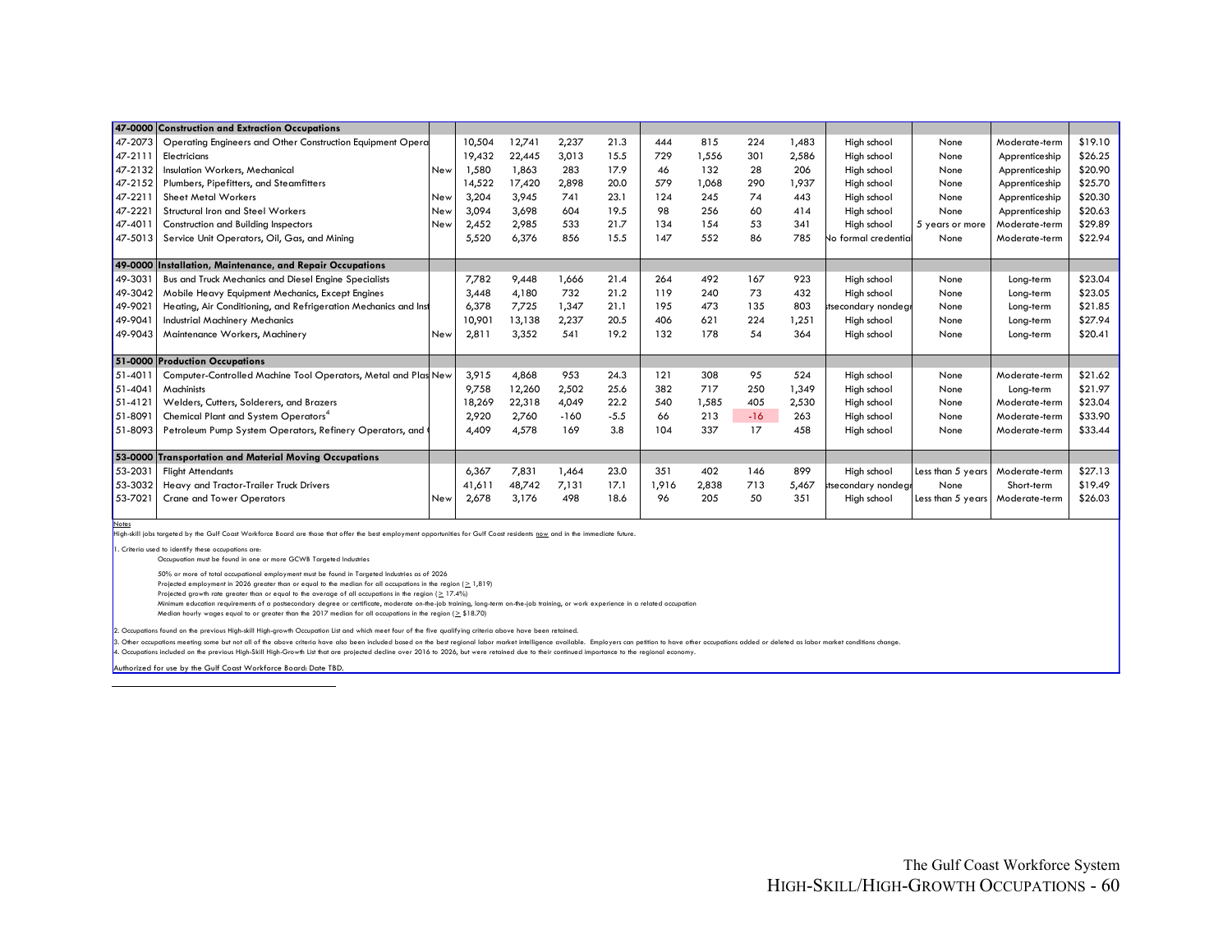| | | | | | | | | | | | | | | | |
|---|---|---|---|---|---|---|---|---|---|---|---|---|---|---|---|
| **47-0000** | **Construction and Extraction Occupations** | | | | | | | | | | | | | | |
| 47-2073 | Operating Engineers and Other Construction Equipment Opera | | 10,504 | 12,741 | 2,237 | 21.3 | 444 | 815 | 224 | 1,483 | High school | None | Moderate-term | $19.10 |
| 47-2111 | Electricians | | 19,432 | 22,445 | 3,013 | 15.5 | 729 | 1,556 | 301 | 2,586 | High school | None | Apprenticeship | $26.25 |
| 47-2132 | Insulation Workers, Mechanical | New | 1,580 | 1,863 | 283 | 17.9 | 46 | 132 | 28 | 206 | High school | None | Apprenticeship | $20.90 |
| 47-2152 | Plumbers, Pipefitters, and Steamfitters | | 14,522 | 17,420 | 2,898 | 20.0 | 579 | 1,068 | 290 | 1,937 | High school | None | Apprenticeship | $25.70 |
| 47-2211 | Sheet Metal Workers | New | 3,204 | 3,945 | 741 | 23.1 | 124 | 245 | 74 | 443 | High school | None | Apprenticeship | $20.30 |
| 47-2221 | Structural Iron and Steel Workers | New | 3,094 | 3,698 | 604 | 19.5 | 98 | 256 | 60 | 414 | High school | None | Apprenticeship | $20.63 |
| 47-4011 | Construction and Building Inspectors | New | 2,452 | 2,985 | 533 | 21.7 | 134 | 154 | 53 | 341 | High school | 5 years or more | Moderate-term | $29.89 |
| 47-5013 | Service Unit Operators, Oil, Gas, and Mining | | 5,520 | 6,376 | 856 | 15.5 | 147 | 552 | 86 | 785 | No formal credentia | None | Moderate-term | $22.94 |
| **49-0000** | **Installation, Maintenance, and Repair Occupations** | | | | | | | | | | | | | | |
| 49-3031 | Bus and Truck Mechanics and Diesel Engine Specialists | | 7,782 | 9,448 | 1,666 | 21.4 | 264 | 492 | 167 | 923 | High school | None | Long-term | $23.04 |
| 49-3042 | Mobile Heavy Equipment Mechanics, Except Engines | | 3,448 | 4,180 | 732 | 21.2 | 119 | 240 | 73 | 432 | High school | None | Long-term | $23.05 |
| 49-9021 | Heating, Air Conditioning, and Refrigeration Mechanics and Inst | | 6,378 | 7,725 | 1,347 | 21.1 | 195 | 473 | 135 | 803 | stsecondary nondegr | None | Long-term | $21.85 |
| 49-9041 | Industrial Machinery Mechanics | | 10,901 | 13,138 | 2,237 | 20.5 | 406 | 621 | 224 | 1,251 | High school | None | Long-term | $27.94 |
| 49-9043 | Maintenance Workers, Machinery | New | 2,811 | 3,352 | 541 | 19.2 | 132 | 178 | 54 | 364 | High school | None | Long-term | $20.41 |
| **51-0000** | **Production Occupations** | | | | | | | | | | | | | | |
| 51-4011 | Computer-Controlled Machine Tool Operators, Metal and Plas | New | 3,915 | 4,868 | 953 | 24.3 | 121 | 308 | 95 | 524 | High school | None | Moderate-term | $21.62 |
| 51-4041 | Machinists | | 9,758 | 12,260 | 2,502 | 25.6 | 382 | 717 | 250 | 1,349 | High school | None | Long-term | $21.97 |
| 51-4121 | Welders, Cutters, Solderers, and Brazers | | 18,269 | 22,318 | 4,049 | 22.2 | 540 | 1,585 | 405 | 2,530 | High school | None | Moderate-term | $23.04 |
| 51-8091 | Chemical Plant and System Operators[4] | | 2,920 | 2,760 | -160 | -5.5 | 66 | 213 | -16 | 263 | High school | None | Moderate-term | $33.90 |
| 51-8093 | Petroleum Pump System Operators, Refinery Operators, and | | 4,409 | 4,578 | 169 | 3.8 | 104 | 337 | 17 | 458 | High school | None | Moderate-term | $33.44 |
| **53-0000** | **Transportation and Material Moving Occupations** | | | | | | | | | | | | | | |
| 53-2031 | Flight Attendants | | 6,367 | 7,831 | 1,464 | 23.0 | 351 | 402 | 146 | 899 | High school | Less than 5 years | Moderate-term | $27.13 |
| 53-3032 | Heavy and Tractor-Trailer Truck Drivers | | 41,611 | 48,742 | 7,131 | 17.1 | 1,916 | 2,838 | 713 | 5,467 | stsecondary nondegr | None | Short-term | $19.49 |
| 53-7021 | Crane and Tower Operators | New | 2,678 | 3,176 | 498 | 18.6 | 96 | 205 | 50 | 351 | High school | Less than 5 years | Moderate-term | $26.03 |

Notes

High-skill jobs targeted by the Gulf Coast Workforce Board are those that offer the best employment opportunities for Gulf Coast residents now and in the immediate future.

1. Criteria used to identify these occupations are:
   - Occupation must be found in one or more GCWB Targeted Industries
   - 50% or more of total occupational employment must be found in Targeted Industries as of 2026
   - Projected employment in 2026 greater than or equal to the median for all occupations in the region (≥ 1,819)
   - Projected growth rate greater than or equal to the average of all occupations in the region (≥ 17.4%)
   - Minimum education requirements of a postsecondary degree or certificate, moderate on-the-job training, long-term on-the-job training, or work experience in a related occupation
   - Median hourly wages equal to or greater than the 2017 median for all occupations in the region (≥ $18.70)

2. Occupations found on the previous High-skill High-growth Occupation List and which meet four of the five qualifying criteria above have been retained.

3. Other occupations meeting some but not all of the above criteria have also been included based on the best regional labor market intelligence available. Employers can petition to have other occupations added or deleted as labor market conditions change.

4. Occupations included on the previous High-Skill High-Growth List that are projected decline over 2016 to 2026, but were retained due to their continued importance to the regional economy.

Authorized for use by the Gulf Coast Workforce Board: Date TBD.

The Gulf Coast Workforce System
HIGH-SKILL/HIGH-GROWTH OCCUPATIONS - 60